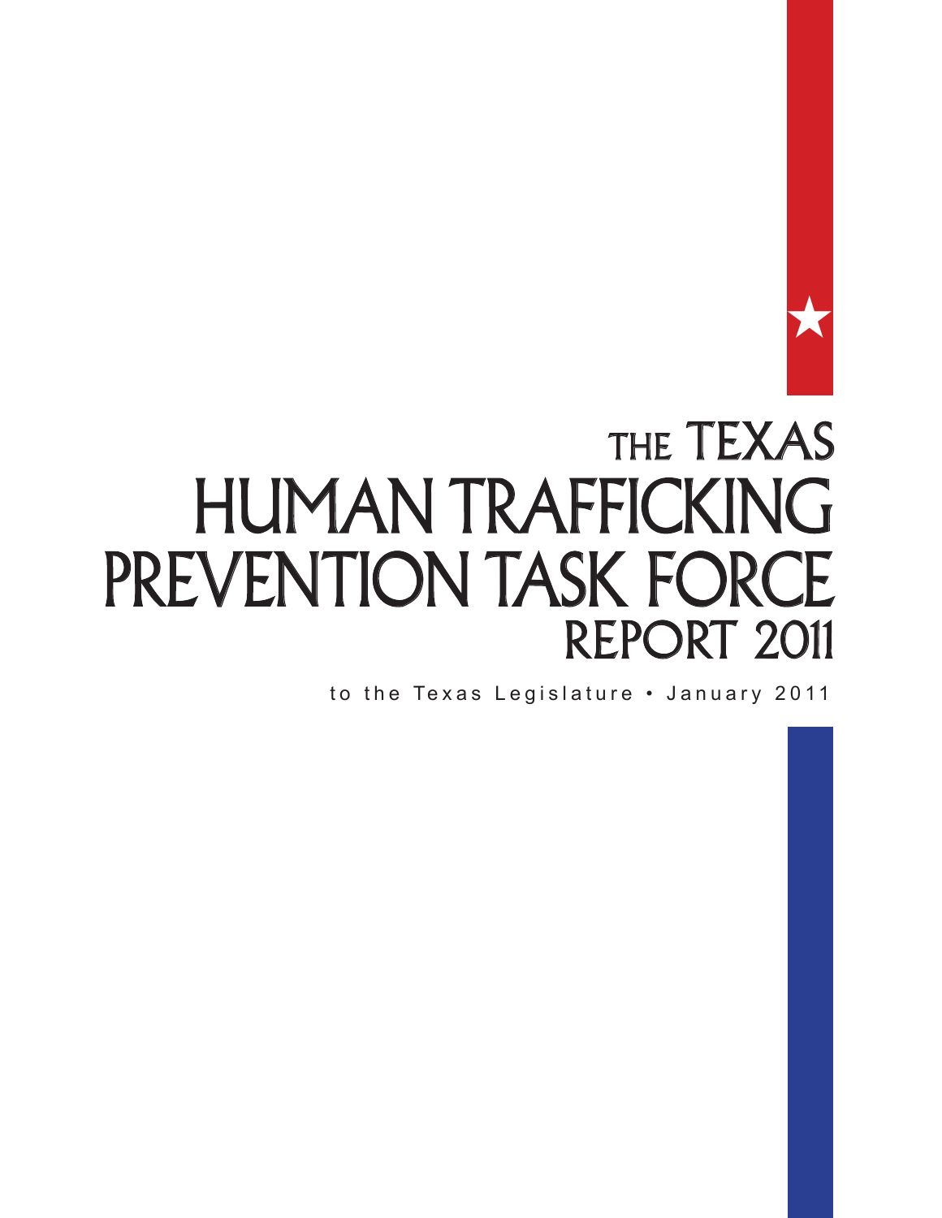# THE TEXAS HUMAN TRAFFICKING PREVENTION TASK FORCE REPORT 2011

to the Texas Legislature • January 2011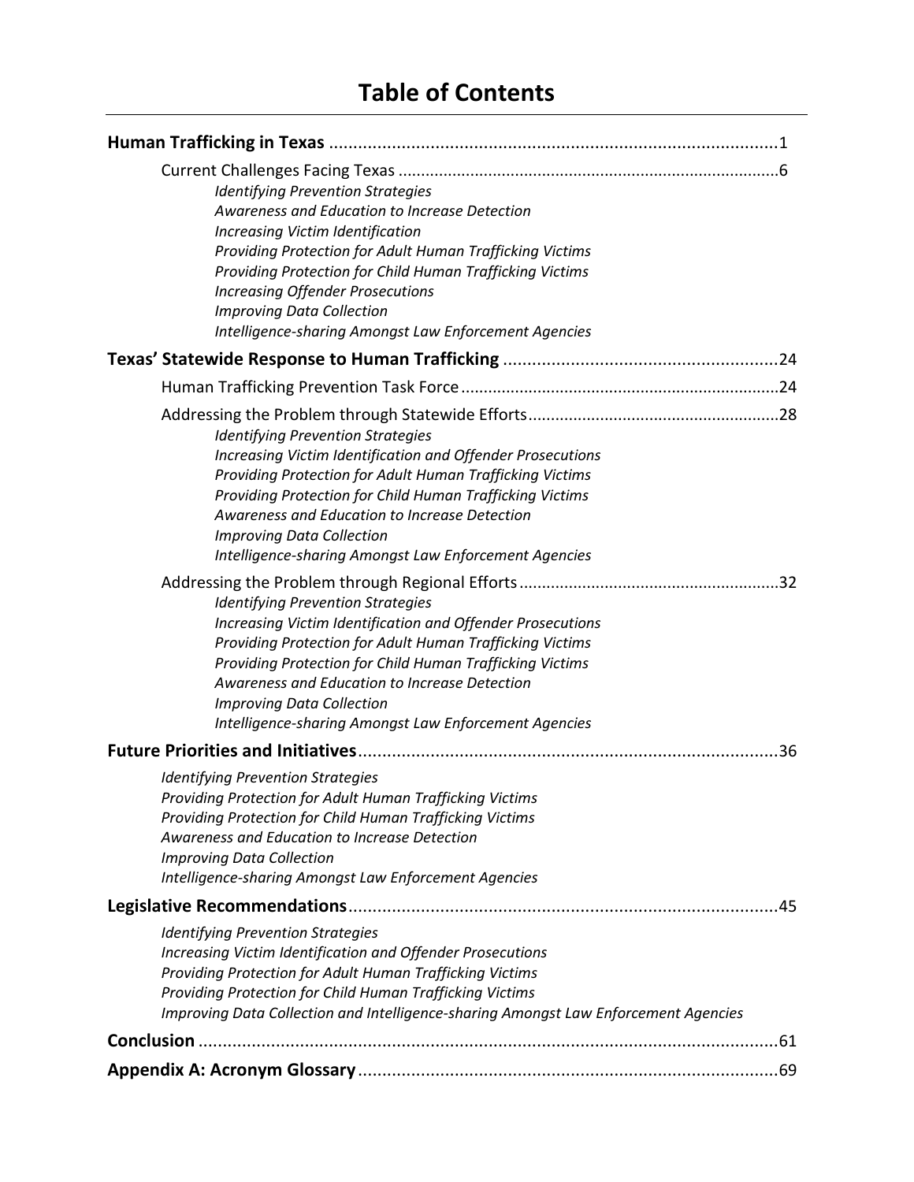# Table of Contents

**Human Trafficking in Texas** .......... 1

- Current Challenges Facing Texas .......... 6
  - *Identifying Prevention Strategies*
  - *Awareness and Education to Increase Detection*
  - *Increasing Victim Identification*
  - *Providing Protection for Adult Human Trafficking Victims*
  - *Providing Protection for Child Human Trafficking Victims*
  - *Increasing Offender Prosecutions*
  - *Improving Data Collection*
  - *Intelligence-sharing Amongst Law Enforcement Agencies*

**Texas' Statewide Response to Human Trafficking** .......... 24

- Human Trafficking Prevention Task Force .......... 24
- Addressing the Problem through Statewide Efforts .......... 28
  - *Identifying Prevention Strategies*
  - *Increasing Victim Identification and Offender Prosecutions*
  - *Providing Protection for Adult Human Trafficking Victims*
  - *Providing Protection for Child Human Trafficking Victims*
  - *Awareness and Education to Increase Detection*
  - *Improving Data Collection*
  - *Intelligence-sharing Amongst Law Enforcement Agencies*
- Addressing the Problem through Regional Efforts .......... 32
  - *Identifying Prevention Strategies*
  - *Increasing Victim Identification and Offender Prosecutions*
  - *Providing Protection for Adult Human Trafficking Victims*
  - *Providing Protection for Child Human Trafficking Victims*
  - *Awareness and Education to Increase Detection*
  - *Improving Data Collection*
  - *Intelligence-sharing Amongst Law Enforcement Agencies*

**Future Priorities and Initiatives** .......... 36

- *Identifying Prevention Strategies*
- *Providing Protection for Adult Human Trafficking Victims*
- *Providing Protection for Child Human Trafficking Victims*
- *Awareness and Education to Increase Detection*
- *Improving Data Collection*
- *Intelligence-sharing Amongst Law Enforcement Agencies*

**Legislative Recommendations** .......... 45

- *Identifying Prevention Strategies*
- *Increasing Victim Identification and Offender Prosecutions*
- *Providing Protection for Adult Human Trafficking Victims*
- *Providing Protection for Child Human Trafficking Victims*
- *Improving Data Collection and Intelligence-sharing Amongst Law Enforcement Agencies*

**Conclusion** .......... 61

**Appendix A: Acronym Glossary** .......... 69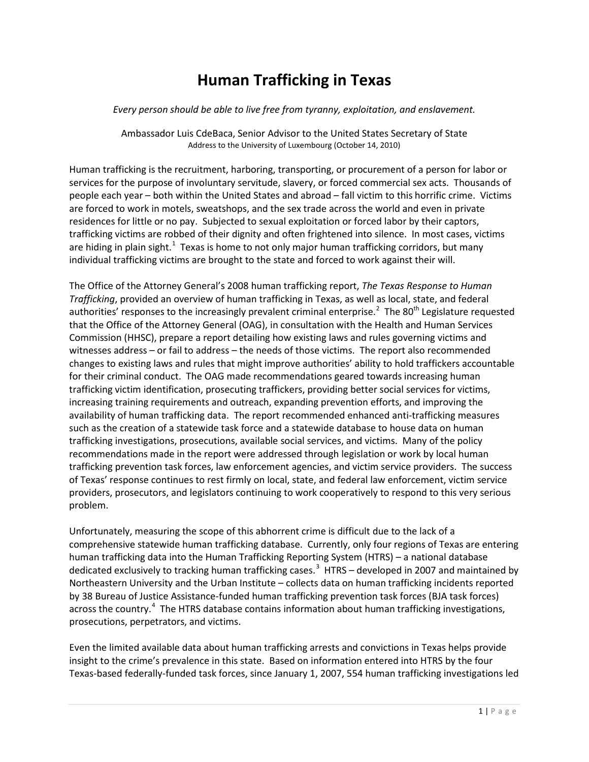# Human Trafficking in Texas

*Every person should be able to live free from tyranny, exploitation, and enslavement.*

Ambassador Luis CdeBaca, Senior Advisor to the United States Secretary of State
Address to the University of Luxembourg (October 14, 2010)

Human trafficking is the recruitment, harboring, transporting, or procurement of a person for labor or services for the purpose of involuntary servitude, slavery, or forced commercial sex acts. Thousands of people each year – both within the United States and abroad – fall victim to this horrific crime. Victims are forced to work in motels, sweatshops, and the sex trade across the world and even in private residences for little or no pay. Subjected to sexual exploitation or forced labor by their captors, trafficking victims are robbed of their dignity and often frightened into silence. In most cases, victims are hiding in plain sight.[1] Texas is home to not only major human trafficking corridors, but many individual trafficking victims are brought to the state and forced to work against their will.

The Office of the Attorney General's 2008 human trafficking report, *The Texas Response to Human Trafficking*, provided an overview of human trafficking in Texas, as well as local, state, and federal authorities' responses to the increasingly prevalent criminal enterprise.[2] The 80th Legislature requested that the Office of the Attorney General (OAG), in consultation with the Health and Human Services Commission (HHSC), prepare a report detailing how existing laws and rules governing victims and witnesses address – or fail to address – the needs of those victims. The report also recommended changes to existing laws and rules that might improve authorities' ability to hold traffickers accountable for their criminal conduct. The OAG made recommendations geared towards increasing human trafficking victim identification, prosecuting traffickers, providing better social services for victims, increasing training requirements and outreach, expanding prevention efforts, and improving the availability of human trafficking data. The report recommended enhanced anti-trafficking measures such as the creation of a statewide task force and a statewide database to house data on human trafficking investigations, prosecutions, available social services, and victims. Many of the policy recommendations made in the report were addressed through legislation or work by local human trafficking prevention task forces, law enforcement agencies, and victim service providers. The success of Texas' response continues to rest firmly on local, state, and federal law enforcement, victim service providers, prosecutors, and legislators continuing to work cooperatively to respond to this very serious problem.

Unfortunately, measuring the scope of this abhorrent crime is difficult due to the lack of a comprehensive statewide human trafficking database. Currently, only four regions of Texas are entering human trafficking data into the Human Trafficking Reporting System (HTRS) – a national database dedicated exclusively to tracking human trafficking cases.[3] HTRS – developed in 2007 and maintained by Northeastern University and the Urban Institute – collects data on human trafficking incidents reported by 38 Bureau of Justice Assistance-funded human trafficking prevention task forces (BJA task forces) across the country.[4] The HTRS database contains information about human trafficking investigations, prosecutions, perpetrators, and victims.

Even the limited available data about human trafficking arrests and convictions in Texas helps provide insight to the crime's prevalence in this state. Based on information entered into HTRS by the four Texas-based federally-funded task forces, since January 1, 2007, 554 human trafficking investigations led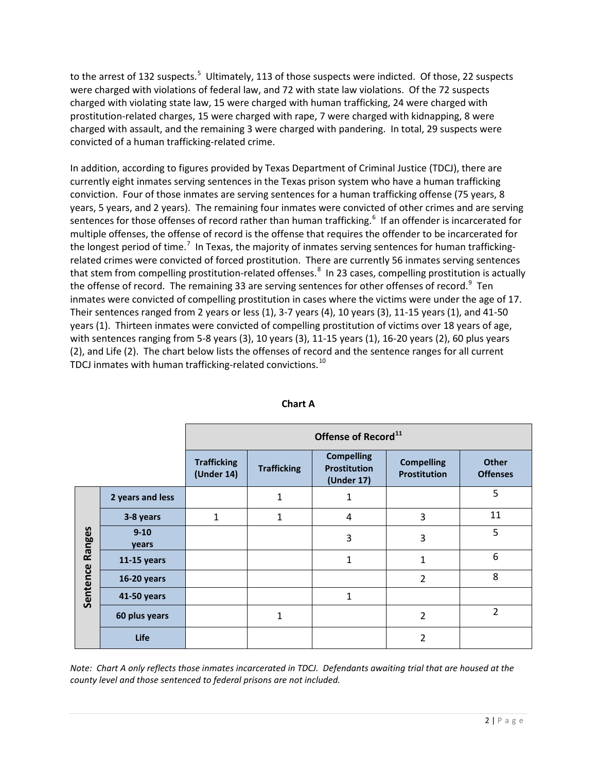to the arrest of 132 suspects.[5] Ultimately, 113 of those suspects were indicted. Of those, 22 suspects were charged with violations of federal law, and 72 with state law violations. Of the 72 suspects charged with violating state law, 15 were charged with human trafficking, 24 were charged with prostitution-related charges, 15 were charged with rape, 7 were charged with kidnapping, 8 were charged with assault, and the remaining 3 were charged with pandering. In total, 29 suspects were convicted of a human trafficking-related crime.

In addition, according to figures provided by Texas Department of Criminal Justice (TDCJ), there are currently eight inmates serving sentences in the Texas prison system who have a human trafficking conviction. Four of those inmates are serving sentences for a human trafficking offense (75 years, 8 years, 5 years, and 2 years). The remaining four inmates were convicted of other crimes and are serving sentences for those offenses of record rather than human trafficking.[6] If an offender is incarcerated for multiple offenses, the offense of record is the offense that requires the offender to be incarcerated for the longest period of time.[7] In Texas, the majority of inmates serving sentences for human trafficking-related crimes were convicted of forced prostitution. There are currently 56 inmates serving sentences that stem from compelling prostitution-related offenses.[8] In 23 cases, compelling prostitution is actually the offense of record. The remaining 33 are serving sentences for other offenses of record.[9] Ten inmates were convicted of compelling prostitution in cases where the victims were under the age of 17. Their sentences ranged from 2 years or less (1), 3-7 years (4), 10 years (3), 11-15 years (1), and 41-50 years (1). Thirteen inmates were convicted of compelling prostitution of victims over 18 years of age, with sentences ranging from 5-8 years (3), 10 years (3), 11-15 years (1), 16-20 years (2), 60 plus years (2), and Life (2). The chart below lists the offenses of record and the sentence ranges for all current TDCJ inmates with human trafficking-related convictions.[10]

**Chart A**

| | | Offense of Record[11] | | | | |
|---|---|---|---|---|---|---|
| | | **Trafficking (Under 14)** | **Trafficking** | **Compelling Prostitution (Under 17)** | **Compelling Prostitution** | **Other Offenses** |
| **Sentence Ranges** | **2 years and less** | | 1 | 1 | | 5 |
| | **3-8 years** | 1 | 1 | 4 | 3 | 11 |
| | **9-10 years** | | | 3 | 3 | 5 |
| | **11-15 years** | | | 1 | 1 | 6 |
| | **16-20 years** | | | | 2 | 8 |
| | **41-50 years** | | | 1 | | |
| | **60 plus years** | | 1 | | 2 | 2 |
| | **Life** | | | | 2 | |

*Note: Chart A only reflects those inmates incarcerated in TDCJ. Defendants awaiting trial that are housed at the county level and those sentenced to federal prisons are not included.*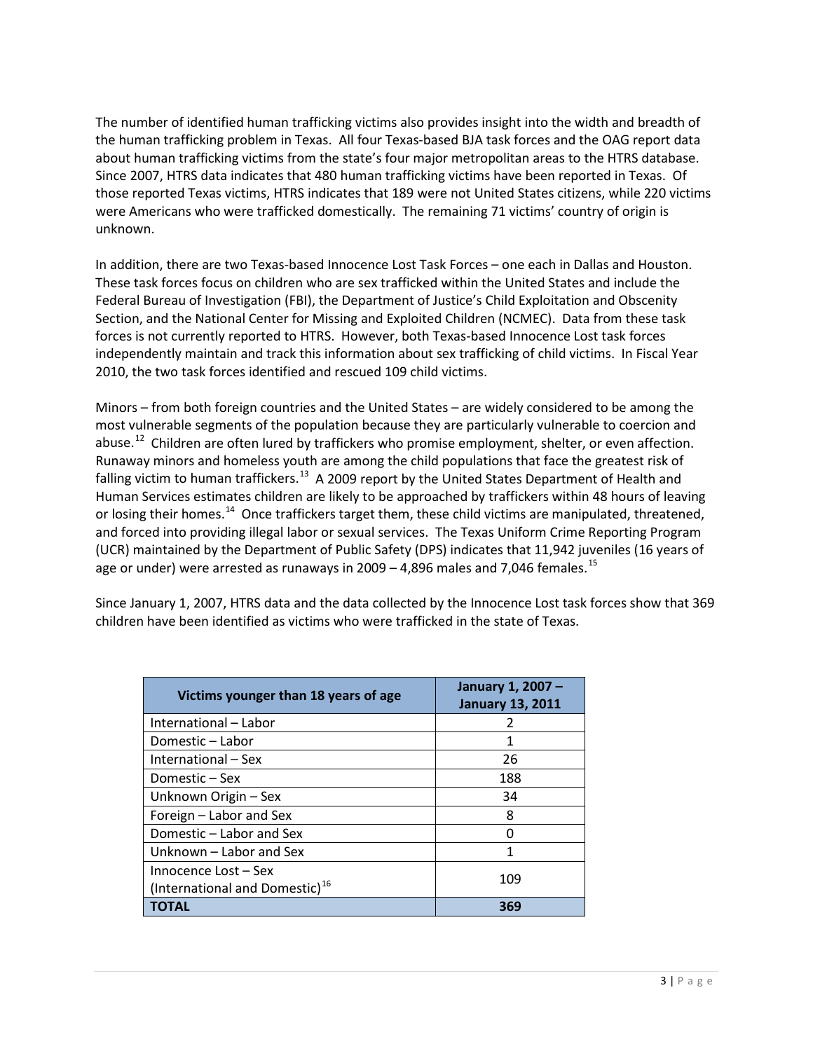The number of identified human trafficking victims also provides insight into the width and breadth of the human trafficking problem in Texas. All four Texas-based BJA task forces and the OAG report data about human trafficking victims from the state's four major metropolitan areas to the HTRS database. Since 2007, HTRS data indicates that 480 human trafficking victims have been reported in Texas. Of those reported Texas victims, HTRS indicates that 189 were not United States citizens, while 220 victims were Americans who were trafficked domestically. The remaining 71 victims' country of origin is unknown.

In addition, there are two Texas-based Innocence Lost Task Forces – one each in Dallas and Houston. These task forces focus on children who are sex trafficked within the United States and include the Federal Bureau of Investigation (FBI), the Department of Justice's Child Exploitation and Obscenity Section, and the National Center for Missing and Exploited Children (NCMEC). Data from these task forces is not currently reported to HTRS. However, both Texas-based Innocence Lost task forces independently maintain and track this information about sex trafficking of child victims. In Fiscal Year 2010, the two task forces identified and rescued 109 child victims.

Minors – from both foreign countries and the United States – are widely considered to be among the most vulnerable segments of the population because they are particularly vulnerable to coercion and abuse.[12] Children are often lured by traffickers who promise employment, shelter, or even affection. Runaway minors and homeless youth are among the child populations that face the greatest risk of falling victim to human traffickers.[13] A 2009 report by the United States Department of Health and Human Services estimates children are likely to be approached by traffickers within 48 hours of leaving or losing their homes.[14] Once traffickers target them, these child victims are manipulated, threatened, and forced into providing illegal labor or sexual services. The Texas Uniform Crime Reporting Program (UCR) maintained by the Department of Public Safety (DPS) indicates that 11,942 juveniles (16 years of age or under) were arrested as runaways in 2009 – 4,896 males and 7,046 females.[15]

Since January 1, 2007, HTRS data and the data collected by the Innocence Lost task forces show that 369 children have been identified as victims who were trafficked in the state of Texas.

| Victims younger than 18 years of age | January 1, 2007 – January 13, 2011 |
|---|---|
| International – Labor | 2 |
| Domestic – Labor | 1 |
| International – Sex | 26 |
| Domestic – Sex | 188 |
| Unknown Origin – Sex | 34 |
| Foreign – Labor and Sex | 8 |
| Domestic – Labor and Sex | 0 |
| Unknown – Labor and Sex | 1 |
| Innocence Lost – Sex (International and Domestic)[16] | 109 |
| **TOTAL** | **369** |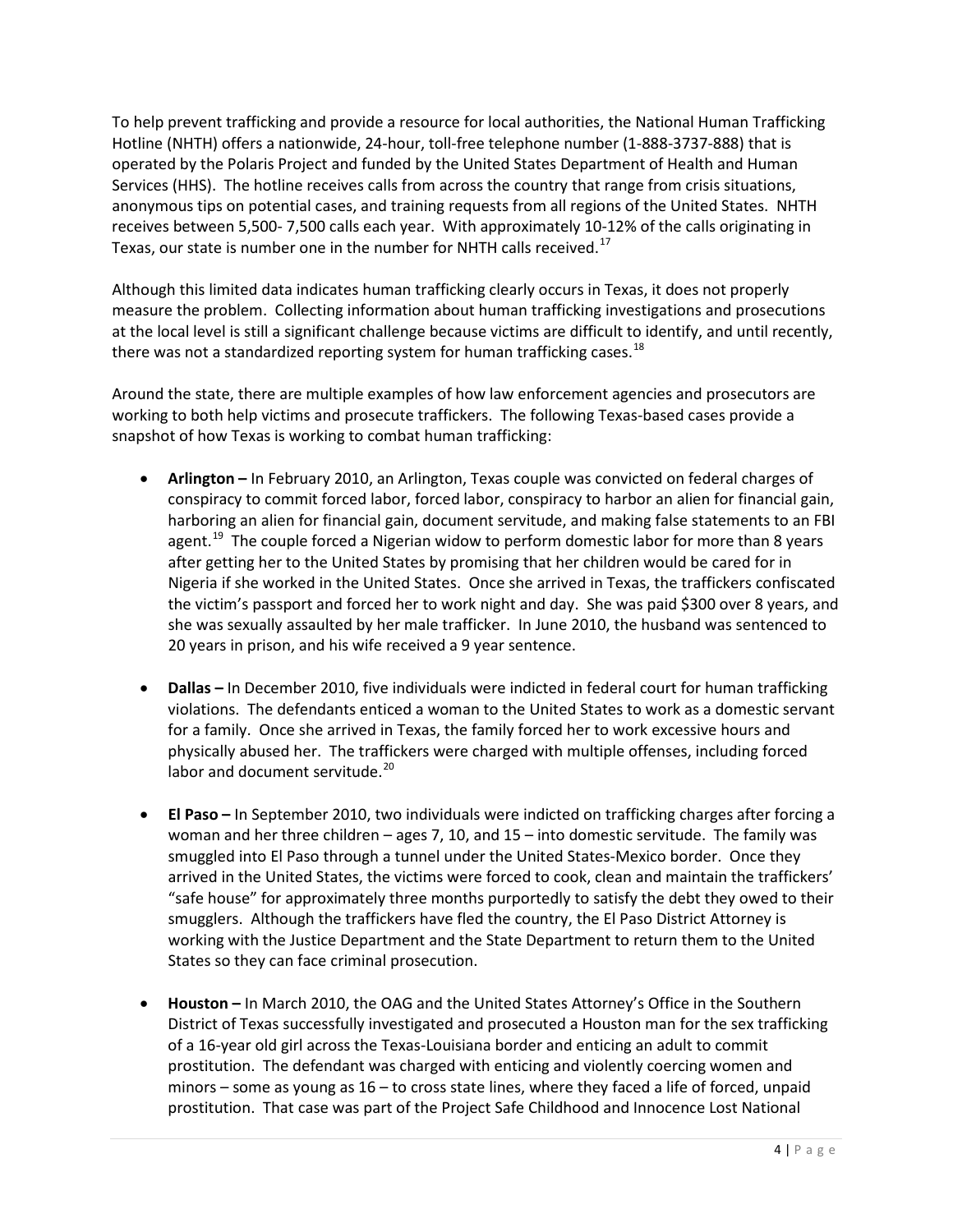To help prevent trafficking and provide a resource for local authorities, the National Human Trafficking Hotline (NHTH) offers a nationwide, 24-hour, toll-free telephone number (1-888-3737-888) that is operated by the Polaris Project and funded by the United States Department of Health and Human Services (HHS). The hotline receives calls from across the country that range from crisis situations, anonymous tips on potential cases, and training requests from all regions of the United States. NHTH receives between 5,500- 7,500 calls each year. With approximately 10-12% of the calls originating in Texas, our state is number one in the number for NHTH calls received.[17]

Although this limited data indicates human trafficking clearly occurs in Texas, it does not properly measure the problem. Collecting information about human trafficking investigations and prosecutions at the local level is still a significant challenge because victims are difficult to identify, and until recently, there was not a standardized reporting system for human trafficking cases.[18]

Around the state, there are multiple examples of how law enforcement agencies and prosecutors are working to both help victims and prosecute traffickers. The following Texas-based cases provide a snapshot of how Texas is working to combat human trafficking:

- **Arlington –** In February 2010, an Arlington, Texas couple was convicted on federal charges of conspiracy to commit forced labor, forced labor, conspiracy to harbor an alien for financial gain, harboring an alien for financial gain, document servitude, and making false statements to an FBI agent.[19] The couple forced a Nigerian widow to perform domestic labor for more than 8 years after getting her to the United States by promising that her children would be cared for in Nigeria if she worked in the United States. Once she arrived in Texas, the traffickers confiscated the victim's passport and forced her to work night and day. She was paid $300 over 8 years, and she was sexually assaulted by her male trafficker. In June 2010, the husband was sentenced to 20 years in prison, and his wife received a 9 year sentence.

- **Dallas –** In December 2010, five individuals were indicted in federal court for human trafficking violations. The defendants enticed a woman to the United States to work as a domestic servant for a family. Once she arrived in Texas, the family forced her to work excessive hours and physically abused her. The traffickers were charged with multiple offenses, including forced labor and document servitude.[20]

- **El Paso –** In September 2010, two individuals were indicted on trafficking charges after forcing a woman and her three children – ages 7, 10, and 15 – into domestic servitude. The family was smuggled into El Paso through a tunnel under the United States-Mexico border. Once they arrived in the United States, the victims were forced to cook, clean and maintain the traffickers' "safe house" for approximately three months purportedly to satisfy the debt they owed to their smugglers. Although the traffickers have fled the country, the El Paso District Attorney is working with the Justice Department and the State Department to return them to the United States so they can face criminal prosecution.

- **Houston –** In March 2010, the OAG and the United States Attorney's Office in the Southern District of Texas successfully investigated and prosecuted a Houston man for the sex trafficking of a 16-year old girl across the Texas-Louisiana border and enticing an adult to commit prostitution. The defendant was charged with enticing and violently coercing women and minors – some as young as 16 – to cross state lines, where they faced a life of forced, unpaid prostitution. That case was part of the Project Safe Childhood and Innocence Lost National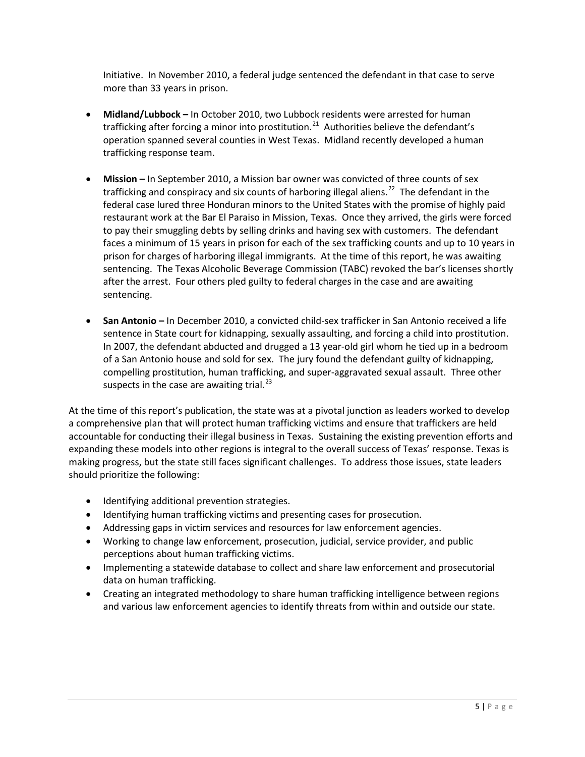Initiative. In November 2010, a federal judge sentenced the defendant in that case to serve more than 33 years in prison.

- **Midland/Lubbock –** In October 2010, two Lubbock residents were arrested for human trafficking after forcing a minor into prostitution.[21] Authorities believe the defendant's operation spanned several counties in West Texas. Midland recently developed a human trafficking response team.

- **Mission –** In September 2010, a Mission bar owner was convicted of three counts of sex trafficking and conspiracy and six counts of harboring illegal aliens.[22] The defendant in the federal case lured three Honduran minors to the United States with the promise of highly paid restaurant work at the Bar El Paraiso in Mission, Texas. Once they arrived, the girls were forced to pay their smuggling debts by selling drinks and having sex with customers. The defendant faces a minimum of 15 years in prison for each of the sex trafficking counts and up to 10 years in prison for charges of harboring illegal immigrants. At the time of this report, he was awaiting sentencing. The Texas Alcoholic Beverage Commission (TABC) revoked the bar's licenses shortly after the arrest. Four others pled guilty to federal charges in the case and are awaiting sentencing.

- **San Antonio –** In December 2010, a convicted child-sex trafficker in San Antonio received a life sentence in State court for kidnapping, sexually assaulting, and forcing a child into prostitution. In 2007, the defendant abducted and drugged a 13 year-old girl whom he tied up in a bedroom of a San Antonio house and sold for sex. The jury found the defendant guilty of kidnapping, compelling prostitution, human trafficking, and super-aggravated sexual assault. Three other suspects in the case are awaiting trial.[23]

At the time of this report's publication, the state was at a pivotal junction as leaders worked to develop a comprehensive plan that will protect human trafficking victims and ensure that traffickers are held accountable for conducting their illegal business in Texas. Sustaining the existing prevention efforts and expanding these models into other regions is integral to the overall success of Texas' response. Texas is making progress, but the state still faces significant challenges. To address those issues, state leaders should prioritize the following:

- Identifying additional prevention strategies.
- Identifying human trafficking victims and presenting cases for prosecution.
- Addressing gaps in victim services and resources for law enforcement agencies.
- Working to change law enforcement, prosecution, judicial, service provider, and public perceptions about human trafficking victims.
- Implementing a statewide database to collect and share law enforcement and prosecutorial data on human trafficking.
- Creating an integrated methodology to share human trafficking intelligence between regions and various law enforcement agencies to identify threats from within and outside our state.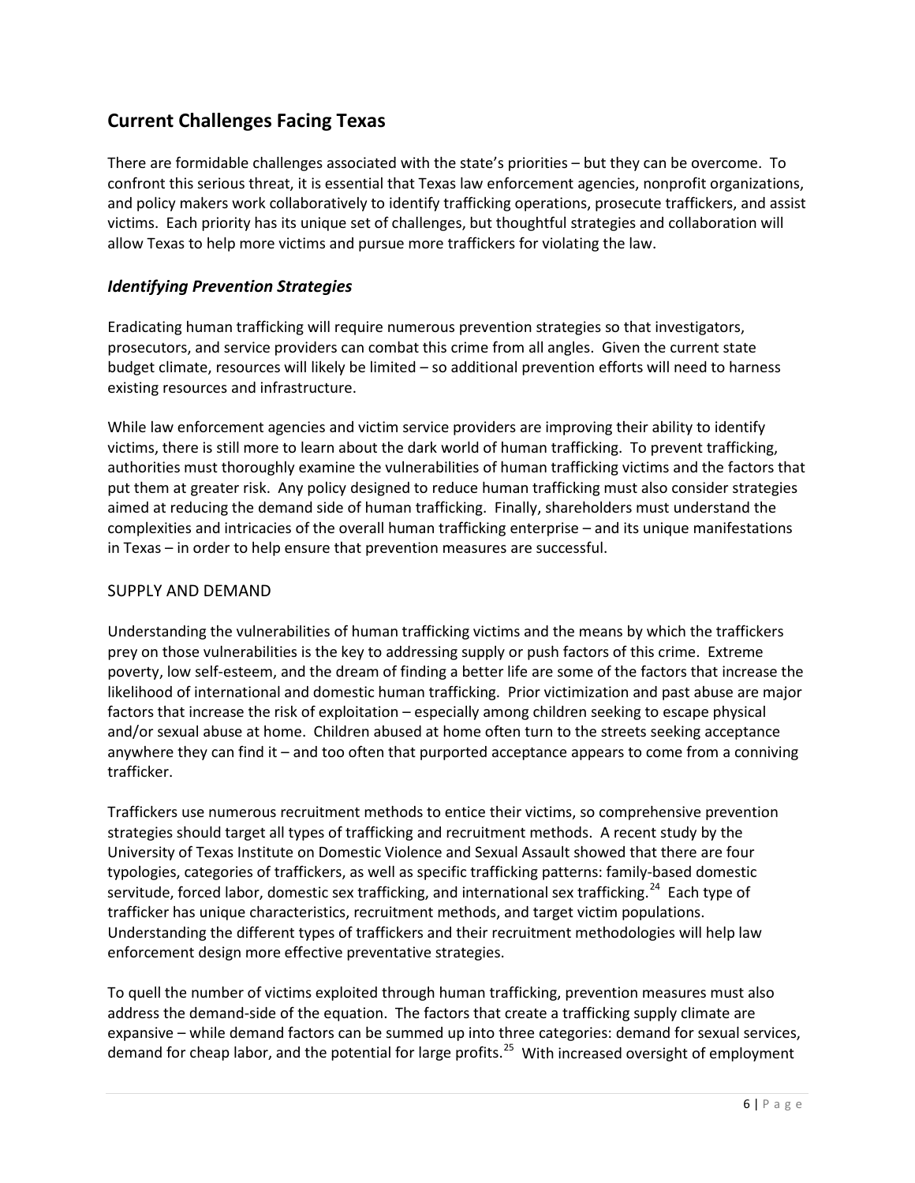## Current Challenges Facing Texas

There are formidable challenges associated with the state's priorities – but they can be overcome. To confront this serious threat, it is essential that Texas law enforcement agencies, nonprofit organizations, and policy makers work collaboratively to identify trafficking operations, prosecute traffickers, and assist victims. Each priority has its unique set of challenges, but thoughtful strategies and collaboration will allow Texas to help more victims and pursue more traffickers for violating the law.

### *Identifying Prevention Strategies*

Eradicating human trafficking will require numerous prevention strategies so that investigators, prosecutors, and service providers can combat this crime from all angles. Given the current state budget climate, resources will likely be limited – so additional prevention efforts will need to harness existing resources and infrastructure.

While law enforcement agencies and victim service providers are improving their ability to identify victims, there is still more to learn about the dark world of human trafficking. To prevent trafficking, authorities must thoroughly examine the vulnerabilities of human trafficking victims and the factors that put them at greater risk. Any policy designed to reduce human trafficking must also consider strategies aimed at reducing the demand side of human trafficking. Finally, shareholders must understand the complexities and intricacies of the overall human trafficking enterprise – and its unique manifestations in Texas – in order to help ensure that prevention measures are successful.

#### SUPPLY AND DEMAND

Understanding the vulnerabilities of human trafficking victims and the means by which the traffickers prey on those vulnerabilities is the key to addressing supply or push factors of this crime. Extreme poverty, low self-esteem, and the dream of finding a better life are some of the factors that increase the likelihood of international and domestic human trafficking. Prior victimization and past abuse are major factors that increase the risk of exploitation – especially among children seeking to escape physical and/or sexual abuse at home. Children abused at home often turn to the streets seeking acceptance anywhere they can find it – and too often that purported acceptance appears to come from a conniving trafficker.

Traffickers use numerous recruitment methods to entice their victims, so comprehensive prevention strategies should target all types of trafficking and recruitment methods. A recent study by the University of Texas Institute on Domestic Violence and Sexual Assault showed that there are four typologies, categories of traffickers, as well as specific trafficking patterns: family-based domestic servitude, forced labor, domestic sex trafficking, and international sex trafficking.[24] Each type of trafficker has unique characteristics, recruitment methods, and target victim populations. Understanding the different types of traffickers and their recruitment methodologies will help law enforcement design more effective preventative strategies.

To quell the number of victims exploited through human trafficking, prevention measures must also address the demand-side of the equation. The factors that create a trafficking supply climate are expansive – while demand factors can be summed up into three categories: demand for sexual services, demand for cheap labor, and the potential for large profits.[25] With increased oversight of employment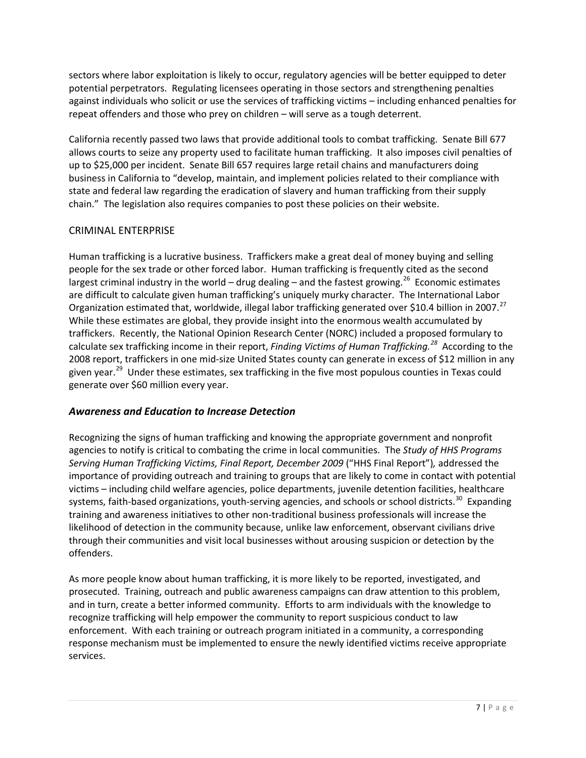sectors where labor exploitation is likely to occur, regulatory agencies will be better equipped to deter potential perpetrators. Regulating licensees operating in those sectors and strengthening penalties against individuals who solicit or use the services of trafficking victims – including enhanced penalties for repeat offenders and those who prey on children – will serve as a tough deterrent.

California recently passed two laws that provide additional tools to combat trafficking. Senate Bill 677 allows courts to seize any property used to facilitate human trafficking. It also imposes civil penalties of up to $25,000 per incident. Senate Bill 657 requires large retail chains and manufacturers doing business in California to "develop, maintain, and implement policies related to their compliance with state and federal law regarding the eradication of slavery and human trafficking from their supply chain." The legislation also requires companies to post these policies on their website.

### CRIMINAL ENTERPRISE

Human trafficking is a lucrative business. Traffickers make a great deal of money buying and selling people for the sex trade or other forced labor. Human trafficking is frequently cited as the second largest criminal industry in the world – drug dealing – and the fastest growing.[26] Economic estimates are difficult to calculate given human trafficking's uniquely murky character. The International Labor Organization estimated that, worldwide, illegal labor trafficking generated over $10.4 billion in 2007.[27] While these estimates are global, they provide insight into the enormous wealth accumulated by traffickers. Recently, the National Opinion Research Center (NORC) included a proposed formulary to calculate sex trafficking income in their report, *Finding Victims of Human Trafficking.*[28] According to the 2008 report, traffickers in one mid-size United States county can generate in excess of $12 million in any given year.[29] Under these estimates, sex trafficking in the five most populous counties in Texas could generate over $60 million every year.

## *Awareness and Education to Increase Detection*

Recognizing the signs of human trafficking and knowing the appropriate government and nonprofit agencies to notify is critical to combating the crime in local communities. The *Study of HHS Programs Serving Human Trafficking Victims, Final Report, December 2009* ("HHS Final Report"), addressed the importance of providing outreach and training to groups that are likely to come in contact with potential victims – including child welfare agencies, police departments, juvenile detention facilities, healthcare systems, faith-based organizations, youth-serving agencies, and schools or school districts.[30] Expanding training and awareness initiatives to other non-traditional business professionals will increase the likelihood of detection in the community because, unlike law enforcement, observant civilians drive through their communities and visit local businesses without arousing suspicion or detection by the offenders.

As more people know about human trafficking, it is more likely to be reported, investigated, and prosecuted. Training, outreach and public awareness campaigns can draw attention to this problem, and in turn, create a better informed community. Efforts to arm individuals with the knowledge to recognize trafficking will help empower the community to report suspicious conduct to law enforcement. With each training or outreach program initiated in a community, a corresponding response mechanism must be implemented to ensure the newly identified victims receive appropriate services.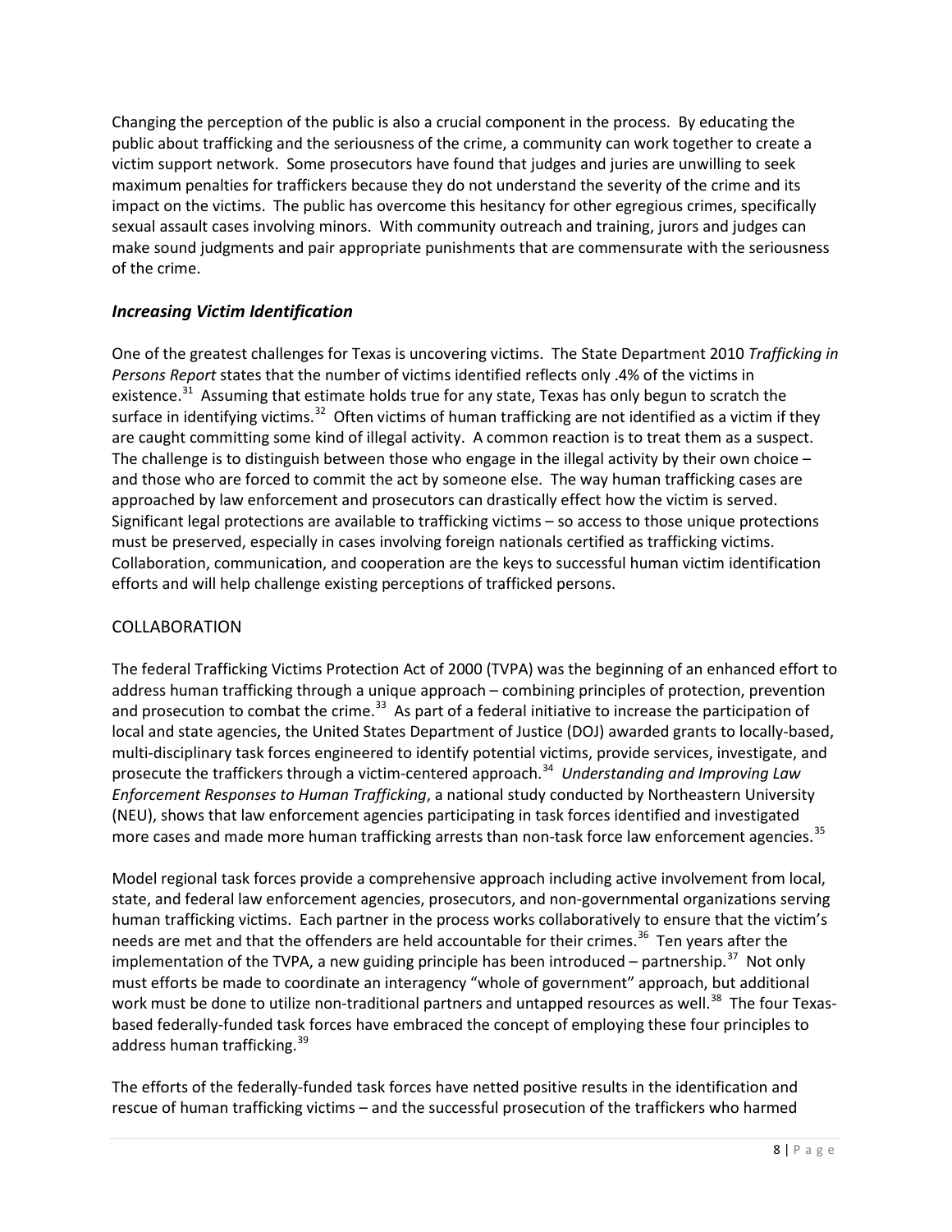Changing the perception of the public is also a crucial component in the process. By educating the public about trafficking and the seriousness of the crime, a community can work together to create a victim support network. Some prosecutors have found that judges and juries are unwilling to seek maximum penalties for traffickers because they do not understand the severity of the crime and its impact on the victims. The public has overcome this hesitancy for other egregious crimes, specifically sexual assault cases involving minors. With community outreach and training, jurors and judges can make sound judgments and pair appropriate punishments that are commensurate with the seriousness of the crime.

### *Increasing Victim Identification*

One of the greatest challenges for Texas is uncovering victims. The State Department 2010 *Trafficking in Persons Report* states that the number of victims identified reflects only .4% of the victims in existence.[31] Assuming that estimate holds true for any state, Texas has only begun to scratch the surface in identifying victims.[32] Often victims of human trafficking are not identified as a victim if they are caught committing some kind of illegal activity. A common reaction is to treat them as a suspect. The challenge is to distinguish between those who engage in the illegal activity by their own choice – and those who are forced to commit the act by someone else. The way human trafficking cases are approached by law enforcement and prosecutors can drastically effect how the victim is served. Significant legal protections are available to trafficking victims – so access to those unique protections must be preserved, especially in cases involving foreign nationals certified as trafficking victims. Collaboration, communication, and cooperation are the keys to successful human victim identification efforts and will help challenge existing perceptions of trafficked persons.

### COLLABORATION

The federal Trafficking Victims Protection Act of 2000 (TVPA) was the beginning of an enhanced effort to address human trafficking through a unique approach – combining principles of protection, prevention and prosecution to combat the crime.[33] As part of a federal initiative to increase the participation of local and state agencies, the United States Department of Justice (DOJ) awarded grants to locally-based, multi-disciplinary task forces engineered to identify potential victims, provide services, investigate, and prosecute the traffickers through a victim-centered approach.[34] *Understanding and Improving Law Enforcement Responses to Human Trafficking*, a national study conducted by Northeastern University (NEU), shows that law enforcement agencies participating in task forces identified and investigated more cases and made more human trafficking arrests than non-task force law enforcement agencies.[35]

Model regional task forces provide a comprehensive approach including active involvement from local, state, and federal law enforcement agencies, prosecutors, and non-governmental organizations serving human trafficking victims. Each partner in the process works collaboratively to ensure that the victim's needs are met and that the offenders are held accountable for their crimes.[36] Ten years after the implementation of the TVPA, a new guiding principle has been introduced – partnership.[37] Not only must efforts be made to coordinate an interagency "whole of government" approach, but additional work must be done to utilize non-traditional partners and untapped resources as well.[38] The four Texas-based federally-funded task forces have embraced the concept of employing these four principles to address human trafficking.[39]

The efforts of the federally-funded task forces have netted positive results in the identification and rescue of human trafficking victims – and the successful prosecution of the traffickers who harmed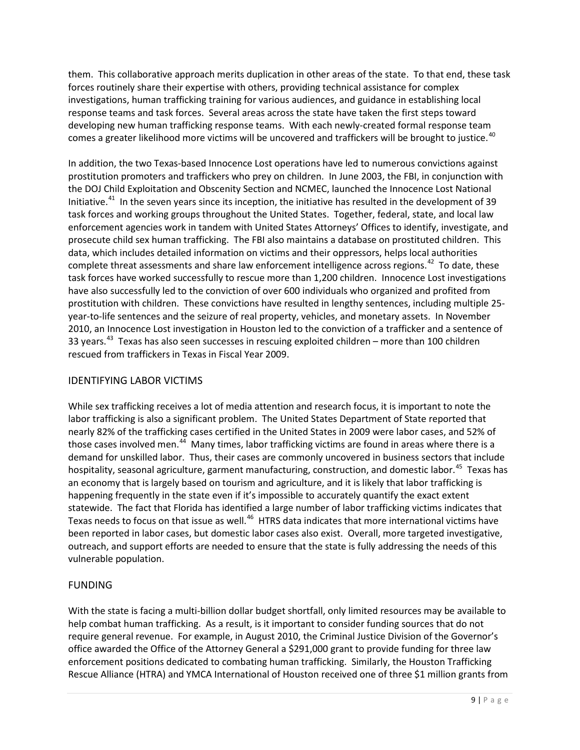them. This collaborative approach merits duplication in other areas of the state. To that end, these task forces routinely share their expertise with others, providing technical assistance for complex investigations, human trafficking training for various audiences, and guidance in establishing local response teams and task forces. Several areas across the state have taken the first steps toward developing new human trafficking response teams. With each newly-created formal response team comes a greater likelihood more victims will be uncovered and traffickers will be brought to justice.[40]

In addition, the two Texas-based Innocence Lost operations have led to numerous convictions against prostitution promoters and traffickers who prey on children. In June 2003, the FBI, in conjunction with the DOJ Child Exploitation and Obscenity Section and NCMEC, launched the Innocence Lost National Initiative.[41] In the seven years since its inception, the initiative has resulted in the development of 39 task forces and working groups throughout the United States. Together, federal, state, and local law enforcement agencies work in tandem with United States Attorneys' Offices to identify, investigate, and prosecute child sex human trafficking. The FBI also maintains a database on prostituted children. This data, which includes detailed information on victims and their oppressors, helps local authorities complete threat assessments and share law enforcement intelligence across regions.[42] To date, these task forces have worked successfully to rescue more than 1,200 children. Innocence Lost investigations have also successfully led to the conviction of over 600 individuals who organized and profited from prostitution with children. These convictions have resulted in lengthy sentences, including multiple 25-year-to-life sentences and the seizure of real property, vehicles, and monetary assets. In November 2010, an Innocence Lost investigation in Houston led to the conviction of a trafficker and a sentence of 33 years.[43] Texas has also seen successes in rescuing exploited children – more than 100 children rescued from traffickers in Texas in Fiscal Year 2009.

## IDENTIFYING LABOR VICTIMS

While sex trafficking receives a lot of media attention and research focus, it is important to note the labor trafficking is also a significant problem. The United States Department of State reported that nearly 82% of the trafficking cases certified in the United States in 2009 were labor cases, and 52% of those cases involved men.[44] Many times, labor trafficking victims are found in areas where there is a demand for unskilled labor. Thus, their cases are commonly uncovered in business sectors that include hospitality, seasonal agriculture, garment manufacturing, construction, and domestic labor.[45] Texas has an economy that is largely based on tourism and agriculture, and it is likely that labor trafficking is happening frequently in the state even if it's impossible to accurately quantify the exact extent statewide. The fact that Florida has identified a large number of labor trafficking victims indicates that Texas needs to focus on that issue as well.[46] HTRS data indicates that more international victims have been reported in labor cases, but domestic labor cases also exist. Overall, more targeted investigative, outreach, and support efforts are needed to ensure that the state is fully addressing the needs of this vulnerable population.

## FUNDING

With the state is facing a multi-billion dollar budget shortfall, only limited resources may be available to help combat human trafficking. As a result, is it important to consider funding sources that do not require general revenue. For example, in August 2010, the Criminal Justice Division of the Governor's office awarded the Office of the Attorney General a $291,000 grant to provide funding for three law enforcement positions dedicated to combating human trafficking. Similarly, the Houston Trafficking Rescue Alliance (HTRA) and YMCA International of Houston received one of three $1 million grants from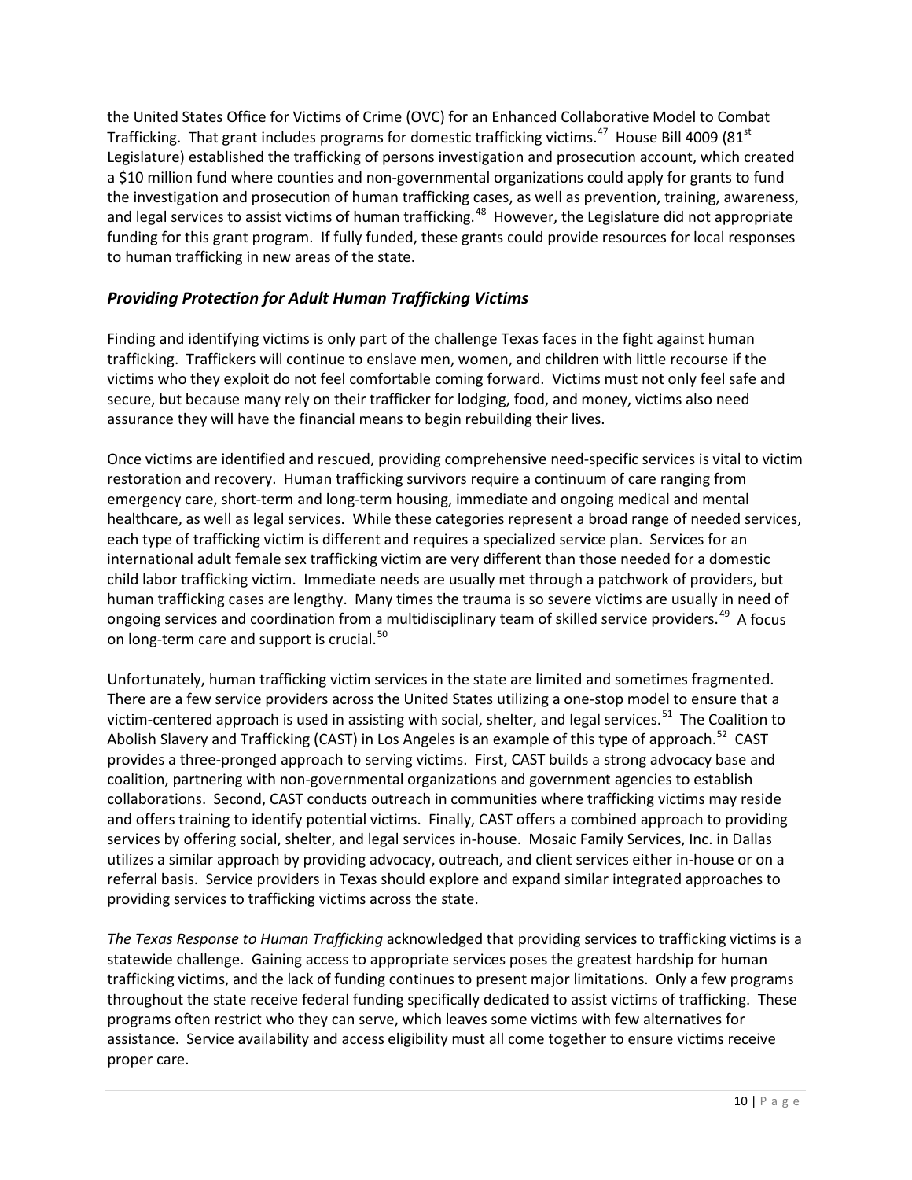the United States Office for Victims of Crime (OVC) for an Enhanced Collaborative Model to Combat Trafficking. That grant includes programs for domestic trafficking victims.[47] House Bill 4009 (81st Legislature) established the trafficking of persons investigation and prosecution account, which created a $10 million fund where counties and non-governmental organizations could apply for grants to fund the investigation and prosecution of human trafficking cases, as well as prevention, training, awareness, and legal services to assist victims of human trafficking.[48] However, the Legislature did not appropriate funding for this grant program. If fully funded, these grants could provide resources for local responses to human trafficking in new areas of the state.

## *Providing Protection for Adult Human Trafficking Victims*

Finding and identifying victims is only part of the challenge Texas faces in the fight against human trafficking. Traffickers will continue to enslave men, women, and children with little recourse if the victims who they exploit do not feel comfortable coming forward. Victims must not only feel safe and secure, but because many rely on their trafficker for lodging, food, and money, victims also need assurance they will have the financial means to begin rebuilding their lives.

Once victims are identified and rescued, providing comprehensive need-specific services is vital to victim restoration and recovery. Human trafficking survivors require a continuum of care ranging from emergency care, short-term and long-term housing, immediate and ongoing medical and mental healthcare, as well as legal services. While these categories represent a broad range of needed services, each type of trafficking victim is different and requires a specialized service plan. Services for an international adult female sex trafficking victim are very different than those needed for a domestic child labor trafficking victim. Immediate needs are usually met through a patchwork of providers, but human trafficking cases are lengthy. Many times the trauma is so severe victims are usually in need of ongoing services and coordination from a multidisciplinary team of skilled service providers.[49] A focus on long-term care and support is crucial.[50]

Unfortunately, human trafficking victim services in the state are limited and sometimes fragmented. There are a few service providers across the United States utilizing a one-stop model to ensure that a victim-centered approach is used in assisting with social, shelter, and legal services.[51] The Coalition to Abolish Slavery and Trafficking (CAST) in Los Angeles is an example of this type of approach.[52] CAST provides a three-pronged approach to serving victims. First, CAST builds a strong advocacy base and coalition, partnering with non-governmental organizations and government agencies to establish collaborations. Second, CAST conducts outreach in communities where trafficking victims may reside and offers training to identify potential victims. Finally, CAST offers a combined approach to providing services by offering social, shelter, and legal services in-house. Mosaic Family Services, Inc. in Dallas utilizes a similar approach by providing advocacy, outreach, and client services either in-house or on a referral basis. Service providers in Texas should explore and expand similar integrated approaches to providing services to trafficking victims across the state.

*The Texas Response to Human Trafficking* acknowledged that providing services to trafficking victims is a statewide challenge. Gaining access to appropriate services poses the greatest hardship for human trafficking victims, and the lack of funding continues to present major limitations. Only a few programs throughout the state receive federal funding specifically dedicated to assist victims of trafficking. These programs often restrict who they can serve, which leaves some victims with few alternatives for assistance. Service availability and access eligibility must all come together to ensure victims receive proper care.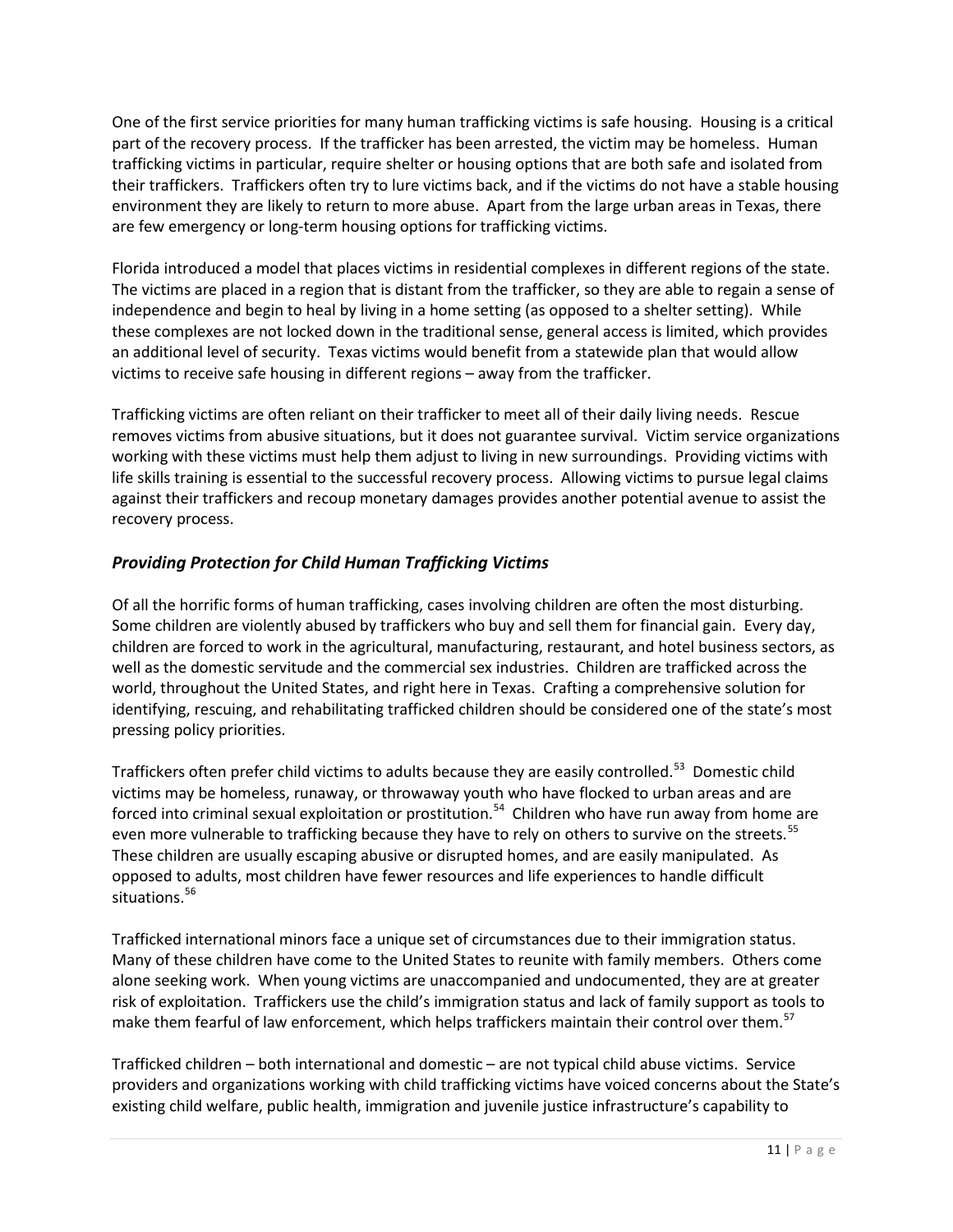One of the first service priorities for many human trafficking victims is safe housing. Housing is a critical part of the recovery process. If the trafficker has been arrested, the victim may be homeless. Human trafficking victims in particular, require shelter or housing options that are both safe and isolated from their traffickers. Traffickers often try to lure victims back, and if the victims do not have a stable housing environment they are likely to return to more abuse. Apart from the large urban areas in Texas, there are few emergency or long-term housing options for trafficking victims.

Florida introduced a model that places victims in residential complexes in different regions of the state. The victims are placed in a region that is distant from the trafficker, so they are able to regain a sense of independence and begin to heal by living in a home setting (as opposed to a shelter setting). While these complexes are not locked down in the traditional sense, general access is limited, which provides an additional level of security. Texas victims would benefit from a statewide plan that would allow victims to receive safe housing in different regions – away from the trafficker.

Trafficking victims are often reliant on their trafficker to meet all of their daily living needs. Rescue removes victims from abusive situations, but it does not guarantee survival. Victim service organizations working with these victims must help them adjust to living in new surroundings. Providing victims with life skills training is essential to the successful recovery process. Allowing victims to pursue legal claims against their traffickers and recoup monetary damages provides another potential avenue to assist the recovery process.

### *Providing Protection for Child Human Trafficking Victims*

Of all the horrific forms of human trafficking, cases involving children are often the most disturbing. Some children are violently abused by traffickers who buy and sell them for financial gain. Every day, children are forced to work in the agricultural, manufacturing, restaurant, and hotel business sectors, as well as the domestic servitude and the commercial sex industries. Children are trafficked across the world, throughout the United States, and right here in Texas. Crafting a comprehensive solution for identifying, rescuing, and rehabilitating trafficked children should be considered one of the state's most pressing policy priorities.

Traffickers often prefer child victims to adults because they are easily controlled.[53] Domestic child victims may be homeless, runaway, or throwaway youth who have flocked to urban areas and are forced into criminal sexual exploitation or prostitution.[54] Children who have run away from home are even more vulnerable to trafficking because they have to rely on others to survive on the streets.[55] These children are usually escaping abusive or disrupted homes, and are easily manipulated. As opposed to adults, most children have fewer resources and life experiences to handle difficult situations.[56]

Trafficked international minors face a unique set of circumstances due to their immigration status. Many of these children have come to the United States to reunite with family members. Others come alone seeking work. When young victims are unaccompanied and undocumented, they are at greater risk of exploitation. Traffickers use the child's immigration status and lack of family support as tools to make them fearful of law enforcement, which helps traffickers maintain their control over them.[57]

Trafficked children – both international and domestic – are not typical child abuse victims. Service providers and organizations working with child trafficking victims have voiced concerns about the State's existing child welfare, public health, immigration and juvenile justice infrastructure's capability to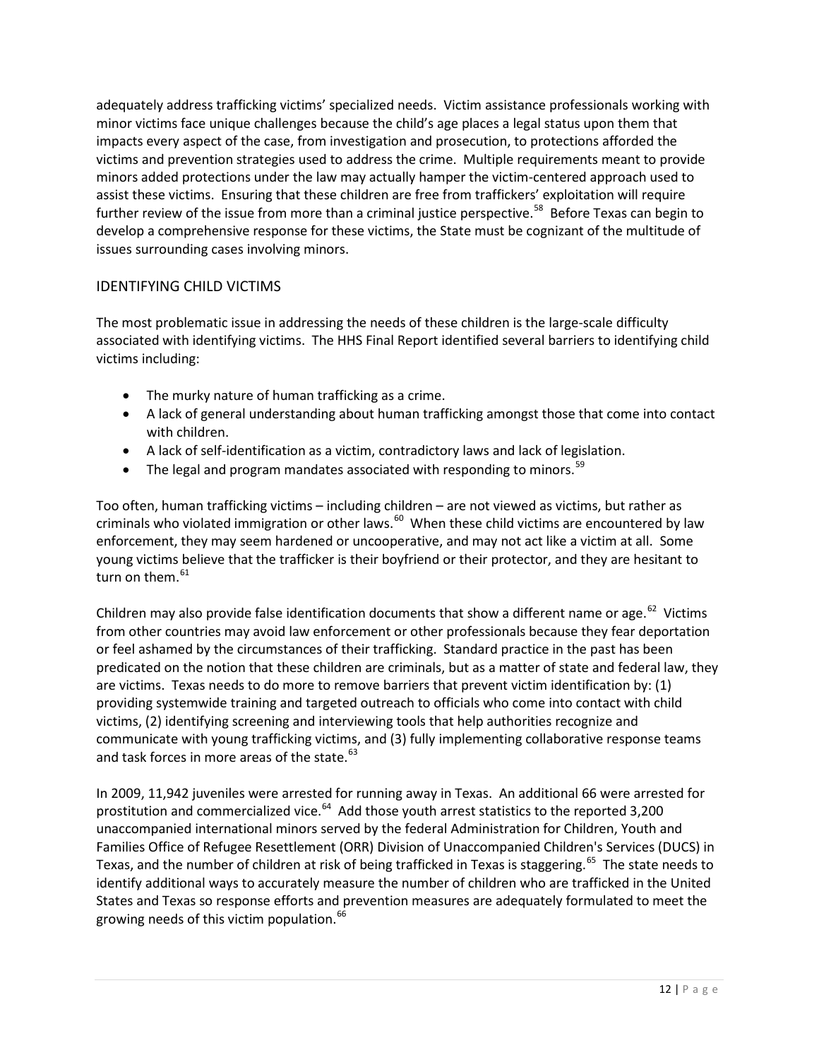adequately address trafficking victims' specialized needs. Victim assistance professionals working with minor victims face unique challenges because the child's age places a legal status upon them that impacts every aspect of the case, from investigation and prosecution, to protections afforded the victims and prevention strategies used to address the crime. Multiple requirements meant to provide minors added protections under the law may actually hamper the victim-centered approach used to assist these victims. Ensuring that these children are free from traffickers' exploitation will require further review of the issue from more than a criminal justice perspective.[58] Before Texas can begin to develop a comprehensive response for these victims, the State must be cognizant of the multitude of issues surrounding cases involving minors.

## IDENTIFYING CHILD VICTIMS

The most problematic issue in addressing the needs of these children is the large-scale difficulty associated with identifying victims. The HHS Final Report identified several barriers to identifying child victims including:

- The murky nature of human trafficking as a crime.
- A lack of general understanding about human trafficking amongst those that come into contact with children.
- A lack of self-identification as a victim, contradictory laws and lack of legislation.
- The legal and program mandates associated with responding to minors.[59]

Too often, human trafficking victims – including children – are not viewed as victims, but rather as criminals who violated immigration or other laws.[60] When these child victims are encountered by law enforcement, they may seem hardened or uncooperative, and may not act like a victim at all. Some young victims believe that the trafficker is their boyfriend or their protector, and they are hesitant to turn on them.[61]

Children may also provide false identification documents that show a different name or age.[62] Victims from other countries may avoid law enforcement or other professionals because they fear deportation or feel ashamed by the circumstances of their trafficking. Standard practice in the past has been predicated on the notion that these children are criminals, but as a matter of state and federal law, they are victims. Texas needs to do more to remove barriers that prevent victim identification by: (1) providing systemwide training and targeted outreach to officials who come into contact with child victims, (2) identifying screening and interviewing tools that help authorities recognize and communicate with young trafficking victims, and (3) fully implementing collaborative response teams and task forces in more areas of the state.[63]

In 2009, 11,942 juveniles were arrested for running away in Texas. An additional 66 were arrested for prostitution and commercialized vice.[64] Add those youth arrest statistics to the reported 3,200 unaccompanied international minors served by the federal Administration for Children, Youth and Families Office of Refugee Resettlement (ORR) Division of Unaccompanied Children's Services (DUCS) in Texas, and the number of children at risk of being trafficked in Texas is staggering.[65] The state needs to identify additional ways to accurately measure the number of children who are trafficked in the United States and Texas so response efforts and prevention measures are adequately formulated to meet the growing needs of this victim population.[66]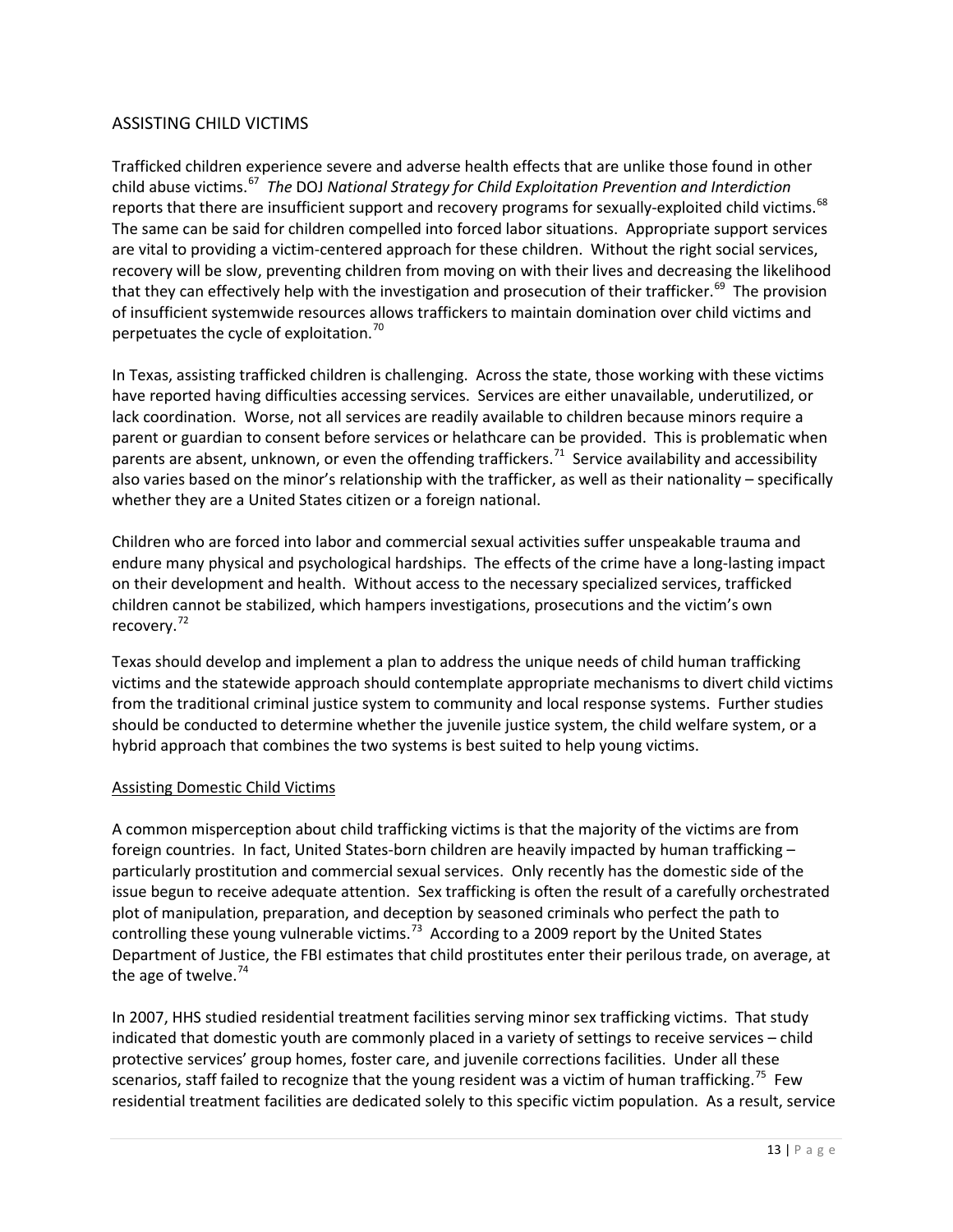## ASSISTING CHILD VICTIMS

Trafficked children experience severe and adverse health effects that are unlike those found in other child abuse victims.[67] *The* DOJ *National Strategy for Child Exploitation Prevention and Interdiction* reports that there are insufficient support and recovery programs for sexually-exploited child victims.[68] The same can be said for children compelled into forced labor situations. Appropriate support services are vital to providing a victim-centered approach for these children. Without the right social services, recovery will be slow, preventing children from moving on with their lives and decreasing the likelihood that they can effectively help with the investigation and prosecution of their trafficker.[69] The provision of insufficient systemwide resources allows traffickers to maintain domination over child victims and perpetuates the cycle of exploitation.[70]

In Texas, assisting trafficked children is challenging. Across the state, those working with these victims have reported having difficulties accessing services. Services are either unavailable, underutilized, or lack coordination. Worse, not all services are readily available to children because minors require a parent or guardian to consent before services or helathcare can be provided. This is problematic when parents are absent, unknown, or even the offending traffickers.[71] Service availability and accessibility also varies based on the minor's relationship with the trafficker, as well as their nationality – specifically whether they are a United States citizen or a foreign national.

Children who are forced into labor and commercial sexual activities suffer unspeakable trauma and endure many physical and psychological hardships. The effects of the crime have a long-lasting impact on their development and health. Without access to the necessary specialized services, trafficked children cannot be stabilized, which hampers investigations, prosecutions and the victim's own recovery.[72]

Texas should develop and implement a plan to address the unique needs of child human trafficking victims and the statewide approach should contemplate appropriate mechanisms to divert child victims from the traditional criminal justice system to community and local response systems. Further studies should be conducted to determine whether the juvenile justice system, the child welfare system, or a hybrid approach that combines the two systems is best suited to help young victims.

### Assisting Domestic Child Victims

A common misperception about child trafficking victims is that the majority of the victims are from foreign countries. In fact, United States-born children are heavily impacted by human trafficking – particularly prostitution and commercial sexual services. Only recently has the domestic side of the issue begun to receive adequate attention. Sex trafficking is often the result of a carefully orchestrated plot of manipulation, preparation, and deception by seasoned criminals who perfect the path to controlling these young vulnerable victims.[73] According to a 2009 report by the United States Department of Justice, the FBI estimates that child prostitutes enter their perilous trade, on average, at the age of twelve.[74]

In 2007, HHS studied residential treatment facilities serving minor sex trafficking victims. That study indicated that domestic youth are commonly placed in a variety of settings to receive services – child protective services' group homes, foster care, and juvenile corrections facilities. Under all these scenarios, staff failed to recognize that the young resident was a victim of human trafficking.[75] Few residential treatment facilities are dedicated solely to this specific victim population. As a result, service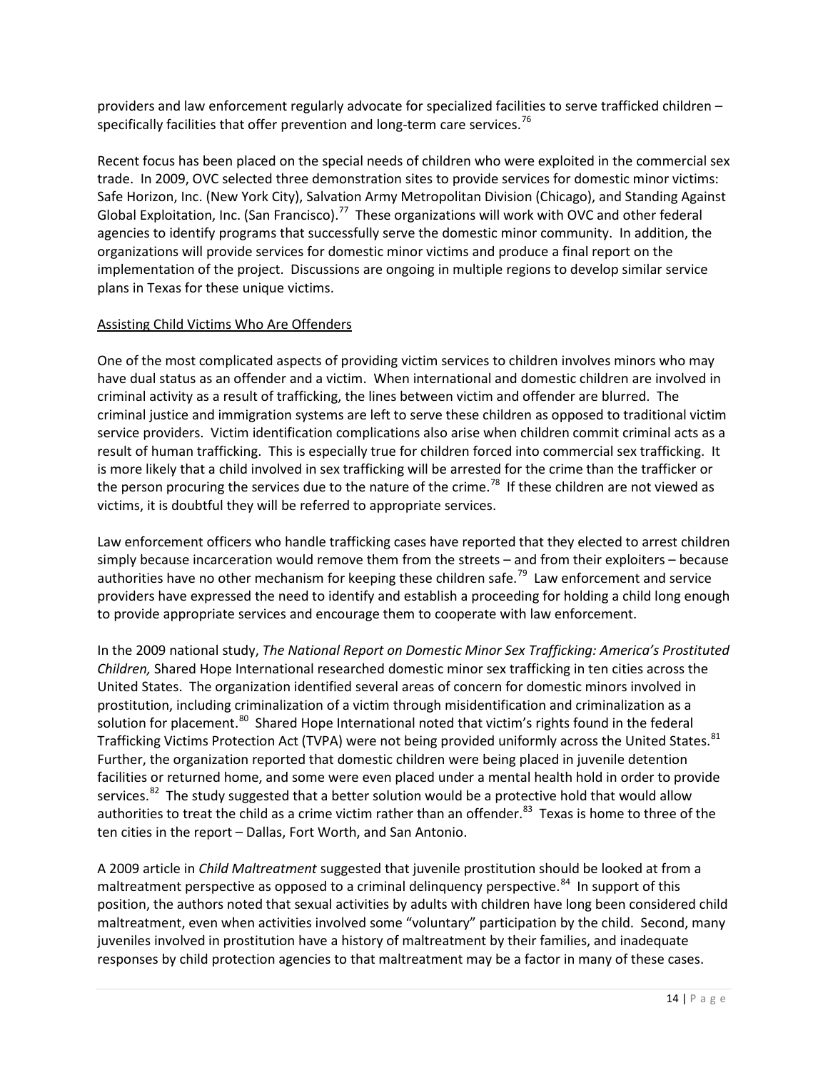providers and law enforcement regularly advocate for specialized facilities to serve trafficked children – specifically facilities that offer prevention and long-term care services.[76]

Recent focus has been placed on the special needs of children who were exploited in the commercial sex trade. In 2009, OVC selected three demonstration sites to provide services for domestic minor victims: Safe Horizon, Inc. (New York City), Salvation Army Metropolitan Division (Chicago), and Standing Against Global Exploitation, Inc. (San Francisco).[77] These organizations will work with OVC and other federal agencies to identify programs that successfully serve the domestic minor community. In addition, the organizations will provide services for domestic minor victims and produce a final report on the implementation of the project. Discussions are ongoing in multiple regions to develop similar service plans in Texas for these unique victims.

### Assisting Child Victims Who Are Offenders

One of the most complicated aspects of providing victim services to children involves minors who may have dual status as an offender and a victim. When international and domestic children are involved in criminal activity as a result of trafficking, the lines between victim and offender are blurred. The criminal justice and immigration systems are left to serve these children as opposed to traditional victim service providers. Victim identification complications also arise when children commit criminal acts as a result of human trafficking. This is especially true for children forced into commercial sex trafficking. It is more likely that a child involved in sex trafficking will be arrested for the crime than the trafficker or the person procuring the services due to the nature of the crime.[78] If these children are not viewed as victims, it is doubtful they will be referred to appropriate services.

Law enforcement officers who handle trafficking cases have reported that they elected to arrest children simply because incarceration would remove them from the streets – and from their exploiters – because authorities have no other mechanism for keeping these children safe.[79] Law enforcement and service providers have expressed the need to identify and establish a proceeding for holding a child long enough to provide appropriate services and encourage them to cooperate with law enforcement.

In the 2009 national study, *The National Report on Domestic Minor Sex Trafficking: America's Prostituted Children,* Shared Hope International researched domestic minor sex trafficking in ten cities across the United States. The organization identified several areas of concern for domestic minors involved in prostitution, including criminalization of a victim through misidentification and criminalization as a solution for placement.[80] Shared Hope International noted that victim's rights found in the federal Trafficking Victims Protection Act (TVPA) were not being provided uniformly across the United States.[81] Further, the organization reported that domestic children were being placed in juvenile detention facilities or returned home, and some were even placed under a mental health hold in order to provide services.[82] The study suggested that a better solution would be a protective hold that would allow authorities to treat the child as a crime victim rather than an offender.[83] Texas is home to three of the ten cities in the report – Dallas, Fort Worth, and San Antonio.

A 2009 article in *Child Maltreatment* suggested that juvenile prostitution should be looked at from a maltreatment perspective as opposed to a criminal delinquency perspective.[84] In support of this position, the authors noted that sexual activities by adults with children have long been considered child maltreatment, even when activities involved some "voluntary" participation by the child. Second, many juveniles involved in prostitution have a history of maltreatment by their families, and inadequate responses by child protection agencies to that maltreatment may be a factor in many of these cases.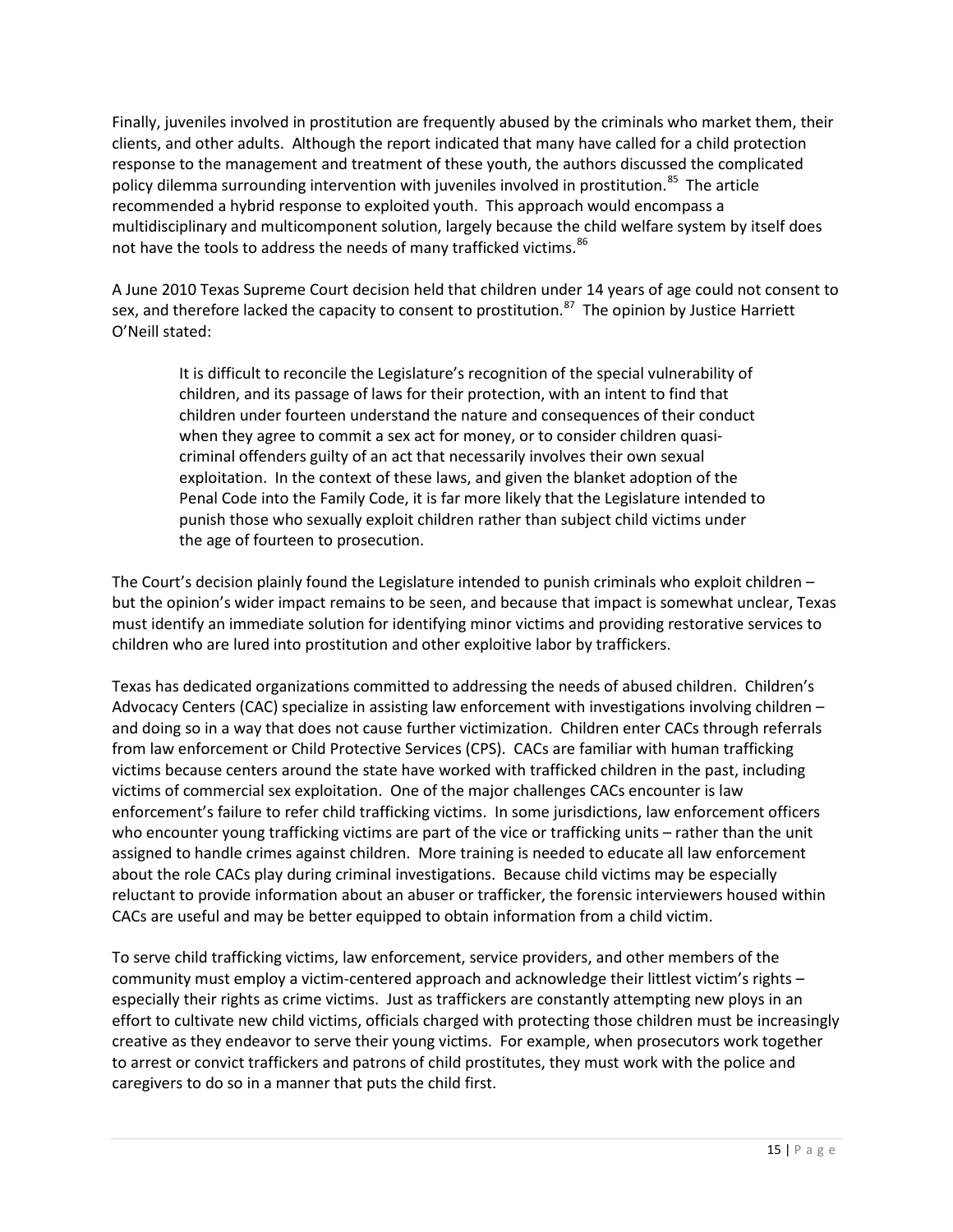Finally, juveniles involved in prostitution are frequently abused by the criminals who market them, their clients, and other adults. Although the report indicated that many have called for a child protection response to the management and treatment of these youth, the authors discussed the complicated policy dilemma surrounding intervention with juveniles involved in prostitution.[85] The article recommended a hybrid response to exploited youth. This approach would encompass a multidisciplinary and multicomponent solution, largely because the child welfare system by itself does not have the tools to address the needs of many trafficked victims.[86]

A June 2010 Texas Supreme Court decision held that children under 14 years of age could not consent to sex, and therefore lacked the capacity to consent to prostitution.[87] The opinion by Justice Harriett O'Neill stated:

> It is difficult to reconcile the Legislature's recognition of the special vulnerability of children, and its passage of laws for their protection, with an intent to find that children under fourteen understand the nature and consequences of their conduct when they agree to commit a sex act for money, or to consider children quasi-criminal offenders guilty of an act that necessarily involves their own sexual exploitation. In the context of these laws, and given the blanket adoption of the Penal Code into the Family Code, it is far more likely that the Legislature intended to punish those who sexually exploit children rather than subject child victims under the age of fourteen to prosecution.

The Court's decision plainly found the Legislature intended to punish criminals who exploit children – but the opinion's wider impact remains to be seen, and because that impact is somewhat unclear, Texas must identify an immediate solution for identifying minor victims and providing restorative services to children who are lured into prostitution and other exploitive labor by traffickers.

Texas has dedicated organizations committed to addressing the needs of abused children. Children's Advocacy Centers (CAC) specialize in assisting law enforcement with investigations involving children – and doing so in a way that does not cause further victimization. Children enter CACs through referrals from law enforcement or Child Protective Services (CPS). CACs are familiar with human trafficking victims because centers around the state have worked with trafficked children in the past, including victims of commercial sex exploitation. One of the major challenges CACs encounter is law enforcement's failure to refer child trafficking victims. In some jurisdictions, law enforcement officers who encounter young trafficking victims are part of the vice or trafficking units – rather than the unit assigned to handle crimes against children. More training is needed to educate all law enforcement about the role CACs play during criminal investigations. Because child victims may be especially reluctant to provide information about an abuser or trafficker, the forensic interviewers housed within CACs are useful and may be better equipped to obtain information from a child victim.

To serve child trafficking victims, law enforcement, service providers, and other members of the community must employ a victim-centered approach and acknowledge their littlest victim's rights – especially their rights as crime victims. Just as traffickers are constantly attempting new ploys in an effort to cultivate new child victims, officials charged with protecting those children must be increasingly creative as they endeavor to serve their young victims. For example, when prosecutors work together to arrest or convict traffickers and patrons of child prostitutes, they must work with the police and caregivers to do so in a manner that puts the child first.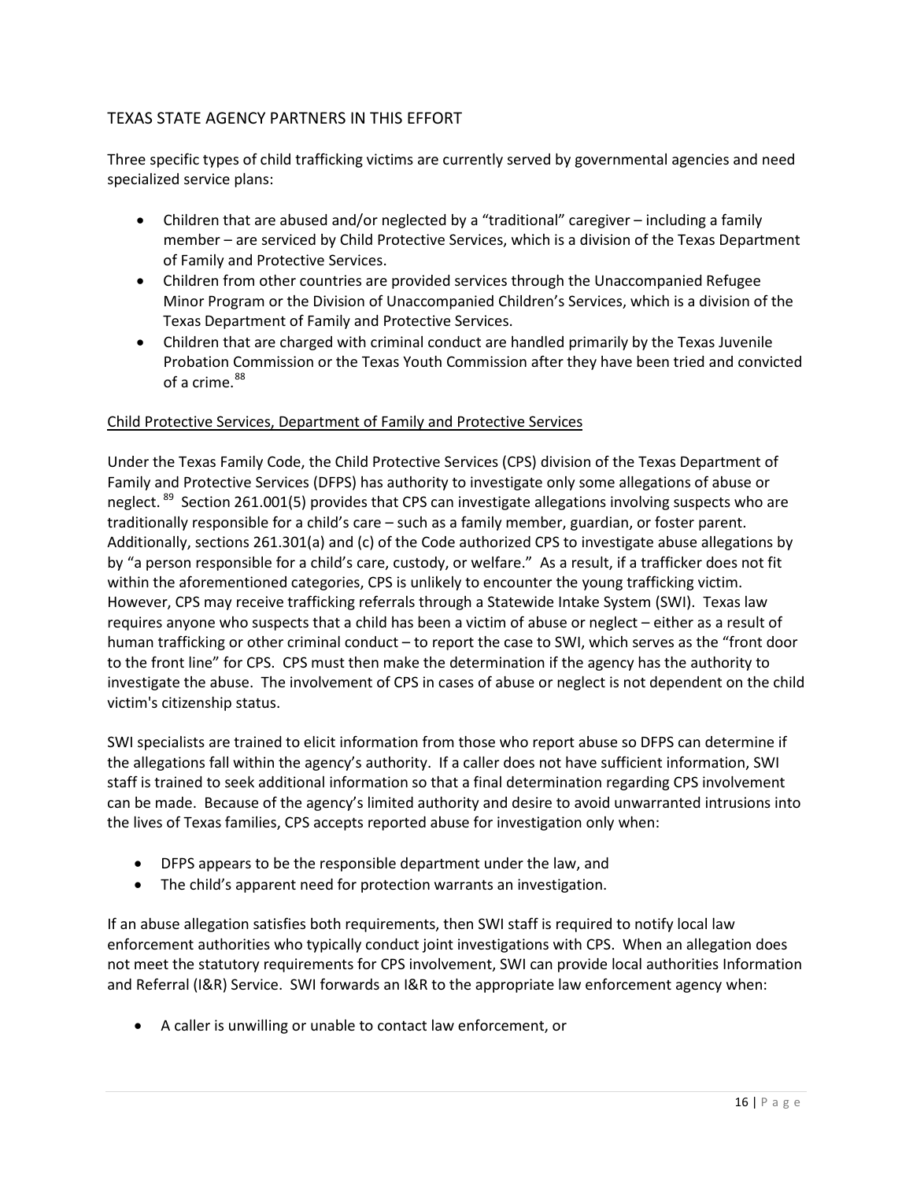## TEXAS STATE AGENCY PARTNERS IN THIS EFFORT

Three specific types of child trafficking victims are currently served by governmental agencies and need specialized service plans:

- Children that are abused and/or neglected by a "traditional" caregiver – including a family member – are serviced by Child Protective Services, which is a division of the Texas Department of Family and Protective Services.
- Children from other countries are provided services through the Unaccompanied Refugee Minor Program or the Division of Unaccompanied Children's Services, which is a division of the Texas Department of Family and Protective Services.
- Children that are charged with criminal conduct are handled primarily by the Texas Juvenile Probation Commission or the Texas Youth Commission after they have been tried and convicted of a crime.[88]

### Child Protective Services, Department of Family and Protective Services

Under the Texas Family Code, the Child Protective Services (CPS) division of the Texas Department of Family and Protective Services (DFPS) has authority to investigate only some allegations of abuse or neglect.[89] Section 261.001(5) provides that CPS can investigate allegations involving suspects who are traditionally responsible for a child's care – such as a family member, guardian, or foster parent. Additionally, sections 261.301(a) and (c) of the Code authorized CPS to investigate abuse allegations by by "a person responsible for a child's care, custody, or welfare." As a result, if a trafficker does not fit within the aforementioned categories, CPS is unlikely to encounter the young trafficking victim. However, CPS may receive trafficking referrals through a Statewide Intake System (SWI). Texas law requires anyone who suspects that a child has been a victim of abuse or neglect – either as a result of human trafficking or other criminal conduct – to report the case to SWI, which serves as the "front door to the front line" for CPS. CPS must then make the determination if the agency has the authority to investigate the abuse. The involvement of CPS in cases of abuse or neglect is not dependent on the child victim's citizenship status.

SWI specialists are trained to elicit information from those who report abuse so DFPS can determine if the allegations fall within the agency's authority. If a caller does not have sufficient information, SWI staff is trained to seek additional information so that a final determination regarding CPS involvement can be made. Because of the agency's limited authority and desire to avoid unwarranted intrusions into the lives of Texas families, CPS accepts reported abuse for investigation only when:

- DFPS appears to be the responsible department under the law, and
- The child's apparent need for protection warrants an investigation.

If an abuse allegation satisfies both requirements, then SWI staff is required to notify local law enforcement authorities who typically conduct joint investigations with CPS. When an allegation does not meet the statutory requirements for CPS involvement, SWI can provide local authorities Information and Referral (I&R) Service. SWI forwards an I&R to the appropriate law enforcement agency when:

- A caller is unwilling or unable to contact law enforcement, or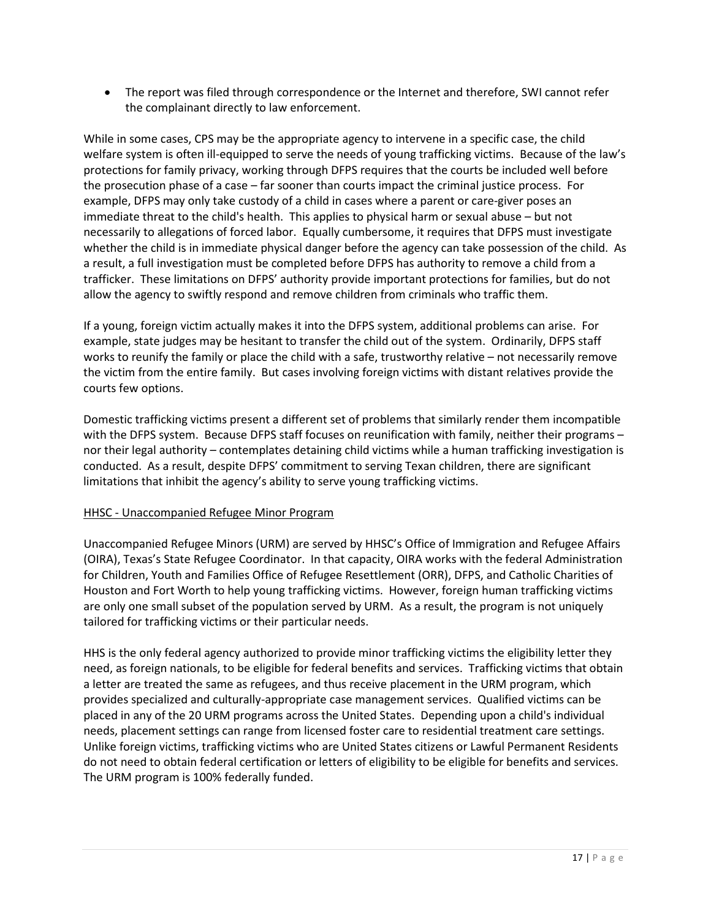- The report was filed through correspondence or the Internet and therefore, SWI cannot refer the complainant directly to law enforcement.

While in some cases, CPS may be the appropriate agency to intervene in a specific case, the child welfare system is often ill-equipped to serve the needs of young trafficking victims. Because of the law's protections for family privacy, working through DFPS requires that the courts be included well before the prosecution phase of a case – far sooner than courts impact the criminal justice process. For example, DFPS may only take custody of a child in cases where a parent or care-giver poses an immediate threat to the child's health. This applies to physical harm or sexual abuse – but not necessarily to allegations of forced labor. Equally cumbersome, it requires that DFPS must investigate whether the child is in immediate physical danger before the agency can take possession of the child. As a result, a full investigation must be completed before DFPS has authority to remove a child from a trafficker. These limitations on DFPS' authority provide important protections for families, but do not allow the agency to swiftly respond and remove children from criminals who traffic them.

If a young, foreign victim actually makes it into the DFPS system, additional problems can arise. For example, state judges may be hesitant to transfer the child out of the system. Ordinarily, DFPS staff works to reunify the family or place the child with a safe, trustworthy relative – not necessarily remove the victim from the entire family. But cases involving foreign victims with distant relatives provide the courts few options.

Domestic trafficking victims present a different set of problems that similarly render them incompatible with the DFPS system. Because DFPS staff focuses on reunification with family, neither their programs – nor their legal authority – contemplates detaining child victims while a human trafficking investigation is conducted. As a result, despite DFPS' commitment to serving Texan children, there are significant limitations that inhibit the agency's ability to serve young trafficking victims.

HHSC - Unaccompanied Refugee Minor Program

Unaccompanied Refugee Minors (URM) are served by HHSC's Office of Immigration and Refugee Affairs (OIRA), Texas's State Refugee Coordinator. In that capacity, OIRA works with the federal Administration for Children, Youth and Families Office of Refugee Resettlement (ORR), DFPS, and Catholic Charities of Houston and Fort Worth to help young trafficking victims. However, foreign human trafficking victims are only one small subset of the population served by URM. As a result, the program is not uniquely tailored for trafficking victims or their particular needs.

HHS is the only federal agency authorized to provide minor trafficking victims the eligibility letter they need, as foreign nationals, to be eligible for federal benefits and services. Trafficking victims that obtain a letter are treated the same as refugees, and thus receive placement in the URM program, which provides specialized and culturally-appropriate case management services. Qualified victims can be placed in any of the 20 URM programs across the United States. Depending upon a child's individual needs, placement settings can range from licensed foster care to residential treatment care settings. Unlike foreign victims, trafficking victims who are United States citizens or Lawful Permanent Residents do not need to obtain federal certification or letters of eligibility to be eligible for benefits and services. The URM program is 100% federally funded.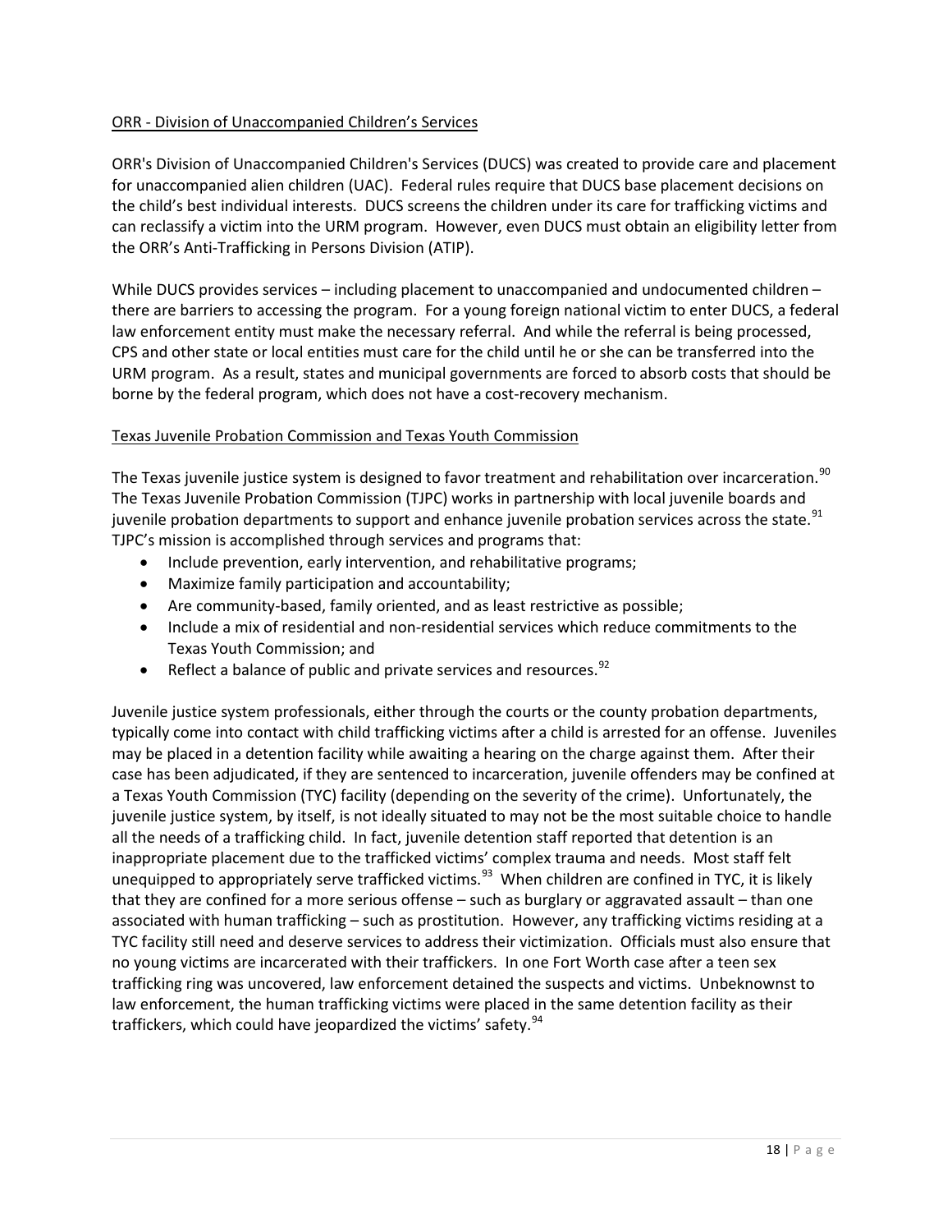ORR - Division of Unaccompanied Children's Services

ORR's Division of Unaccompanied Children's Services (DUCS) was created to provide care and placement for unaccompanied alien children (UAC). Federal rules require that DUCS base placement decisions on the child's best individual interests. DUCS screens the children under its care for trafficking victims and can reclassify a victim into the URM program. However, even DUCS must obtain an eligibility letter from the ORR's Anti-Trafficking in Persons Division (ATIP).

While DUCS provides services – including placement to unaccompanied and undocumented children – there are barriers to accessing the program. For a young foreign national victim to enter DUCS, a federal law enforcement entity must make the necessary referral. And while the referral is being processed, CPS and other state or local entities must care for the child until he or she can be transferred into the URM program. As a result, states and municipal governments are forced to absorb costs that should be borne by the federal program, which does not have a cost-recovery mechanism.

Texas Juvenile Probation Commission and Texas Youth Commission

The Texas juvenile justice system is designed to favor treatment and rehabilitation over incarceration.[90] The Texas Juvenile Probation Commission (TJPC) works in partnership with local juvenile boards and juvenile probation departments to support and enhance juvenile probation services across the state.[91] TJPC's mission is accomplished through services and programs that:

- Include prevention, early intervention, and rehabilitative programs;
- Maximize family participation and accountability;
- Are community-based, family oriented, and as least restrictive as possible;
- Include a mix of residential and non-residential services which reduce commitments to the Texas Youth Commission; and
- Reflect a balance of public and private services and resources.[92]

Juvenile justice system professionals, either through the courts or the county probation departments, typically come into contact with child trafficking victims after a child is arrested for an offense. Juveniles may be placed in a detention facility while awaiting a hearing on the charge against them. After their case has been adjudicated, if they are sentenced to incarceration, juvenile offenders may be confined at a Texas Youth Commission (TYC) facility (depending on the severity of the crime). Unfortunately, the juvenile justice system, by itself, is not ideally situated to may not be the most suitable choice to handle all the needs of a trafficking child. In fact, juvenile detention staff reported that detention is an inappropriate placement due to the trafficked victims' complex trauma and needs. Most staff felt unequipped to appropriately serve trafficked victims.[93] When children are confined in TYC, it is likely that they are confined for a more serious offense – such as burglary or aggravated assault – than one associated with human trafficking – such as prostitution. However, any trafficking victims residing at a TYC facility still need and deserve services to address their victimization. Officials must also ensure that no young victims are incarcerated with their traffickers. In one Fort Worth case after a teen sex trafficking ring was uncovered, law enforcement detained the suspects and victims. Unbeknownst to law enforcement, the human trafficking victims were placed in the same detention facility as their traffickers, which could have jeopardized the victims' safety.[94]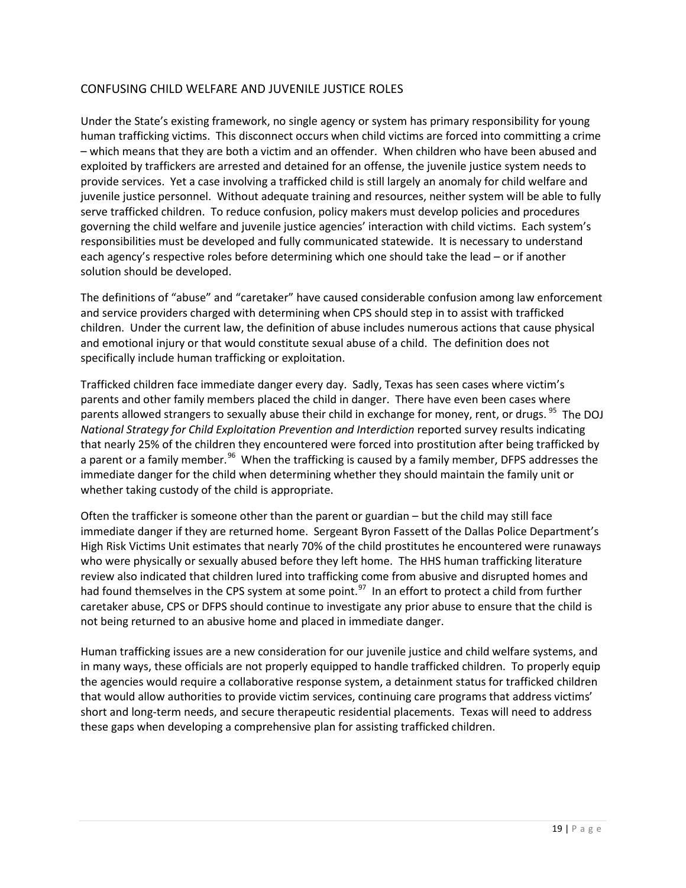## CONFUSING CHILD WELFARE AND JUVENILE JUSTICE ROLES

Under the State's existing framework, no single agency or system has primary responsibility for young human trafficking victims. This disconnect occurs when child victims are forced into committing a crime – which means that they are both a victim and an offender. When children who have been abused and exploited by traffickers are arrested and detained for an offense, the juvenile justice system needs to provide services. Yet a case involving a trafficked child is still largely an anomaly for child welfare and juvenile justice personnel. Without adequate training and resources, neither system will be able to fully serve trafficked children. To reduce confusion, policy makers must develop policies and procedures governing the child welfare and juvenile justice agencies' interaction with child victims. Each system's responsibilities must be developed and fully communicated statewide. It is necessary to understand each agency's respective roles before determining which one should take the lead – or if another solution should be developed.

The definitions of "abuse" and "caretaker" have caused considerable confusion among law enforcement and service providers charged with determining when CPS should step in to assist with trafficked children. Under the current law, the definition of abuse includes numerous actions that cause physical and emotional injury or that would constitute sexual abuse of a child. The definition does not specifically include human trafficking or exploitation.

Trafficked children face immediate danger every day. Sadly, Texas has seen cases where victim's parents and other family members placed the child in danger. There have even been cases where parents allowed strangers to sexually abuse their child in exchange for money, rent, or drugs.[95] The DOJ *National Strategy for Child Exploitation Prevention and Interdiction* reported survey results indicating that nearly 25% of the children they encountered were forced into prostitution after being trafficked by a parent or a family member.[96] When the trafficking is caused by a family member, DFPS addresses the immediate danger for the child when determining whether they should maintain the family unit or whether taking custody of the child is appropriate.

Often the trafficker is someone other than the parent or guardian – but the child may still face immediate danger if they are returned home. Sergeant Byron Fassett of the Dallas Police Department's High Risk Victims Unit estimates that nearly 70% of the child prostitutes he encountered were runaways who were physically or sexually abused before they left home. The HHS human trafficking literature review also indicated that children lured into trafficking come from abusive and disrupted homes and had found themselves in the CPS system at some point.[97] In an effort to protect a child from further caretaker abuse, CPS or DFPS should continue to investigate any prior abuse to ensure that the child is not being returned to an abusive home and placed in immediate danger.

Human trafficking issues are a new consideration for our juvenile justice and child welfare systems, and in many ways, these officials are not properly equipped to handle trafficked children. To properly equip the agencies would require a collaborative response system, a detainment status for trafficked children that would allow authorities to provide victim services, continuing care programs that address victims' short and long-term needs, and secure therapeutic residential placements. Texas will need to address these gaps when developing a comprehensive plan for assisting trafficked children.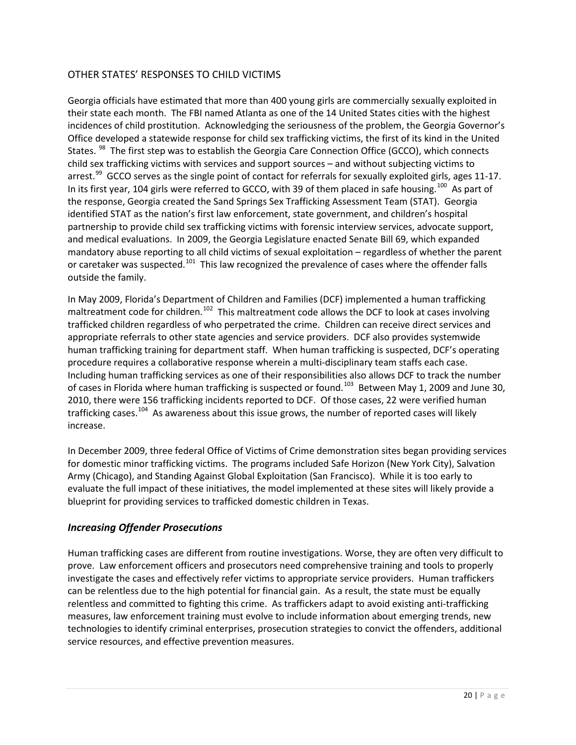## OTHER STATES' RESPONSES TO CHILD VICTIMS

Georgia officials have estimated that more than 400 young girls are commercially sexually exploited in their state each month. The FBI named Atlanta as one of the 14 United States cities with the highest incidences of child prostitution. Acknowledging the seriousness of the problem, the Georgia Governor's Office developed a statewide response for child sex trafficking victims, the first of its kind in the United States. [98] The first step was to establish the Georgia Care Connection Office (GCCO), which connects child sex trafficking victims with services and support sources – and without subjecting victims to arrest.[99] GCCO serves as the single point of contact for referrals for sexually exploited girls, ages 11-17. In its first year, 104 girls were referred to GCCO, with 39 of them placed in safe housing.[100] As part of the response, Georgia created the Sand Springs Sex Trafficking Assessment Team (STAT). Georgia identified STAT as the nation's first law enforcement, state government, and children's hospital partnership to provide child sex trafficking victims with forensic interview services, advocate support, and medical evaluations. In 2009, the Georgia Legislature enacted Senate Bill 69, which expanded mandatory abuse reporting to all child victims of sexual exploitation – regardless of whether the parent or caretaker was suspected.[101] This law recognized the prevalence of cases where the offender falls outside the family.

In May 2009, Florida's Department of Children and Families (DCF) implemented a human trafficking maltreatment code for children.[102] This maltreatment code allows the DCF to look at cases involving trafficked children regardless of who perpetrated the crime. Children can receive direct services and appropriate referrals to other state agencies and service providers. DCF also provides systemwide human trafficking training for department staff. When human trafficking is suspected, DCF's operating procedure requires a collaborative response wherein a multi-disciplinary team staffs each case. Including human trafficking services as one of their responsibilities also allows DCF to track the number of cases in Florida where human trafficking is suspected or found.[103] Between May 1, 2009 and June 30, 2010, there were 156 trafficking incidents reported to DCF. Of those cases, 22 were verified human trafficking cases.[104] As awareness about this issue grows, the number of reported cases will likely increase.

In December 2009, three federal Office of Victims of Crime demonstration sites began providing services for domestic minor trafficking victims. The programs included Safe Horizon (New York City), Salvation Army (Chicago), and Standing Against Global Exploitation (San Francisco). While it is too early to evaluate the full impact of these initiatives, the model implemented at these sites will likely provide a blueprint for providing services to trafficked domestic children in Texas.

### *Increasing Offender Prosecutions*

Human trafficking cases are different from routine investigations. Worse, they are often very difficult to prove. Law enforcement officers and prosecutors need comprehensive training and tools to properly investigate the cases and effectively refer victims to appropriate service providers. Human traffickers can be relentless due to the high potential for financial gain. As a result, the state must be equally relentless and committed to fighting this crime. As traffickers adapt to avoid existing anti-trafficking measures, law enforcement training must evolve to include information about emerging trends, new technologies to identify criminal enterprises, prosecution strategies to convict the offenders, additional service resources, and effective prevention measures.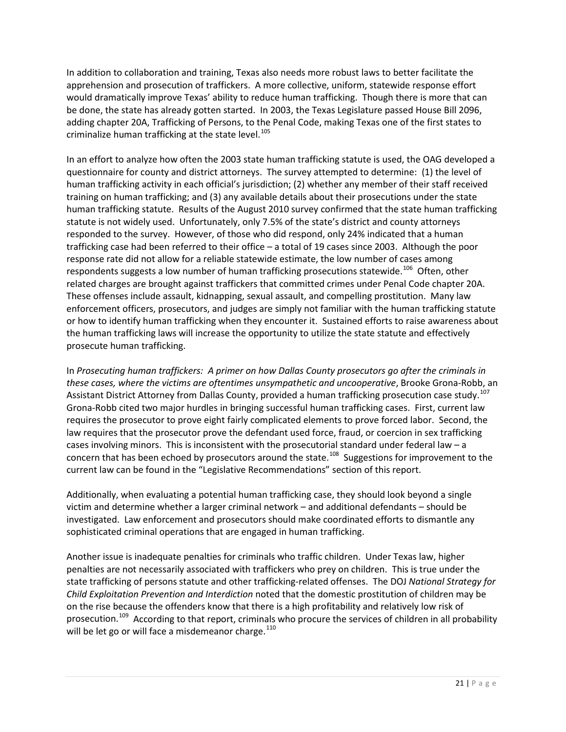In addition to collaboration and training, Texas also needs more robust laws to better facilitate the apprehension and prosecution of traffickers. A more collective, uniform, statewide response effort would dramatically improve Texas' ability to reduce human trafficking. Though there is more that can be done, the state has already gotten started. In 2003, the Texas Legislature passed House Bill 2096, adding chapter 20A, Trafficking of Persons, to the Penal Code, making Texas one of the first states to criminalize human trafficking at the state level.[105]

In an effort to analyze how often the 2003 state human trafficking statute is used, the OAG developed a questionnaire for county and district attorneys. The survey attempted to determine: (1) the level of human trafficking activity in each official's jurisdiction; (2) whether any member of their staff received training on human trafficking; and (3) any available details about their prosecutions under the state human trafficking statute. Results of the August 2010 survey confirmed that the state human trafficking statute is not widely used. Unfortunately, only 7.5% of the state's district and county attorneys responded to the survey. However, of those who did respond, only 24% indicated that a human trafficking case had been referred to their office – a total of 19 cases since 2003. Although the poor response rate did not allow for a reliable statewide estimate, the low number of cases among respondents suggests a low number of human trafficking prosecutions statewide.[106] Often, other related charges are brought against traffickers that committed crimes under Penal Code chapter 20A. These offenses include assault, kidnapping, sexual assault, and compelling prostitution. Many law enforcement officers, prosecutors, and judges are simply not familiar with the human trafficking statute or how to identify human trafficking when they encounter it. Sustained efforts to raise awareness about the human trafficking laws will increase the opportunity to utilize the state statute and effectively prosecute human trafficking.

In *Prosecuting human traffickers: A primer on how Dallas County prosecutors go after the criminals in these cases, where the victims are oftentimes unsympathetic and uncooperative*, Brooke Grona-Robb, an Assistant District Attorney from Dallas County, provided a human trafficking prosecution case study.[107] Grona-Robb cited two major hurdles in bringing successful human trafficking cases. First, current law requires the prosecutor to prove eight fairly complicated elements to prove forced labor. Second, the law requires that the prosecutor prove the defendant used force, fraud, or coercion in sex trafficking cases involving minors. This is inconsistent with the prosecutorial standard under federal law – a concern that has been echoed by prosecutors around the state.[108] Suggestions for improvement to the current law can be found in the "Legislative Recommendations" section of this report.

Additionally, when evaluating a potential human trafficking case, they should look beyond a single victim and determine whether a larger criminal network – and additional defendants – should be investigated. Law enforcement and prosecutors should make coordinated efforts to dismantle any sophisticated criminal operations that are engaged in human trafficking.

Another issue is inadequate penalties for criminals who traffic children. Under Texas law, higher penalties are not necessarily associated with traffickers who prey on children. This is true under the state trafficking of persons statute and other trafficking-related offenses. The DOJ *National Strategy for Child Exploitation Prevention and Interdiction* noted that the domestic prostitution of children may be on the rise because the offenders know that there is a high profitability and relatively low risk of prosecution.[109] According to that report, criminals who procure the services of children in all probability will be let go or will face a misdemeanor charge.[110]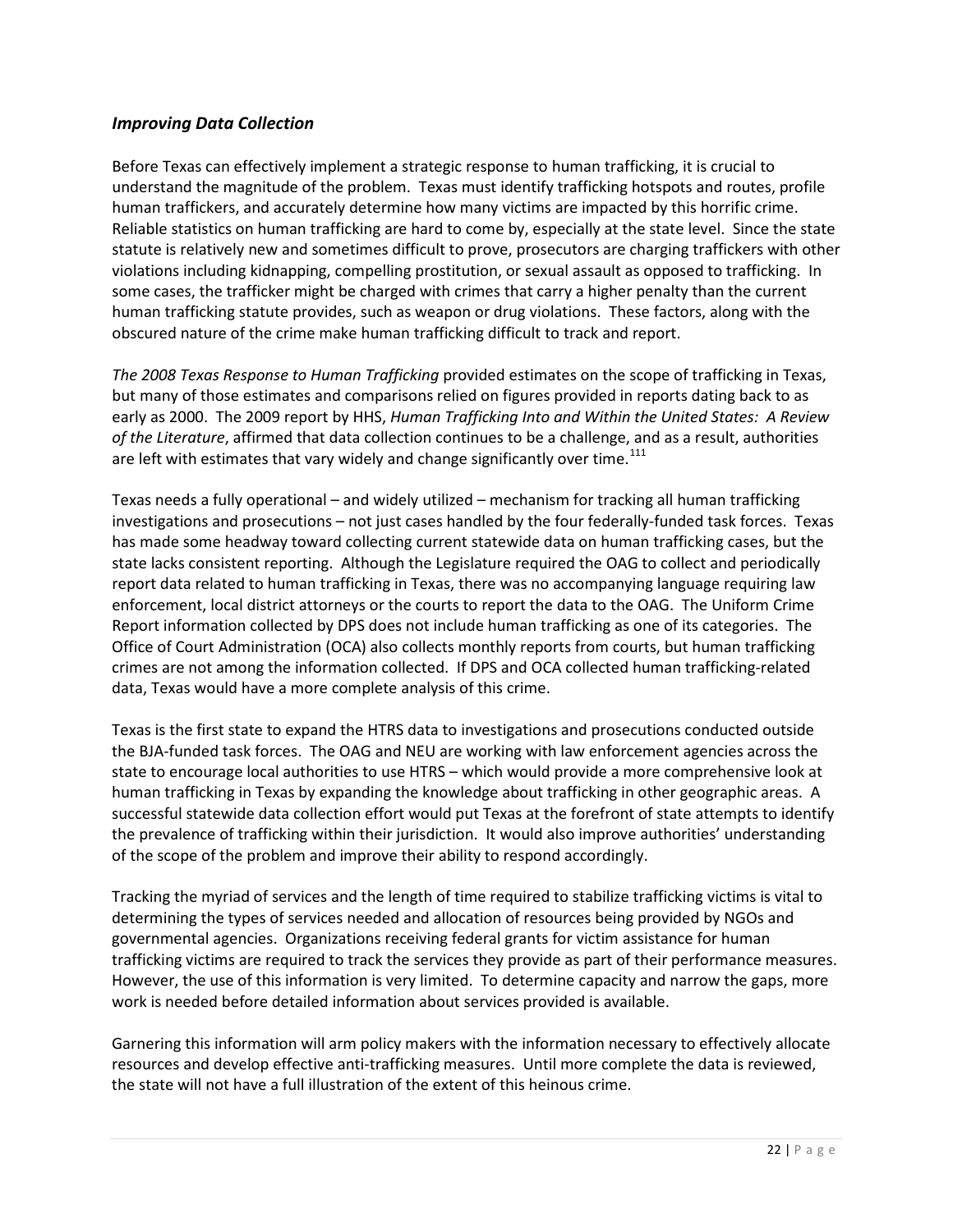### ***Improving Data Collection***

Before Texas can effectively implement a strategic response to human trafficking, it is crucial to understand the magnitude of the problem. Texas must identify trafficking hotspots and routes, profile human traffickers, and accurately determine how many victims are impacted by this horrific crime. Reliable statistics on human trafficking are hard to come by, especially at the state level. Since the state statute is relatively new and sometimes difficult to prove, prosecutors are charging traffickers with other violations including kidnapping, compelling prostitution, or sexual assault as opposed to trafficking. In some cases, the trafficker might be charged with crimes that carry a higher penalty than the current human trafficking statute provides, such as weapon or drug violations. These factors, along with the obscured nature of the crime make human trafficking difficult to track and report.

*The 2008 Texas Response to Human Trafficking* provided estimates on the scope of trafficking in Texas, but many of those estimates and comparisons relied on figures provided in reports dating back to as early as 2000. The 2009 report by HHS, *Human Trafficking Into and Within the United States: A Review of the Literature*, affirmed that data collection continues to be a challenge, and as a result, authorities are left with estimates that vary widely and change significantly over time.[111]

Texas needs a fully operational – and widely utilized – mechanism for tracking all human trafficking investigations and prosecutions – not just cases handled by the four federally-funded task forces. Texas has made some headway toward collecting current statewide data on human trafficking cases, but the state lacks consistent reporting. Although the Legislature required the OAG to collect and periodically report data related to human trafficking in Texas, there was no accompanying language requiring law enforcement, local district attorneys or the courts to report the data to the OAG. The Uniform Crime Report information collected by DPS does not include human trafficking as one of its categories. The Office of Court Administration (OCA) also collects monthly reports from courts, but human trafficking crimes are not among the information collected. If DPS and OCA collected human trafficking-related data, Texas would have a more complete analysis of this crime.

Texas is the first state to expand the HTRS data to investigations and prosecutions conducted outside the BJA-funded task forces. The OAG and NEU are working with law enforcement agencies across the state to encourage local authorities to use HTRS – which would provide a more comprehensive look at human trafficking in Texas by expanding the knowledge about trafficking in other geographic areas. A successful statewide data collection effort would put Texas at the forefront of state attempts to identify the prevalence of trafficking within their jurisdiction. It would also improve authorities' understanding of the scope of the problem and improve their ability to respond accordingly.

Tracking the myriad of services and the length of time required to stabilize trafficking victims is vital to determining the types of services needed and allocation of resources being provided by NGOs and governmental agencies. Organizations receiving federal grants for victim assistance for human trafficking victims are required to track the services they provide as part of their performance measures. However, the use of this information is very limited. To determine capacity and narrow the gaps, more work is needed before detailed information about services provided is available.

Garnering this information will arm policy makers with the information necessary to effectively allocate resources and develop effective anti-trafficking measures. Until more complete the data is reviewed, the state will not have a full illustration of the extent of this heinous crime.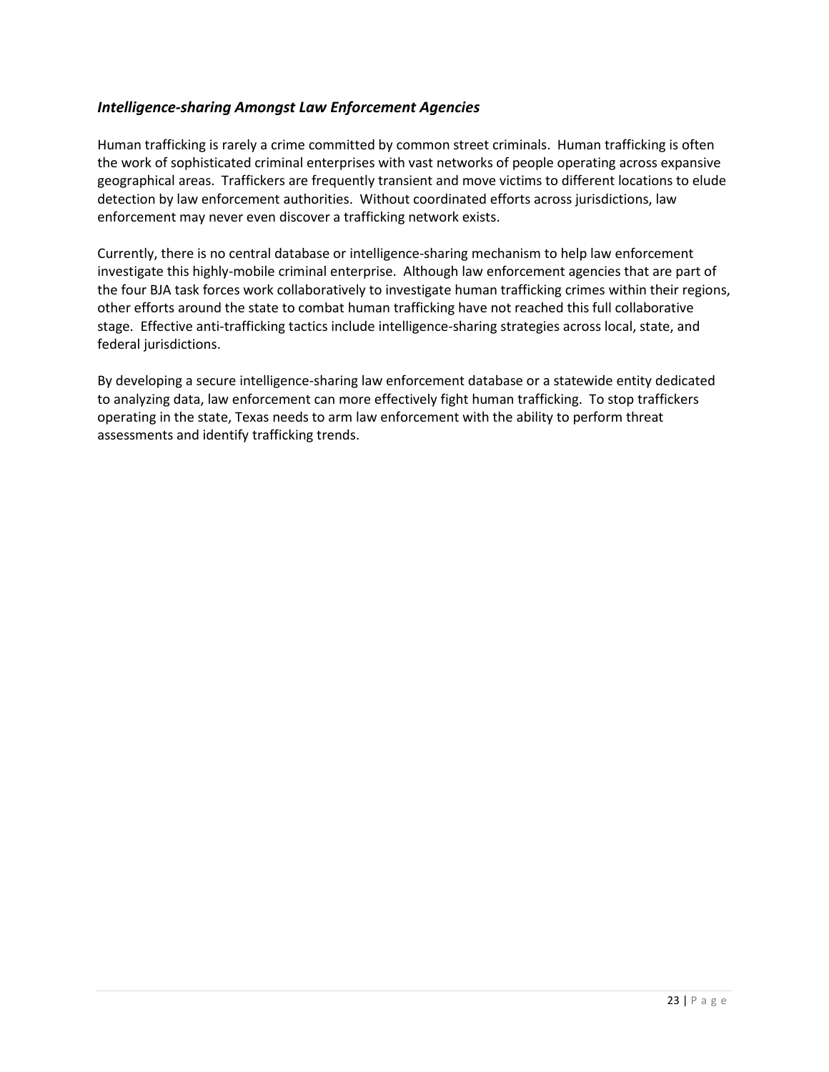### *Intelligence-sharing Amongst Law Enforcement Agencies*

Human trafficking is rarely a crime committed by common street criminals. Human trafficking is often the work of sophisticated criminal enterprises with vast networks of people operating across expansive geographical areas. Traffickers are frequently transient and move victims to different locations to elude detection by law enforcement authorities. Without coordinated efforts across jurisdictions, law enforcement may never even discover a trafficking network exists.

Currently, there is no central database or intelligence-sharing mechanism to help law enforcement investigate this highly-mobile criminal enterprise. Although law enforcement agencies that are part of the four BJA task forces work collaboratively to investigate human trafficking crimes within their regions, other efforts around the state to combat human trafficking have not reached this full collaborative stage. Effective anti-trafficking tactics include intelligence-sharing strategies across local, state, and federal jurisdictions.

By developing a secure intelligence-sharing law enforcement database or a statewide entity dedicated to analyzing data, law enforcement can more effectively fight human trafficking. To stop traffickers operating in the state, Texas needs to arm law enforcement with the ability to perform threat assessments and identify trafficking trends.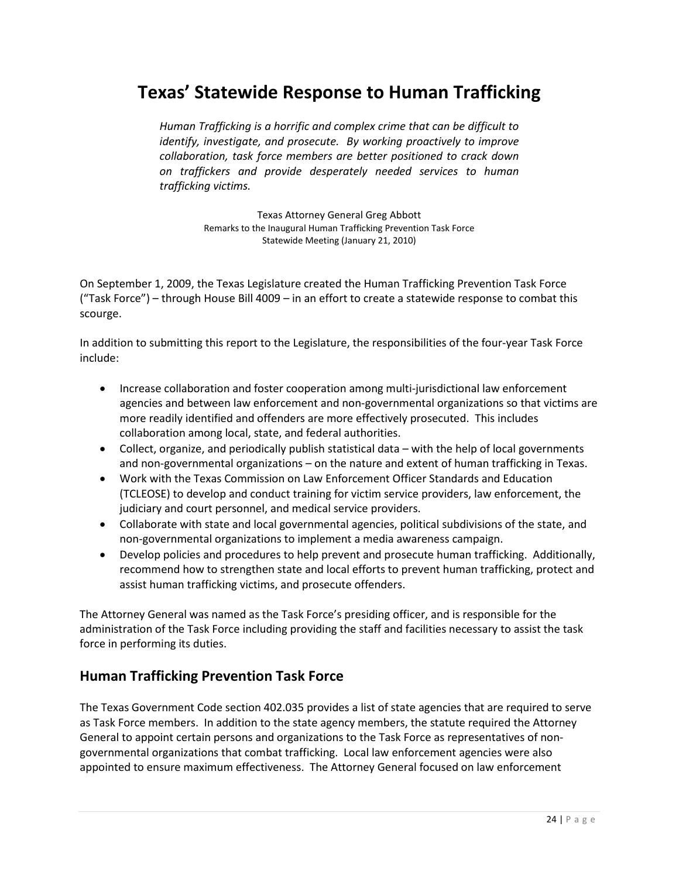# Texas' Statewide Response to Human Trafficking

> *Human Trafficking is a horrific and complex crime that can be difficult to identify, investigate, and prosecute. By working proactively to improve collaboration, task force members are better positioned to crack down on traffickers and provide desperately needed services to human trafficking victims.*
>
> Texas Attorney General Greg Abbott
> Remarks to the Inaugural Human Trafficking Prevention Task Force
> Statewide Meeting (January 21, 2010)

On September 1, 2009, the Texas Legislature created the Human Trafficking Prevention Task Force ("Task Force") – through House Bill 4009 – in an effort to create a statewide response to combat this scourge.

In addition to submitting this report to the Legislature, the responsibilities of the four-year Task Force include:

- Increase collaboration and foster cooperation among multi-jurisdictional law enforcement agencies and between law enforcement and non-governmental organizations so that victims are more readily identified and offenders are more effectively prosecuted. This includes collaboration among local, state, and federal authorities.
- Collect, organize, and periodically publish statistical data – with the help of local governments and non-governmental organizations – on the nature and extent of human trafficking in Texas.
- Work with the Texas Commission on Law Enforcement Officer Standards and Education (TCLEOSE) to develop and conduct training for victim service providers, law enforcement, the judiciary and court personnel, and medical service providers.
- Collaborate with state and local governmental agencies, political subdivisions of the state, and non-governmental organizations to implement a media awareness campaign.
- Develop policies and procedures to help prevent and prosecute human trafficking. Additionally, recommend how to strengthen state and local efforts to prevent human trafficking, protect and assist human trafficking victims, and prosecute offenders.

The Attorney General was named as the Task Force's presiding officer, and is responsible for the administration of the Task Force including providing the staff and facilities necessary to assist the task force in performing its duties.

## Human Trafficking Prevention Task Force

The Texas Government Code section 402.035 provides a list of state agencies that are required to serve as Task Force members. In addition to the state agency members, the statute required the Attorney General to appoint certain persons and organizations to the Task Force as representatives of non-governmental organizations that combat trafficking. Local law enforcement agencies were also appointed to ensure maximum effectiveness. The Attorney General focused on law enforcement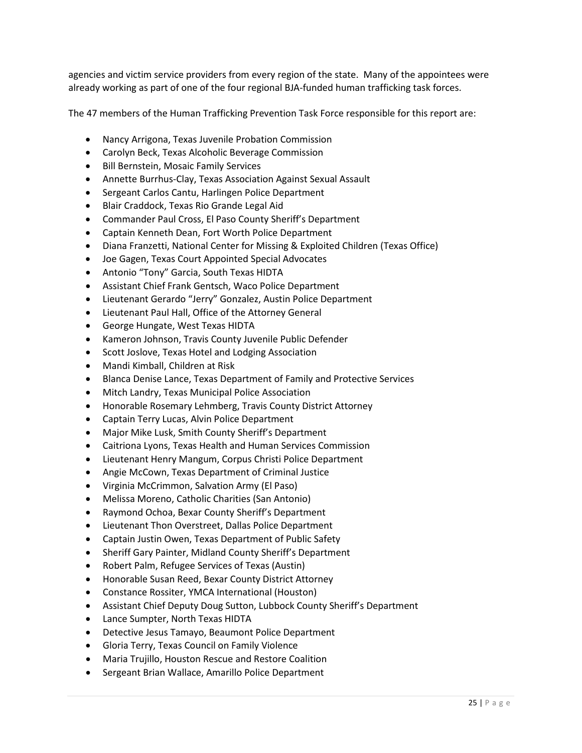agencies and victim service providers from every region of the state. Many of the appointees were already working as part of one of the four regional BJA-funded human trafficking task forces.

The 47 members of the Human Trafficking Prevention Task Force responsible for this report are:

- Nancy Arrigona, Texas Juvenile Probation Commission
- Carolyn Beck, Texas Alcoholic Beverage Commission
- Bill Bernstein, Mosaic Family Services
- Annette Burrhus-Clay, Texas Association Against Sexual Assault
- Sergeant Carlos Cantu, Harlingen Police Department
- Blair Craddock, Texas Rio Grande Legal Aid
- Commander Paul Cross, El Paso County Sheriff's Department
- Captain Kenneth Dean, Fort Worth Police Department
- Diana Franzetti, National Center for Missing & Exploited Children (Texas Office)
- Joe Gagen, Texas Court Appointed Special Advocates
- Antonio "Tony" Garcia, South Texas HIDTA
- Assistant Chief Frank Gentsch, Waco Police Department
- Lieutenant Gerardo "Jerry" Gonzalez, Austin Police Department
- Lieutenant Paul Hall, Office of the Attorney General
- George Hungate, West Texas HIDTA
- Kameron Johnson, Travis County Juvenile Public Defender
- Scott Joslove, Texas Hotel and Lodging Association
- Mandi Kimball, Children at Risk
- Blanca Denise Lance, Texas Department of Family and Protective Services
- Mitch Landry, Texas Municipal Police Association
- Honorable Rosemary Lehmberg, Travis County District Attorney
- Captain Terry Lucas, Alvin Police Department
- Major Mike Lusk, Smith County Sheriff's Department
- Caitriona Lyons, Texas Health and Human Services Commission
- Lieutenant Henry Mangum, Corpus Christi Police Department
- Angie McCown, Texas Department of Criminal Justice
- Virginia McCrimmon, Salvation Army (El Paso)
- Melissa Moreno, Catholic Charities (San Antonio)
- Raymond Ochoa, Bexar County Sheriff's Department
- Lieutenant Thon Overstreet, Dallas Police Department
- Captain Justin Owen, Texas Department of Public Safety
- Sheriff Gary Painter, Midland County Sheriff's Department
- Robert Palm, Refugee Services of Texas (Austin)
- Honorable Susan Reed, Bexar County District Attorney
- Constance Rossiter, YMCA International (Houston)
- Assistant Chief Deputy Doug Sutton, Lubbock County Sheriff's Department
- Lance Sumpter, North Texas HIDTA
- Detective Jesus Tamayo, Beaumont Police Department
- Gloria Terry, Texas Council on Family Violence
- Maria Trujillo, Houston Rescue and Restore Coalition
- Sergeant Brian Wallace, Amarillo Police Department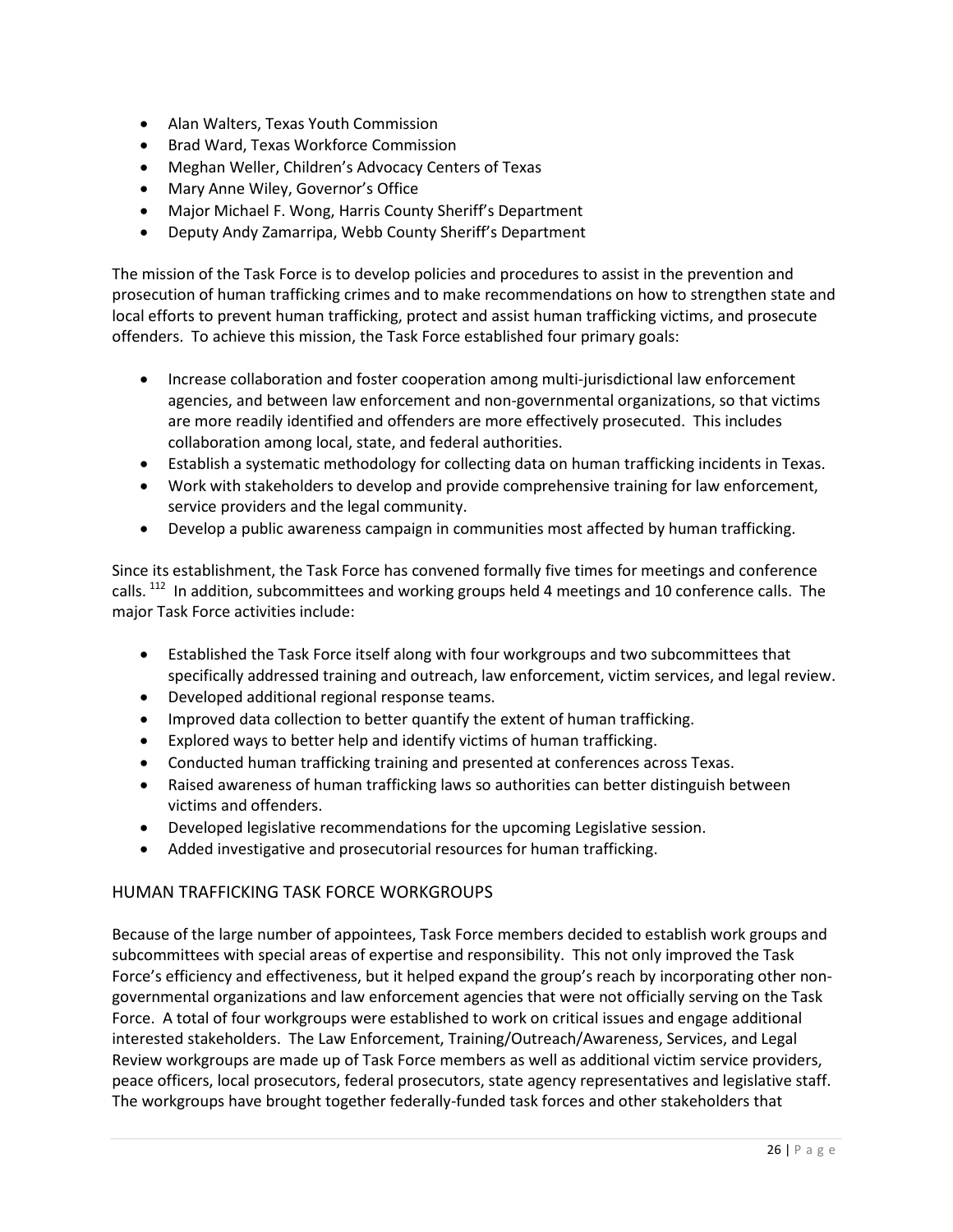- Alan Walters, Texas Youth Commission
- Brad Ward, Texas Workforce Commission
- Meghan Weller, Children's Advocacy Centers of Texas
- Mary Anne Wiley, Governor's Office
- Major Michael F. Wong, Harris County Sheriff's Department
- Deputy Andy Zamarripa, Webb County Sheriff's Department

The mission of the Task Force is to develop policies and procedures to assist in the prevention and prosecution of human trafficking crimes and to make recommendations on how to strengthen state and local efforts to prevent human trafficking, protect and assist human trafficking victims, and prosecute offenders. To achieve this mission, the Task Force established four primary goals:

- Increase collaboration and foster cooperation among multi-jurisdictional law enforcement agencies, and between law enforcement and non-governmental organizations, so that victims are more readily identified and offenders are more effectively prosecuted. This includes collaboration among local, state, and federal authorities.
- Establish a systematic methodology for collecting data on human trafficking incidents in Texas.
- Work with stakeholders to develop and provide comprehensive training for law enforcement, service providers and the legal community.
- Develop a public awareness campaign in communities most affected by human trafficking.

Since its establishment, the Task Force has convened formally five times for meetings and conference calls. [112] In addition, subcommittees and working groups held 4 meetings and 10 conference calls. The major Task Force activities include:

- Established the Task Force itself along with four workgroups and two subcommittees that specifically addressed training and outreach, law enforcement, victim services, and legal review.
- Developed additional regional response teams.
- Improved data collection to better quantify the extent of human trafficking.
- Explored ways to better help and identify victims of human trafficking.
- Conducted human trafficking training and presented at conferences across Texas.
- Raised awareness of human trafficking laws so authorities can better distinguish between victims and offenders.
- Developed legislative recommendations for the upcoming Legislative session.
- Added investigative and prosecutorial resources for human trafficking.

## HUMAN TRAFFICKING TASK FORCE WORKGROUPS

Because of the large number of appointees, Task Force members decided to establish work groups and subcommittees with special areas of expertise and responsibility. This not only improved the Task Force's efficiency and effectiveness, but it helped expand the group's reach by incorporating other non-governmental organizations and law enforcement agencies that were not officially serving on the Task Force. A total of four workgroups were established to work on critical issues and engage additional interested stakeholders. The Law Enforcement, Training/Outreach/Awareness, Services, and Legal Review workgroups are made up of Task Force members as well as additional victim service providers, peace officers, local prosecutors, federal prosecutors, state agency representatives and legislative staff. The workgroups have brought together federally-funded task forces and other stakeholders that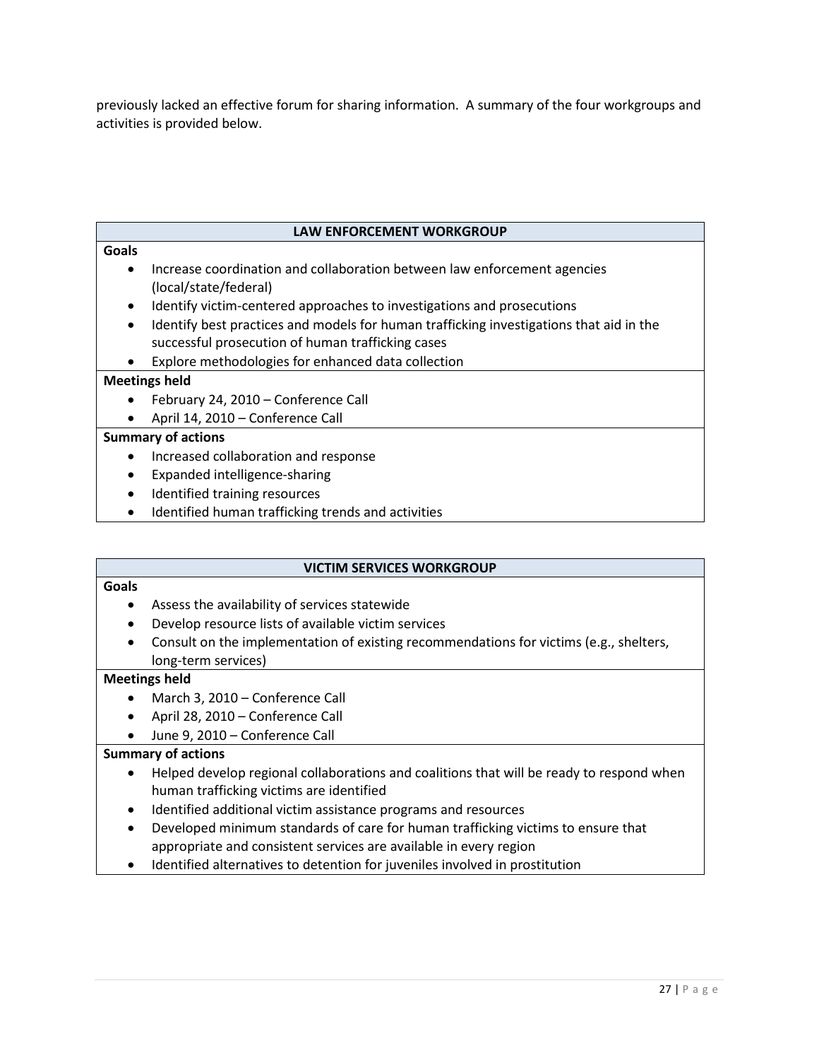previously lacked an effective forum for sharing information. A summary of the four workgroups and activities is provided below.

| LAW ENFORCEMENT WORKGROUP |
| --- |
| **Goals**<br>• Increase coordination and collaboration between law enforcement agencies (local/state/federal)<br>• Identify victim-centered approaches to investigations and prosecutions<br>• Identify best practices and models for human trafficking investigations that aid in the successful prosecution of human trafficking cases<br>• Explore methodologies for enhanced data collection |
| **Meetings held**<br>• February 24, 2010 – Conference Call<br>• April 14, 2010 – Conference Call |
| **Summary of actions**<br>• Increased collaboration and response<br>• Expanded intelligence-sharing<br>• Identified training resources<br>• Identified human trafficking trends and activities |

| VICTIM SERVICES WORKGROUP |
| --- |
| **Goals**<br>• Assess the availability of services statewide<br>• Develop resource lists of available victim services<br>• Consult on the implementation of existing recommendations for victims (e.g., shelters, long-term services) |
| **Meetings held**<br>• March 3, 2010 – Conference Call<br>• April 28, 2010 – Conference Call<br>• June 9, 2010 – Conference Call |
| **Summary of actions**<br>• Helped develop regional collaborations and coalitions that will be ready to respond when human trafficking victims are identified<br>• Identified additional victim assistance programs and resources<br>• Developed minimum standards of care for human trafficking victims to ensure that appropriate and consistent services are available in every region<br>• Identified alternatives to detention for juveniles involved in prostitution |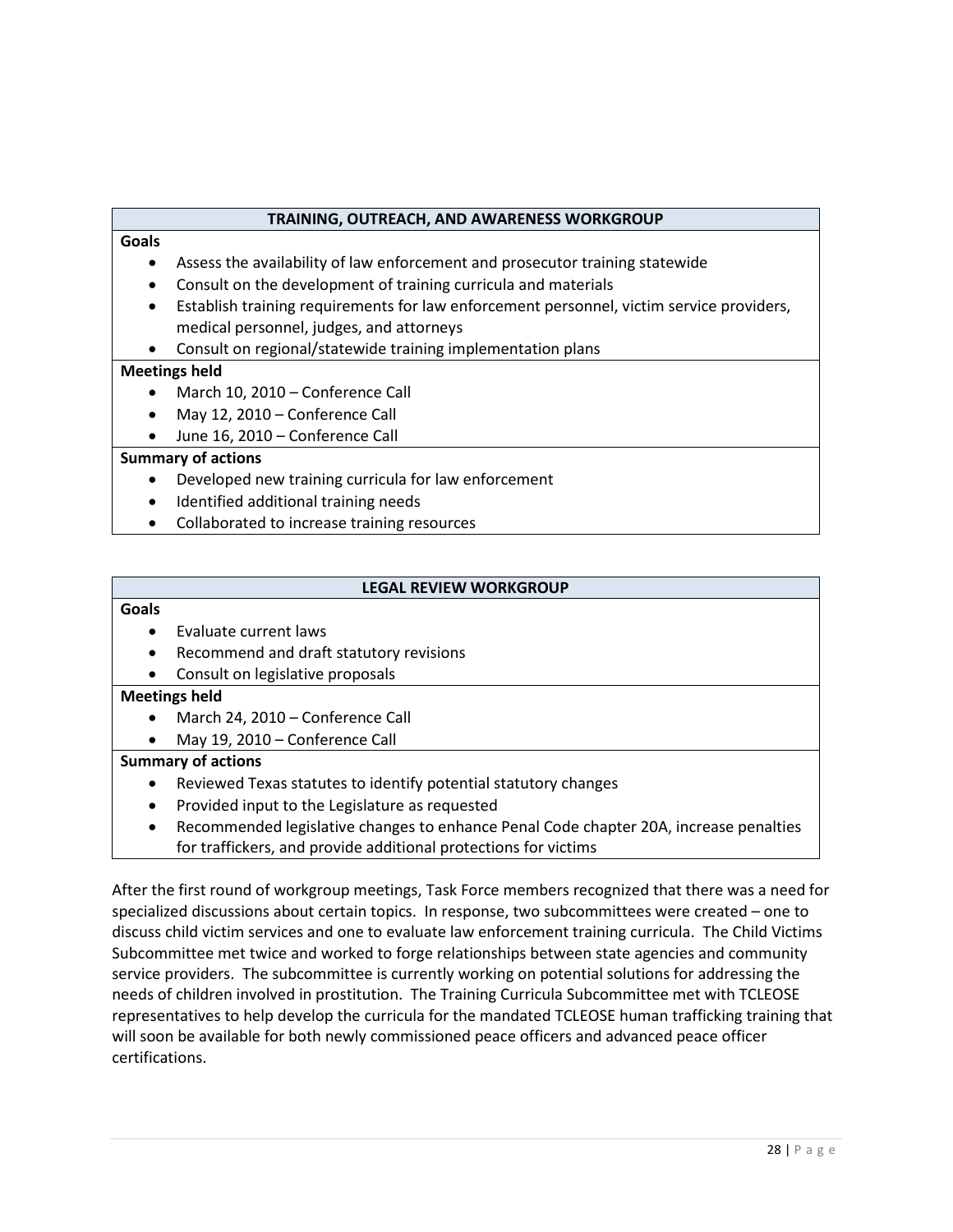| TRAINING, OUTREACH, AND AWARENESS WORKGROUP |
|---|
| **Goals**<br>• Assess the availability of law enforcement and prosecutor training statewide<br>• Consult on the development of training curricula and materials<br>• Establish training requirements for law enforcement personnel, victim service providers, medical personnel, judges, and attorneys<br>• Consult on regional/statewide training implementation plans |
| **Meetings held**<br>• March 10, 2010 – Conference Call<br>• May 12, 2010 – Conference Call<br>• June 16, 2010 – Conference Call |
| **Summary of actions**<br>• Developed new training curricula for law enforcement<br>• Identified additional training needs<br>• Collaborated to increase training resources |

| LEGAL REVIEW WORKGROUP |
|---|
| **Goals**<br>• Evaluate current laws<br>• Recommend and draft statutory revisions<br>• Consult on legislative proposals |
| **Meetings held**<br>• March 24, 2010 – Conference Call<br>• May 19, 2010 – Conference Call |
| **Summary of actions**<br>• Reviewed Texas statutes to identify potential statutory changes<br>• Provided input to the Legislature as requested<br>• Recommended legislative changes to enhance Penal Code chapter 20A, increase penalties for traffickers, and provide additional protections for victims |

After the first round of workgroup meetings, Task Force members recognized that there was a need for specialized discussions about certain topics. In response, two subcommittees were created – one to discuss child victim services and one to evaluate law enforcement training curricula. The Child Victims Subcommittee met twice and worked to forge relationships between state agencies and community service providers. The subcommittee is currently working on potential solutions for addressing the needs of children involved in prostitution. The Training Curricula Subcommittee met with TCLEOSE representatives to help develop the curricula for the mandated TCLEOSE human trafficking training that will soon be available for both newly commissioned peace officers and advanced peace officer certifications.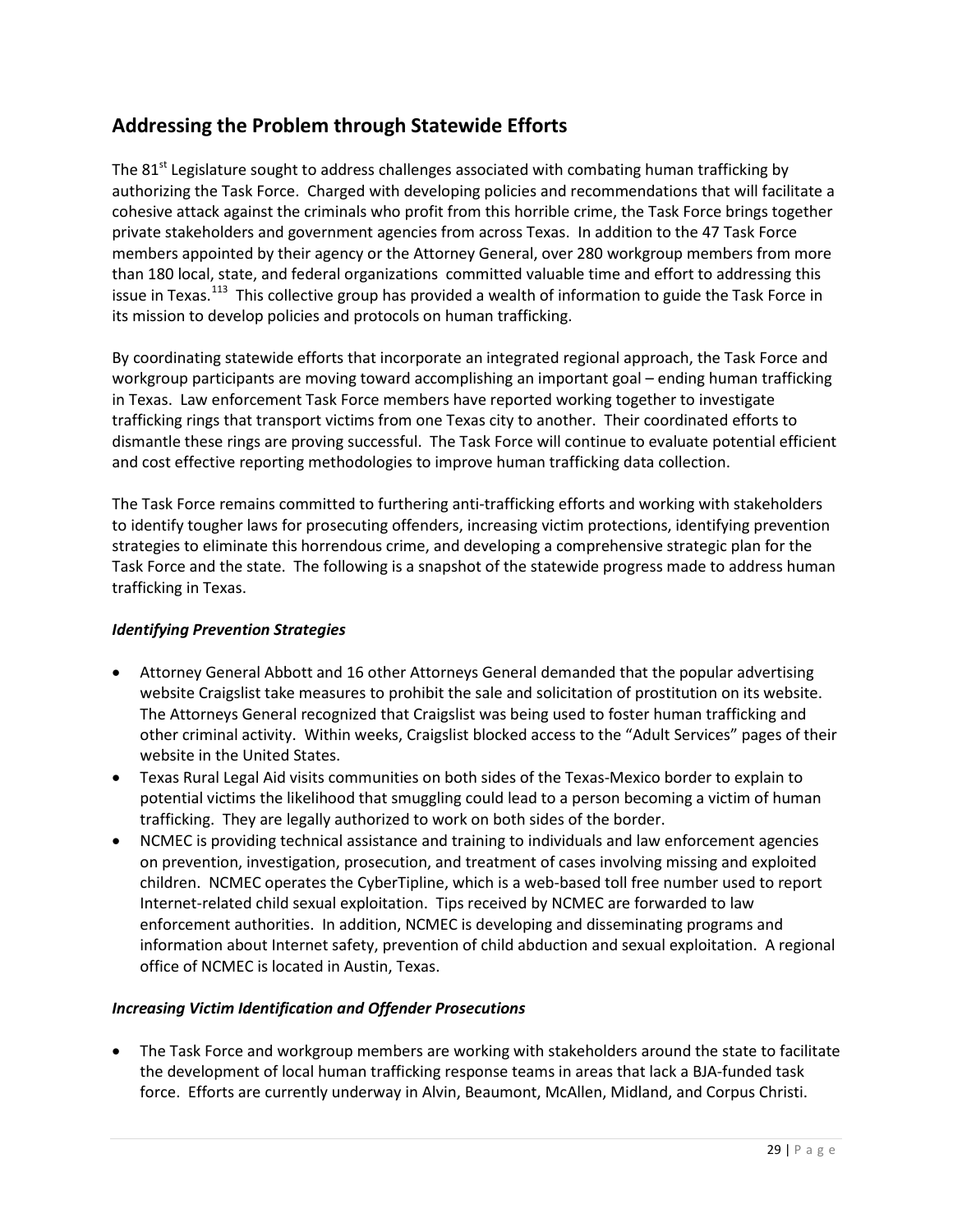## Addressing the Problem through Statewide Efforts

The 81st Legislature sought to address challenges associated with combating human trafficking by authorizing the Task Force. Charged with developing policies and recommendations that will facilitate a cohesive attack against the criminals who profit from this horrible crime, the Task Force brings together private stakeholders and government agencies from across Texas. In addition to the 47 Task Force members appointed by their agency or the Attorney General, over 280 workgroup members from more than 180 local, state, and federal organizations committed valuable time and effort to addressing this issue in Texas.[113] This collective group has provided a wealth of information to guide the Task Force in its mission to develop policies and protocols on human trafficking.

By coordinating statewide efforts that incorporate an integrated regional approach, the Task Force and workgroup participants are moving toward accomplishing an important goal – ending human trafficking in Texas. Law enforcement Task Force members have reported working together to investigate trafficking rings that transport victims from one Texas city to another. Their coordinated efforts to dismantle these rings are proving successful. The Task Force will continue to evaluate potential efficient and cost effective reporting methodologies to improve human trafficking data collection.

The Task Force remains committed to furthering anti-trafficking efforts and working with stakeholders to identify tougher laws for prosecuting offenders, increasing victim protections, identifying prevention strategies to eliminate this horrendous crime, and developing a comprehensive strategic plan for the Task Force and the state. The following is a snapshot of the statewide progress made to address human trafficking in Texas.

### *Identifying Prevention Strategies*

- Attorney General Abbott and 16 other Attorneys General demanded that the popular advertising website Craigslist take measures to prohibit the sale and solicitation of prostitution on its website. The Attorneys General recognized that Craigslist was being used to foster human trafficking and other criminal activity. Within weeks, Craigslist blocked access to the "Adult Services" pages of their website in the United States.
- Texas Rural Legal Aid visits communities on both sides of the Texas-Mexico border to explain to potential victims the likelihood that smuggling could lead to a person becoming a victim of human trafficking. They are legally authorized to work on both sides of the border.
- NCMEC is providing technical assistance and training to individuals and law enforcement agencies on prevention, investigation, prosecution, and treatment of cases involving missing and exploited children. NCMEC operates the CyberTipline, which is a web-based toll free number used to report Internet-related child sexual exploitation. Tips received by NCMEC are forwarded to law enforcement authorities. In addition, NCMEC is developing and disseminating programs and information about Internet safety, prevention of child abduction and sexual exploitation. A regional office of NCMEC is located in Austin, Texas.

### *Increasing Victim Identification and Offender Prosecutions*

- The Task Force and workgroup members are working with stakeholders around the state to facilitate the development of local human trafficking response teams in areas that lack a BJA-funded task force. Efforts are currently underway in Alvin, Beaumont, McAllen, Midland, and Corpus Christi.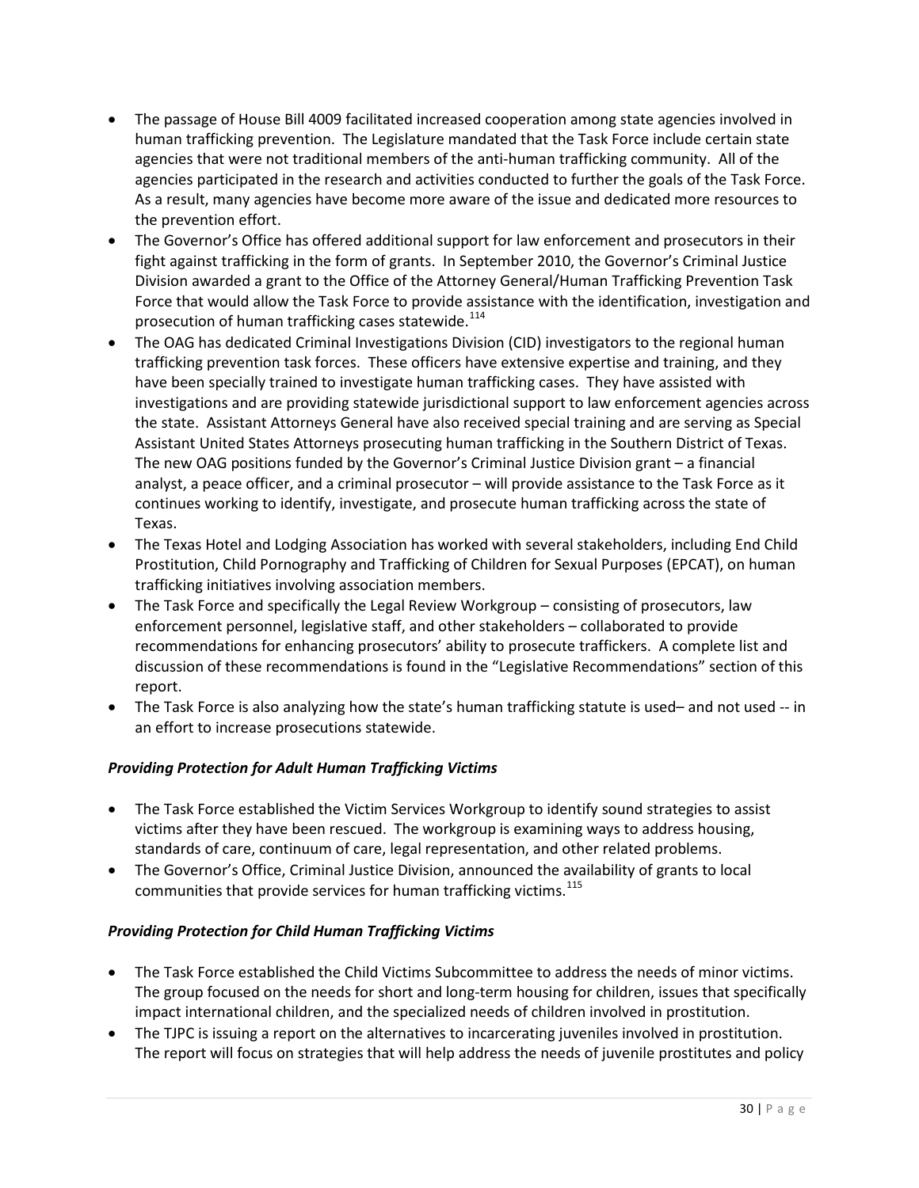- The passage of House Bill 4009 facilitated increased cooperation among state agencies involved in human trafficking prevention. The Legislature mandated that the Task Force include certain state agencies that were not traditional members of the anti-human trafficking community. All of the agencies participated in the research and activities conducted to further the goals of the Task Force. As a result, many agencies have become more aware of the issue and dedicated more resources to the prevention effort.
- The Governor's Office has offered additional support for law enforcement and prosecutors in their fight against trafficking in the form of grants. In September 2010, the Governor's Criminal Justice Division awarded a grant to the Office of the Attorney General/Human Trafficking Prevention Task Force that would allow the Task Force to provide assistance with the identification, investigation and prosecution of human trafficking cases statewide.[114]
- The OAG has dedicated Criminal Investigations Division (CID) investigators to the regional human trafficking prevention task forces. These officers have extensive expertise and training, and they have been specially trained to investigate human trafficking cases. They have assisted with investigations and are providing statewide jurisdictional support to law enforcement agencies across the state. Assistant Attorneys General have also received special training and are serving as Special Assistant United States Attorneys prosecuting human trafficking in the Southern District of Texas. The new OAG positions funded by the Governor's Criminal Justice Division grant – a financial analyst, a peace officer, and a criminal prosecutor – will provide assistance to the Task Force as it continues working to identify, investigate, and prosecute human trafficking across the state of Texas.
- The Texas Hotel and Lodging Association has worked with several stakeholders, including End Child Prostitution, Child Pornography and Trafficking of Children for Sexual Purposes (EPCAT), on human trafficking initiatives involving association members.
- The Task Force and specifically the Legal Review Workgroup – consisting of prosecutors, law enforcement personnel, legislative staff, and other stakeholders – collaborated to provide recommendations for enhancing prosecutors' ability to prosecute traffickers. A complete list and discussion of these recommendations is found in the "Legislative Recommendations" section of this report.
- The Task Force is also analyzing how the state's human trafficking statute is used– and not used -- in an effort to increase prosecutions statewide.

### *Providing Protection for Adult Human Trafficking Victims*

- The Task Force established the Victim Services Workgroup to identify sound strategies to assist victims after they have been rescued. The workgroup is examining ways to address housing, standards of care, continuum of care, legal representation, and other related problems.
- The Governor's Office, Criminal Justice Division, announced the availability of grants to local communities that provide services for human trafficking victims.[115]

### *Providing Protection for Child Human Trafficking Victims*

- The Task Force established the Child Victims Subcommittee to address the needs of minor victims. The group focused on the needs for short and long-term housing for children, issues that specifically impact international children, and the specialized needs of children involved in prostitution.
- The TJPC is issuing a report on the alternatives to incarcerating juveniles involved in prostitution. The report will focus on strategies that will help address the needs of juvenile prostitutes and policy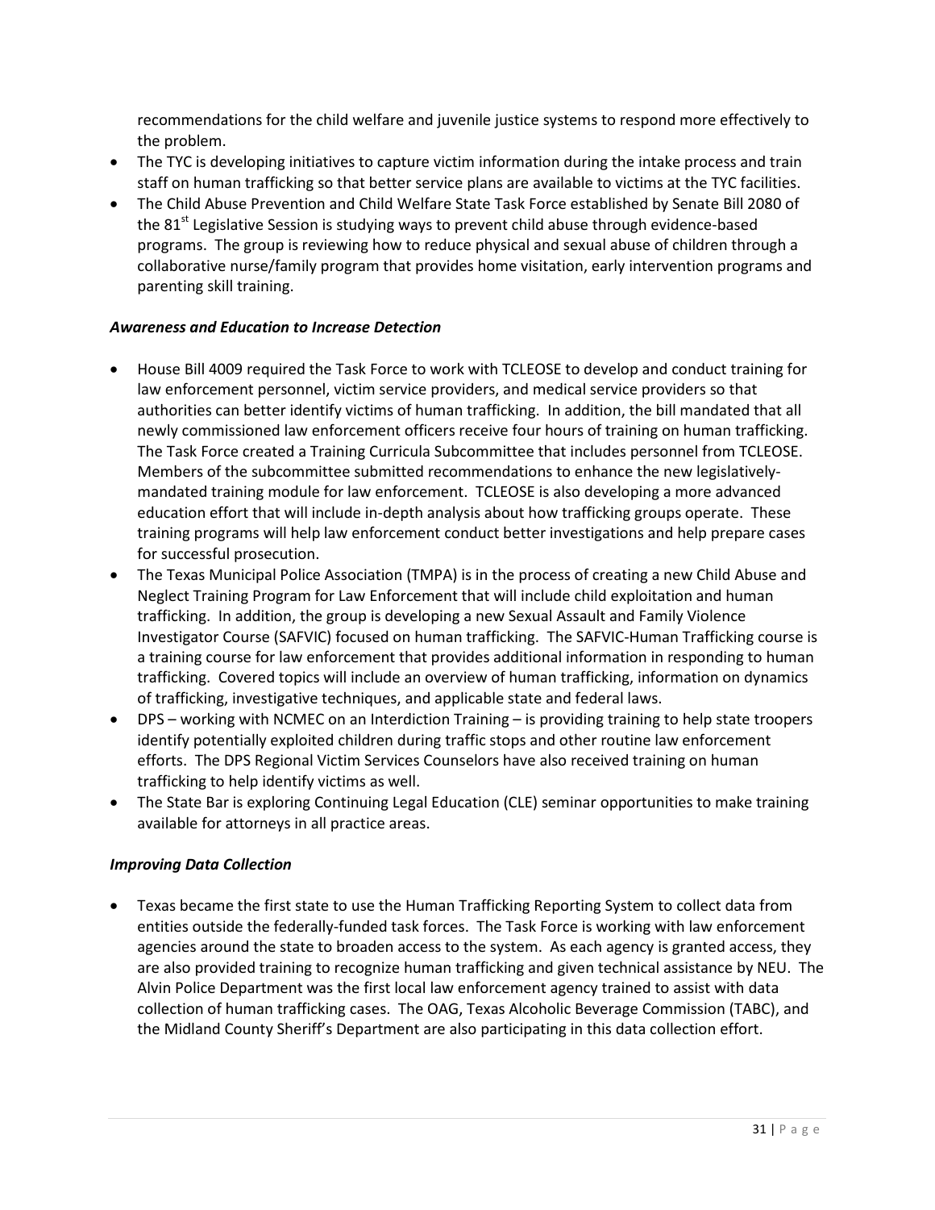recommendations for the child welfare and juvenile justice systems to respond more effectively to the problem.

- The TYC is developing initiatives to capture victim information during the intake process and train staff on human trafficking so that better service plans are available to victims at the TYC facilities.
- The Child Abuse Prevention and Child Welfare State Task Force established by Senate Bill 2080 of the 81st Legislative Session is studying ways to prevent child abuse through evidence-based programs. The group is reviewing how to reduce physical and sexual abuse of children through a collaborative nurse/family program that provides home visitation, early intervention programs and parenting skill training.

***Awareness and Education to Increase Detection***

- House Bill 4009 required the Task Force to work with TCLEOSE to develop and conduct training for law enforcement personnel, victim service providers, and medical service providers so that authorities can better identify victims of human trafficking. In addition, the bill mandated that all newly commissioned law enforcement officers receive four hours of training on human trafficking. The Task Force created a Training Curricula Subcommittee that includes personnel from TCLEOSE. Members of the subcommittee submitted recommendations to enhance the new legislatively-mandated training module for law enforcement. TCLEOSE is also developing a more advanced education effort that will include in-depth analysis about how trafficking groups operate. These training programs will help law enforcement conduct better investigations and help prepare cases for successful prosecution.
- The Texas Municipal Police Association (TMPA) is in the process of creating a new Child Abuse and Neglect Training Program for Law Enforcement that will include child exploitation and human trafficking. In addition, the group is developing a new Sexual Assault and Family Violence Investigator Course (SAFVIC) focused on human trafficking. The SAFVIC-Human Trafficking course is a training course for law enforcement that provides additional information in responding to human trafficking. Covered topics will include an overview of human trafficking, information on dynamics of trafficking, investigative techniques, and applicable state and federal laws.
- DPS – working with NCMEC on an Interdiction Training – is providing training to help state troopers identify potentially exploited children during traffic stops and other routine law enforcement efforts. The DPS Regional Victim Services Counselors have also received training on human trafficking to help identify victims as well.
- The State Bar is exploring Continuing Legal Education (CLE) seminar opportunities to make training available for attorneys in all practice areas.

***Improving Data Collection***

- Texas became the first state to use the Human Trafficking Reporting System to collect data from entities outside the federally-funded task forces. The Task Force is working with law enforcement agencies around the state to broaden access to the system. As each agency is granted access, they are also provided training to recognize human trafficking and given technical assistance by NEU. The Alvin Police Department was the first local law enforcement agency trained to assist with data collection of human trafficking cases. The OAG, Texas Alcoholic Beverage Commission (TABC), and the Midland County Sheriff's Department are also participating in this data collection effort.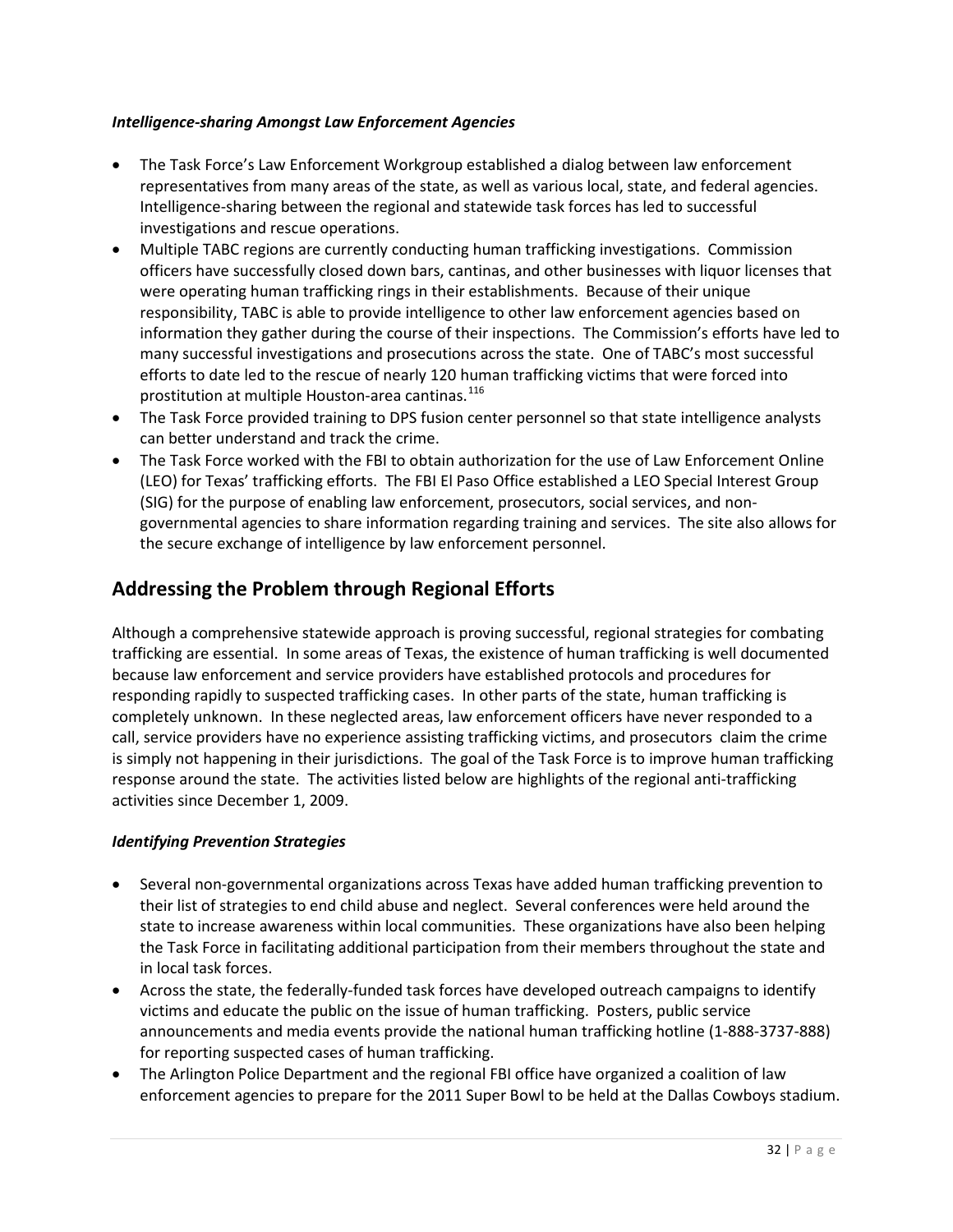***Intelligence-sharing Amongst Law Enforcement Agencies***

- The Task Force's Law Enforcement Workgroup established a dialog between law enforcement representatives from many areas of the state, as well as various local, state, and federal agencies. Intelligence-sharing between the regional and statewide task forces has led to successful investigations and rescue operations.
- Multiple TABC regions are currently conducting human trafficking investigations. Commission officers have successfully closed down bars, cantinas, and other businesses with liquor licenses that were operating human trafficking rings in their establishments. Because of their unique responsibility, TABC is able to provide intelligence to other law enforcement agencies based on information they gather during the course of their inspections. The Commission's efforts have led to many successful investigations and prosecutions across the state. One of TABC's most successful efforts to date led to the rescue of nearly 120 human trafficking victims that were forced into prostitution at multiple Houston-area cantinas.[116]
- The Task Force provided training to DPS fusion center personnel so that state intelligence analysts can better understand and track the crime.
- The Task Force worked with the FBI to obtain authorization for the use of Law Enforcement Online (LEO) for Texas' trafficking efforts. The FBI El Paso Office established a LEO Special Interest Group (SIG) for the purpose of enabling law enforcement, prosecutors, social services, and non-governmental agencies to share information regarding training and services. The site also allows for the secure exchange of intelligence by law enforcement personnel.

## Addressing the Problem through Regional Efforts

Although a comprehensive statewide approach is proving successful, regional strategies for combating trafficking are essential. In some areas of Texas, the existence of human trafficking is well documented because law enforcement and service providers have established protocols and procedures for responding rapidly to suspected trafficking cases. In other parts of the state, human trafficking is completely unknown. In these neglected areas, law enforcement officers have never responded to a call, service providers have no experience assisting trafficking victims, and prosecutors claim the crime is simply not happening in their jurisdictions. The goal of the Task Force is to improve human trafficking response around the state. The activities listed below are highlights of the regional anti-trafficking activities since December 1, 2009.

***Identifying Prevention Strategies***

- Several non-governmental organizations across Texas have added human trafficking prevention to their list of strategies to end child abuse and neglect. Several conferences were held around the state to increase awareness within local communities. These organizations have also been helping the Task Force in facilitating additional participation from their members throughout the state and in local task forces.
- Across the state, the federally-funded task forces have developed outreach campaigns to identify victims and educate the public on the issue of human trafficking. Posters, public service announcements and media events provide the national human trafficking hotline (1-888-3737-888) for reporting suspected cases of human trafficking.
- The Arlington Police Department and the regional FBI office have organized a coalition of law enforcement agencies to prepare for the 2011 Super Bowl to be held at the Dallas Cowboys stadium.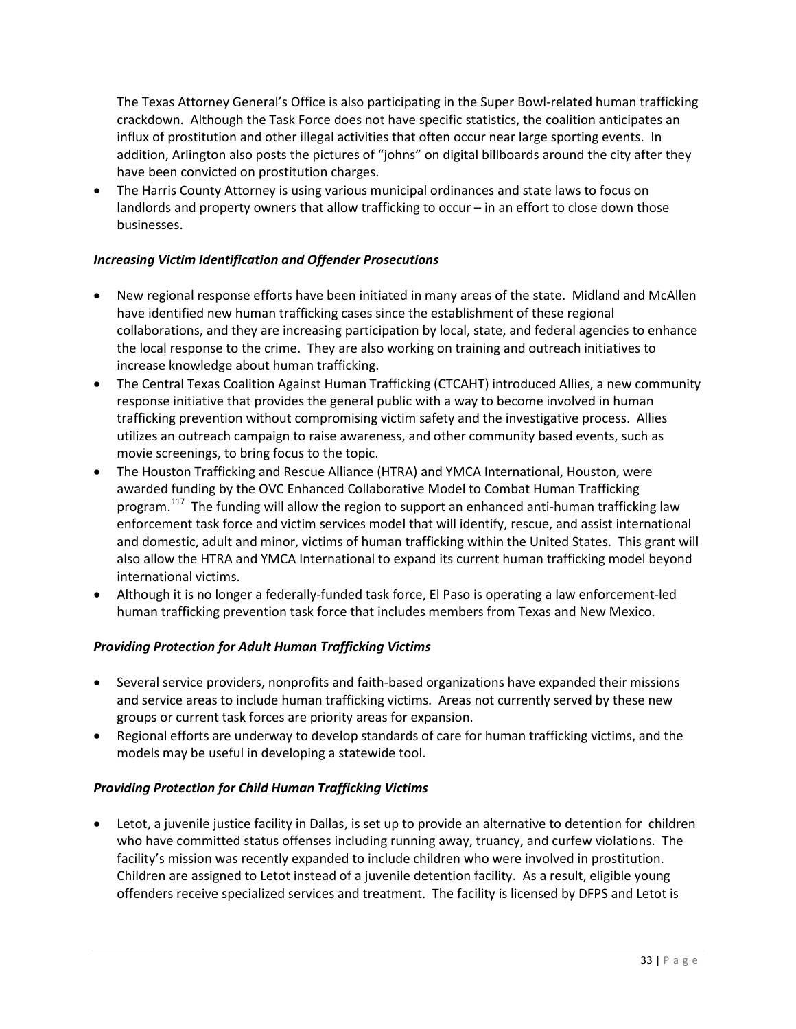The Texas Attorney General's Office is also participating in the Super Bowl-related human trafficking crackdown. Although the Task Force does not have specific statistics, the coalition anticipates an influx of prostitution and other illegal activities that often occur near large sporting events. In addition, Arlington also posts the pictures of "johns" on digital billboards around the city after they have been convicted on prostitution charges.

- The Harris County Attorney is using various municipal ordinances and state laws to focus on landlords and property owners that allow trafficking to occur – in an effort to close down those businesses.

***Increasing Victim Identification and Offender Prosecutions***

- New regional response efforts have been initiated in many areas of the state. Midland and McAllen have identified new human trafficking cases since the establishment of these regional collaborations, and they are increasing participation by local, state, and federal agencies to enhance the local response to the crime. They are also working on training and outreach initiatives to increase knowledge about human trafficking.
- The Central Texas Coalition Against Human Trafficking (CTCAHT) introduced Allies, a new community response initiative that provides the general public with a way to become involved in human trafficking prevention without compromising victim safety and the investigative process. Allies utilizes an outreach campaign to raise awareness, and other community based events, such as movie screenings, to bring focus to the topic.
- The Houston Trafficking and Rescue Alliance (HTRA) and YMCA International, Houston, were awarded funding by the OVC Enhanced Collaborative Model to Combat Human Trafficking program.[117] The funding will allow the region to support an enhanced anti-human trafficking law enforcement task force and victim services model that will identify, rescue, and assist international and domestic, adult and minor, victims of human trafficking within the United States. This grant will also allow the HTRA and YMCA International to expand its current human trafficking model beyond international victims.
- Although it is no longer a federally-funded task force, El Paso is operating a law enforcement-led human trafficking prevention task force that includes members from Texas and New Mexico.

***Providing Protection for Adult Human Trafficking Victims***

- Several service providers, nonprofits and faith-based organizations have expanded their missions and service areas to include human trafficking victims. Areas not currently served by these new groups or current task forces are priority areas for expansion.
- Regional efforts are underway to develop standards of care for human trafficking victims, and the models may be useful in developing a statewide tool.

***Providing Protection for Child Human Trafficking Victims***

- Letot, a juvenile justice facility in Dallas, is set up to provide an alternative to detention for children who have committed status offenses including running away, truancy, and curfew violations. The facility's mission was recently expanded to include children who were involved in prostitution. Children are assigned to Letot instead of a juvenile detention facility. As a result, eligible young offenders receive specialized services and treatment. The facility is licensed by DFPS and Letot is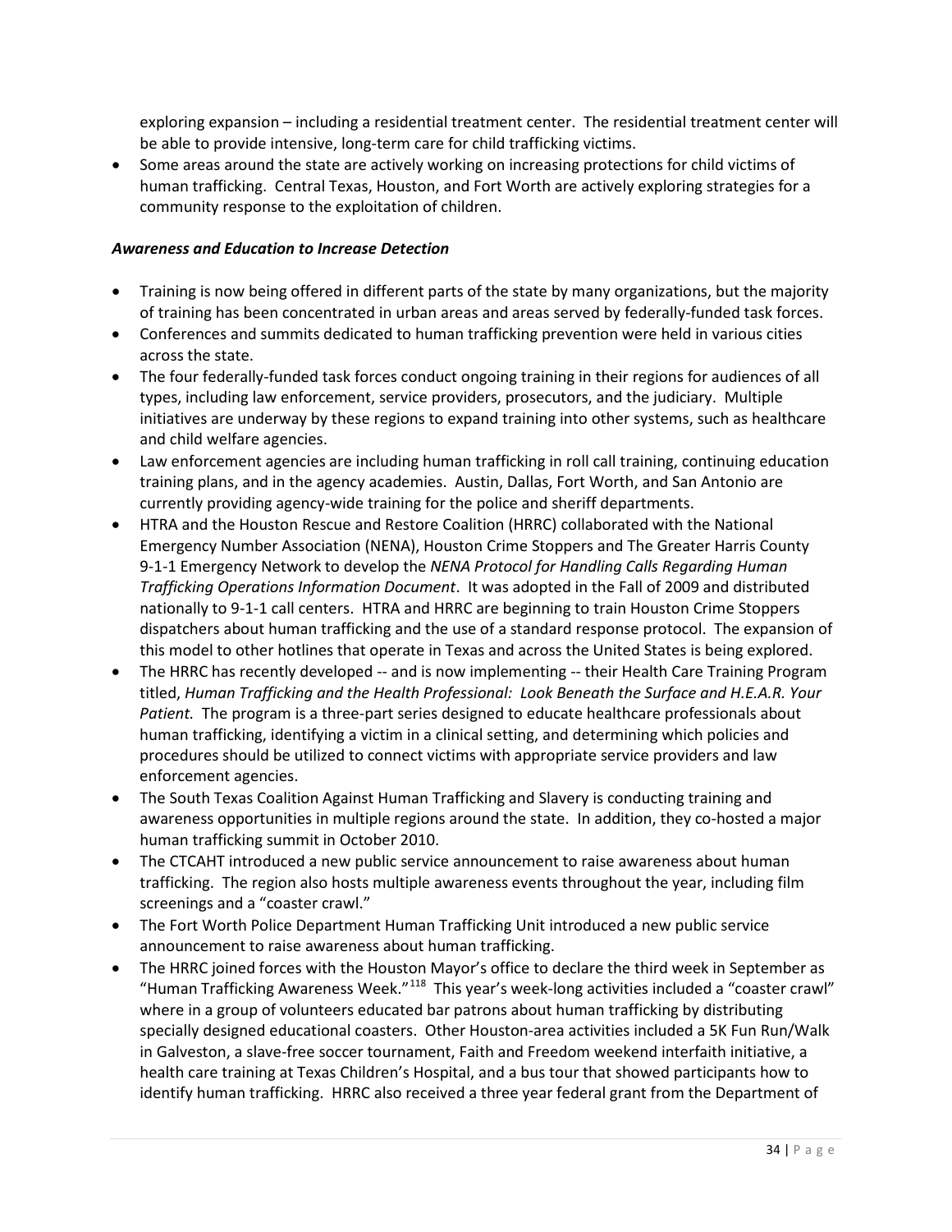exploring expansion – including a residential treatment center. The residential treatment center will be able to provide intensive, long-term care for child trafficking victims.

- Some areas around the state are actively working on increasing protections for child victims of human trafficking. Central Texas, Houston, and Fort Worth are actively exploring strategies for a community response to the exploitation of children.

***Awareness and Education to Increase Detection***

- Training is now being offered in different parts of the state by many organizations, but the majority of training has been concentrated in urban areas and areas served by federally-funded task forces.
- Conferences and summits dedicated to human trafficking prevention were held in various cities across the state.
- The four federally-funded task forces conduct ongoing training in their regions for audiences of all types, including law enforcement, service providers, prosecutors, and the judiciary. Multiple initiatives are underway by these regions to expand training into other systems, such as healthcare and child welfare agencies.
- Law enforcement agencies are including human trafficking in roll call training, continuing education training plans, and in the agency academies. Austin, Dallas, Fort Worth, and San Antonio are currently providing agency-wide training for the police and sheriff departments.
- HTRA and the Houston Rescue and Restore Coalition (HRRC) collaborated with the National Emergency Number Association (NENA), Houston Crime Stoppers and The Greater Harris County 9-1-1 Emergency Network to develop the *NENA Protocol for Handling Calls Regarding Human Trafficking Operations Information Document*. It was adopted in the Fall of 2009 and distributed nationally to 9-1-1 call centers. HTRA and HRRC are beginning to train Houston Crime Stoppers dispatchers about human trafficking and the use of a standard response protocol. The expansion of this model to other hotlines that operate in Texas and across the United States is being explored.
- The HRRC has recently developed -- and is now implementing -- their Health Care Training Program titled, *Human Trafficking and the Health Professional: Look Beneath the Surface and H.E.A.R. Your Patient.* The program is a three-part series designed to educate healthcare professionals about human trafficking, identifying a victim in a clinical setting, and determining which policies and procedures should be utilized to connect victims with appropriate service providers and law enforcement agencies.
- The South Texas Coalition Against Human Trafficking and Slavery is conducting training and awareness opportunities in multiple regions around the state. In addition, they co-hosted a major human trafficking summit in October 2010.
- The CTCAHT introduced a new public service announcement to raise awareness about human trafficking. The region also hosts multiple awareness events throughout the year, including film screenings and a "coaster crawl."
- The Fort Worth Police Department Human Trafficking Unit introduced a new public service announcement to raise awareness about human trafficking.
- The HRRC joined forces with the Houston Mayor's office to declare the third week in September as "Human Trafficking Awareness Week."[118] This year's week-long activities included a "coaster crawl" where in a group of volunteers educated bar patrons about human trafficking by distributing specially designed educational coasters. Other Houston-area activities included a 5K Fun Run/Walk in Galveston, a slave-free soccer tournament, Faith and Freedom weekend interfaith initiative, a health care training at Texas Children's Hospital, and a bus tour that showed participants how to identify human trafficking. HRRC also received a three year federal grant from the Department of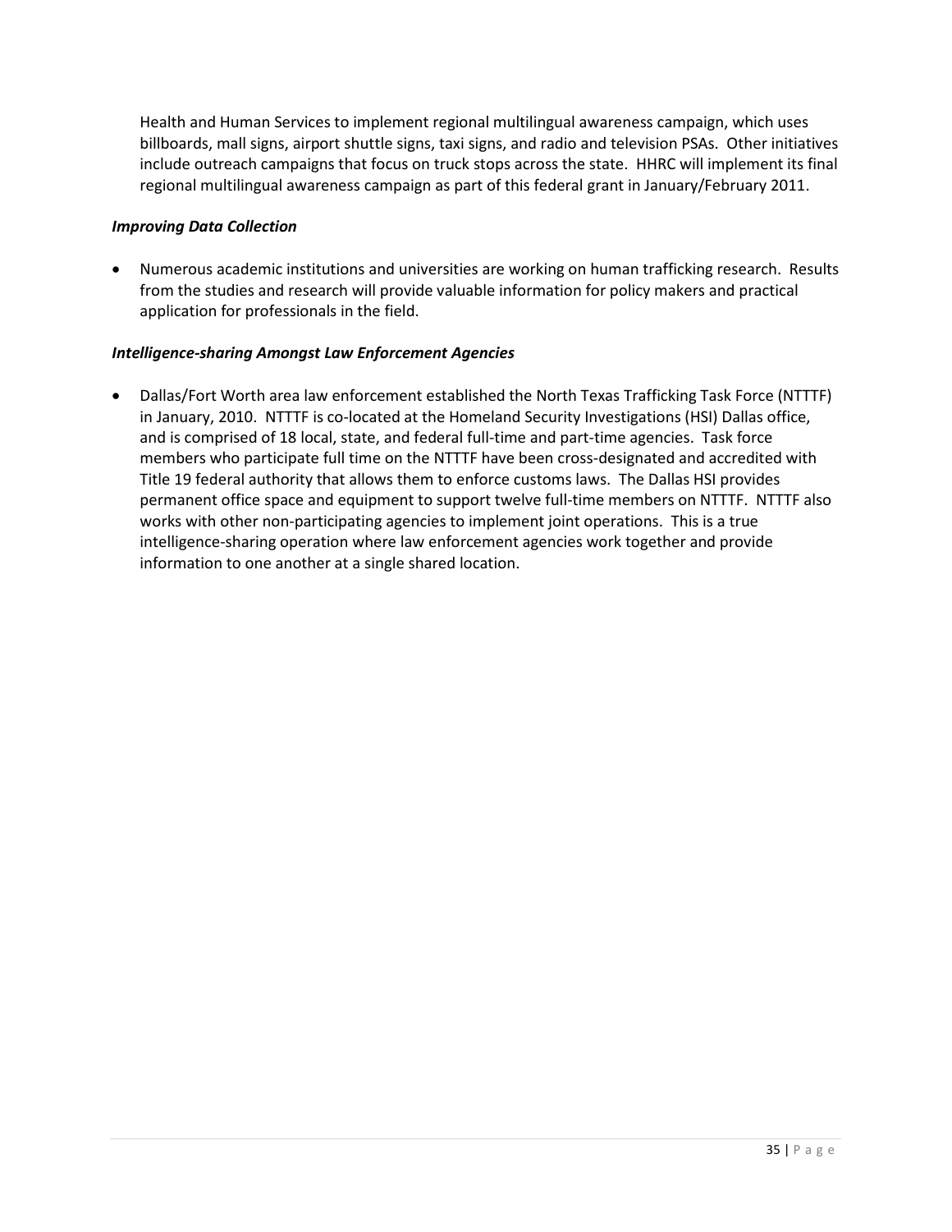Health and Human Services to implement regional multilingual awareness campaign, which uses billboards, mall signs, airport shuttle signs, taxi signs, and radio and television PSAs. Other initiatives include outreach campaigns that focus on truck stops across the state. HHRC will implement its final regional multilingual awareness campaign as part of this federal grant in January/February 2011.

***Improving Data Collection***

- Numerous academic institutions and universities are working on human trafficking research. Results from the studies and research will provide valuable information for policy makers and practical application for professionals in the field.

***Intelligence-sharing Amongst Law Enforcement Agencies***

- Dallas/Fort Worth area law enforcement established the North Texas Trafficking Task Force (NTTTF) in January, 2010. NTTTF is co-located at the Homeland Security Investigations (HSI) Dallas office, and is comprised of 18 local, state, and federal full-time and part-time agencies. Task force members who participate full time on the NTTTF have been cross-designated and accredited with Title 19 federal authority that allows them to enforce customs laws. The Dallas HSI provides permanent office space and equipment to support twelve full-time members on NTTTF. NTTTF also works with other non-participating agencies to implement joint operations. This is a true intelligence-sharing operation where law enforcement agencies work together and provide information to one another at a single shared location.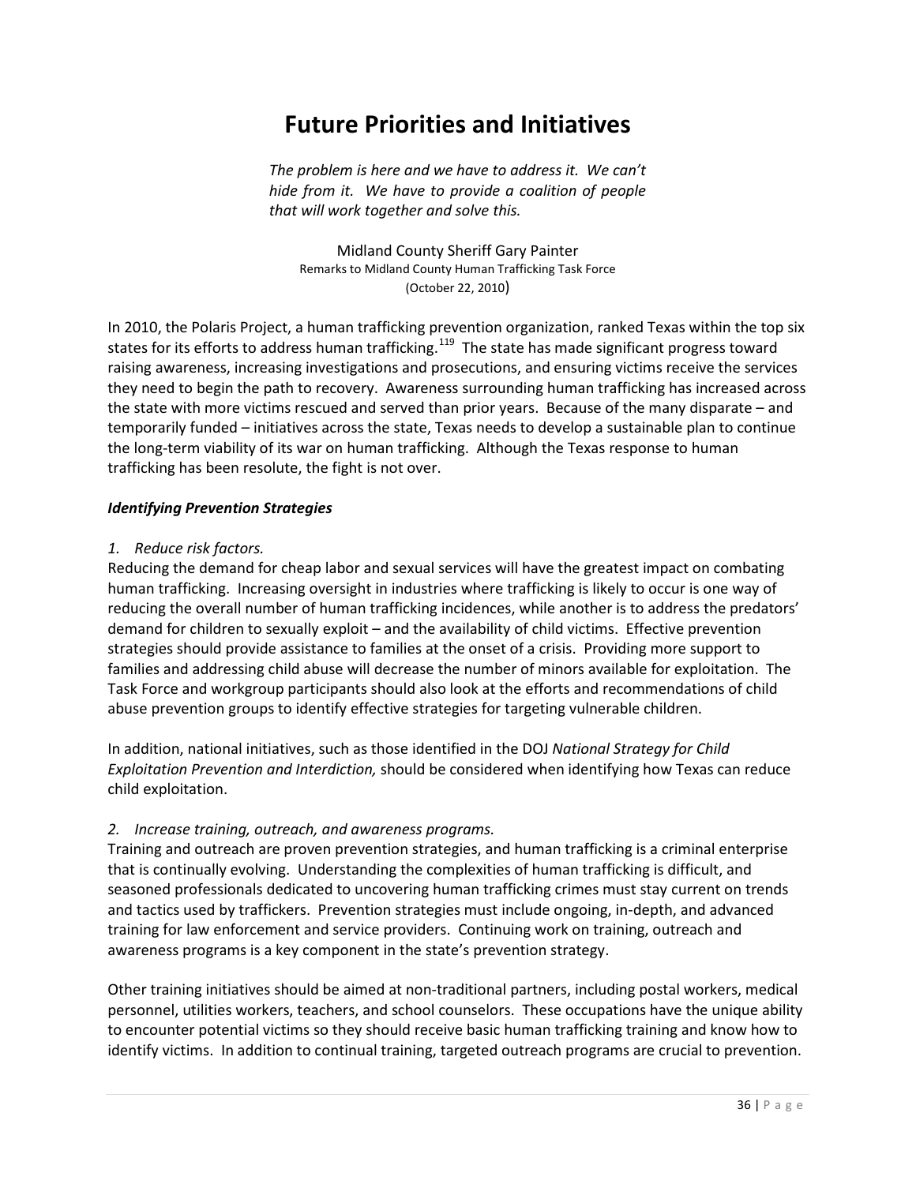# Future Priorities and Initiatives

*The problem is here and we have to address it. We can't hide from it. We have to provide a coalition of people that will work together and solve this.*

Midland County Sheriff Gary Painter
Remarks to Midland County Human Trafficking Task Force
(October 22, 2010)

In 2010, the Polaris Project, a human trafficking prevention organization, ranked Texas within the top six states for its efforts to address human trafficking.[119] The state has made significant progress toward raising awareness, increasing investigations and prosecutions, and ensuring victims receive the services they need to begin the path to recovery. Awareness surrounding human trafficking has increased across the state with more victims rescued and served than prior years. Because of the many disparate – and temporarily funded – initiatives across the state, Texas needs to develop a sustainable plan to continue the long-term viability of its war on human trafficking. Although the Texas response to human trafficking has been resolute, the fight is not over.

***Identifying Prevention Strategies***

*1. Reduce risk factors.*

Reducing the demand for cheap labor and sexual services will have the greatest impact on combating human trafficking. Increasing oversight in industries where trafficking is likely to occur is one way of reducing the overall number of human trafficking incidences, while another is to address the predators' demand for children to sexually exploit – and the availability of child victims. Effective prevention strategies should provide assistance to families at the onset of a crisis. Providing more support to families and addressing child abuse will decrease the number of minors available for exploitation. The Task Force and workgroup participants should also look at the efforts and recommendations of child abuse prevention groups to identify effective strategies for targeting vulnerable children.

In addition, national initiatives, such as those identified in the DOJ *National Strategy for Child Exploitation Prevention and Interdiction,* should be considered when identifying how Texas can reduce child exploitation.

*2. Increase training, outreach, and awareness programs.*

Training and outreach are proven prevention strategies, and human trafficking is a criminal enterprise that is continually evolving. Understanding the complexities of human trafficking is difficult, and seasoned professionals dedicated to uncovering human trafficking crimes must stay current on trends and tactics used by traffickers. Prevention strategies must include ongoing, in-depth, and advanced training for law enforcement and service providers. Continuing work on training, outreach and awareness programs is a key component in the state's prevention strategy.

Other training initiatives should be aimed at non-traditional partners, including postal workers, medical personnel, utilities workers, teachers, and school counselors. These occupations have the unique ability to encounter potential victims so they should receive basic human trafficking training and know how to identify victims. In addition to continual training, targeted outreach programs are crucial to prevention.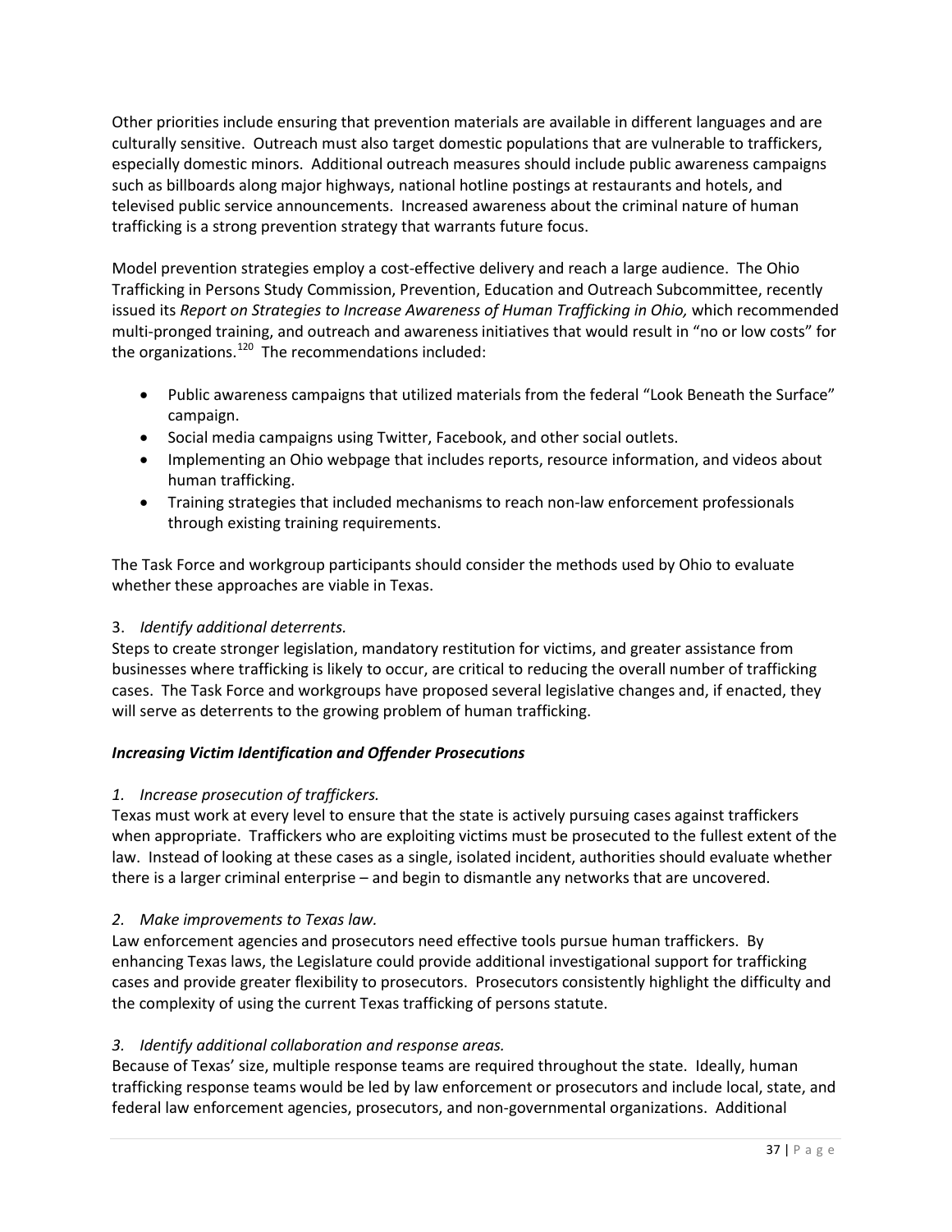Other priorities include ensuring that prevention materials are available in different languages and are culturally sensitive. Outreach must also target domestic populations that are vulnerable to traffickers, especially domestic minors. Additional outreach measures should include public awareness campaigns such as billboards along major highways, national hotline postings at restaurants and hotels, and televised public service announcements. Increased awareness about the criminal nature of human trafficking is a strong prevention strategy that warrants future focus.

Model prevention strategies employ a cost-effective delivery and reach a large audience. The Ohio Trafficking in Persons Study Commission, Prevention, Education and Outreach Subcommittee, recently issued its *Report on Strategies to Increase Awareness of Human Trafficking in Ohio,* which recommended multi-pronged training, and outreach and awareness initiatives that would result in "no or low costs" for the organizations.[120] The recommendations included:

- Public awareness campaigns that utilized materials from the federal "Look Beneath the Surface" campaign.
- Social media campaigns using Twitter, Facebook, and other social outlets.
- Implementing an Ohio webpage that includes reports, resource information, and videos about human trafficking.
- Training strategies that included mechanisms to reach non-law enforcement professionals through existing training requirements.

The Task Force and workgroup participants should consider the methods used by Ohio to evaluate whether these approaches are viable in Texas.

3. *Identify additional deterrents.*

Steps to create stronger legislation, mandatory restitution for victims, and greater assistance from businesses where trafficking is likely to occur, are critical to reducing the overall number of trafficking cases. The Task Force and workgroups have proposed several legislative changes and, if enacted, they will serve as deterrents to the growing problem of human trafficking.

### ***Increasing Victim Identification and Offender Prosecutions***

*1. Increase prosecution of traffickers.*

Texas must work at every level to ensure that the state is actively pursuing cases against traffickers when appropriate. Traffickers who are exploiting victims must be prosecuted to the fullest extent of the law. Instead of looking at these cases as a single, isolated incident, authorities should evaluate whether there is a larger criminal enterprise – and begin to dismantle any networks that are uncovered.

*2. Make improvements to Texas law.*

Law enforcement agencies and prosecutors need effective tools pursue human traffickers. By enhancing Texas laws, the Legislature could provide additional investigational support for trafficking cases and provide greater flexibility to prosecutors. Prosecutors consistently highlight the difficulty and the complexity of using the current Texas trafficking of persons statute.

*3. Identify additional collaboration and response areas.*

Because of Texas' size, multiple response teams are required throughout the state. Ideally, human trafficking response teams would be led by law enforcement or prosecutors and include local, state, and federal law enforcement agencies, prosecutors, and non-governmental organizations. Additional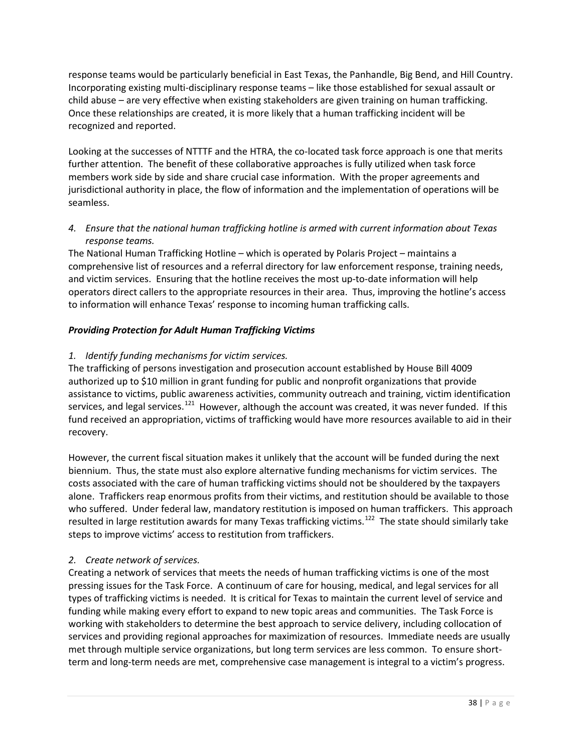response teams would be particularly beneficial in East Texas, the Panhandle, Big Bend, and Hill Country. Incorporating existing multi-disciplinary response teams – like those established for sexual assault or child abuse – are very effective when existing stakeholders are given training on human trafficking. Once these relationships are created, it is more likely that a human trafficking incident will be recognized and reported.

Looking at the successes of NTTTF and the HTRA, the co-located task force approach is one that merits further attention. The benefit of these collaborative approaches is fully utilized when task force members work side by side and share crucial case information. With the proper agreements and jurisdictional authority in place, the flow of information and the implementation of operations will be seamless.

*4. Ensure that the national human trafficking hotline is armed with current information about Texas response teams.*

The National Human Trafficking Hotline – which is operated by Polaris Project – maintains a comprehensive list of resources and a referral directory for law enforcement response, training needs, and victim services. Ensuring that the hotline receives the most up-to-date information will help operators direct callers to the appropriate resources in their area. Thus, improving the hotline's access to information will enhance Texas' response to incoming human trafficking calls.

***Providing Protection for Adult Human Trafficking Victims***

*1. Identify funding mechanisms for victim services.*

The trafficking of persons investigation and prosecution account established by House Bill 4009 authorized up to $10 million in grant funding for public and nonprofit organizations that provide assistance to victims, public awareness activities, community outreach and training, victim identification services, and legal services.[121] However, although the account was created, it was never funded. If this fund received an appropriation, victims of trafficking would have more resources available to aid in their recovery.

However, the current fiscal situation makes it unlikely that the account will be funded during the next biennium. Thus, the state must also explore alternative funding mechanisms for victim services. The costs associated with the care of human trafficking victims should not be shouldered by the taxpayers alone. Traffickers reap enormous profits from their victims, and restitution should be available to those who suffered. Under federal law, mandatory restitution is imposed on human traffickers. This approach resulted in large restitution awards for many Texas trafficking victims.[122] The state should similarly take steps to improve victims' access to restitution from traffickers.

*2. Create network of services.*

Creating a network of services that meets the needs of human trafficking victims is one of the most pressing issues for the Task Force. A continuum of care for housing, medical, and legal services for all types of trafficking victims is needed. It is critical for Texas to maintain the current level of service and funding while making every effort to expand to new topic areas and communities. The Task Force is working with stakeholders to determine the best approach to service delivery, including collocation of services and providing regional approaches for maximization of resources. Immediate needs are usually met through multiple service organizations, but long term services are less common. To ensure short-term and long-term needs are met, comprehensive case management is integral to a victim's progress.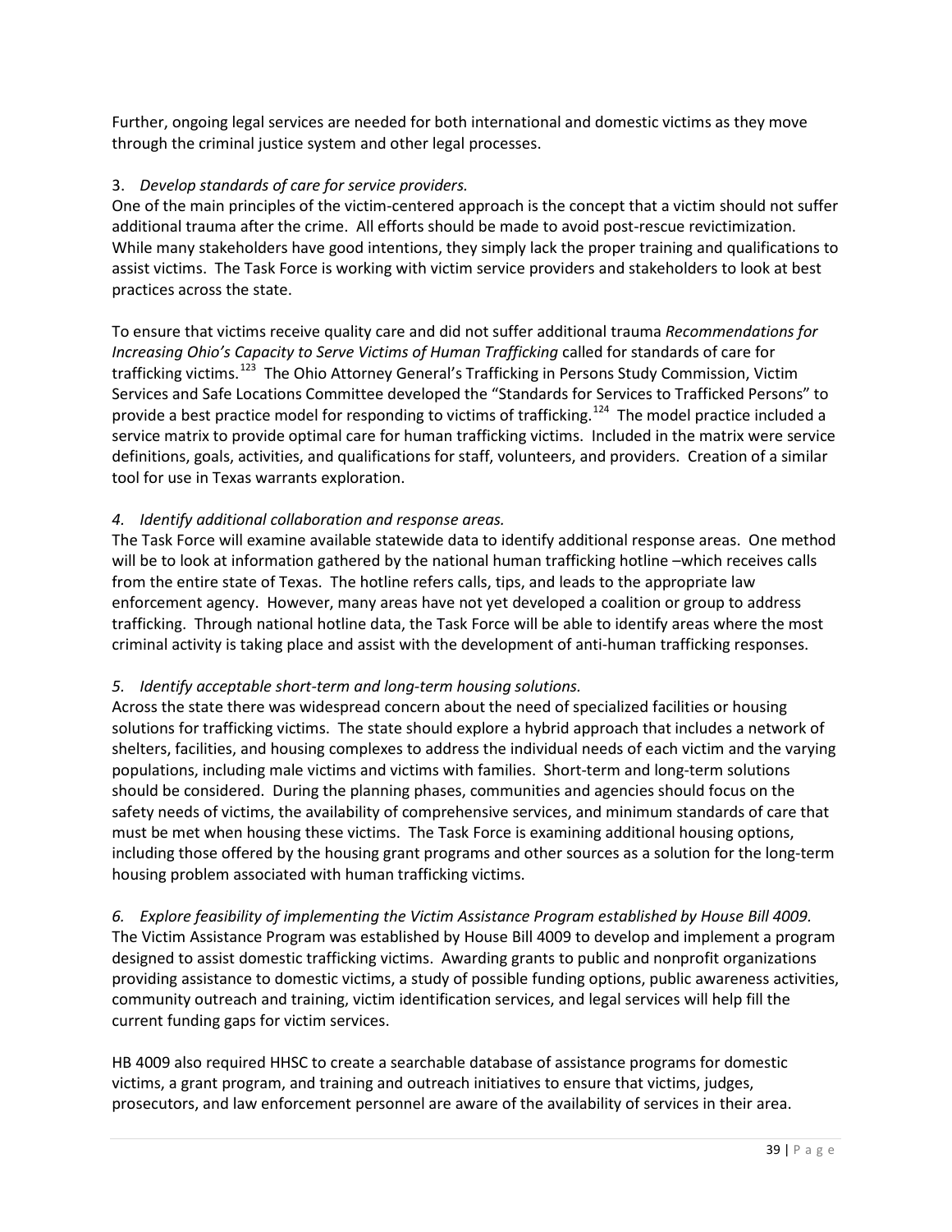Further, ongoing legal services are needed for both international and domestic victims as they move through the criminal justice system and other legal processes.

3. *Develop standards of care for service providers.*

One of the main principles of the victim-centered approach is the concept that a victim should not suffer additional trauma after the crime. All efforts should be made to avoid post-rescue revictimization. While many stakeholders have good intentions, they simply lack the proper training and qualifications to assist victims. The Task Force is working with victim service providers and stakeholders to look at best practices across the state.

To ensure that victims receive quality care and did not suffer additional trauma *Recommendations for Increasing Ohio's Capacity to Serve Victims of Human Trafficking* called for standards of care for trafficking victims.[123] The Ohio Attorney General's Trafficking in Persons Study Commission, Victim Services and Safe Locations Committee developed the "Standards for Services to Trafficked Persons" to provide a best practice model for responding to victims of trafficking.[124] The model practice included a service matrix to provide optimal care for human trafficking victims. Included in the matrix were service definitions, goals, activities, and qualifications for staff, volunteers, and providers. Creation of a similar tool for use in Texas warrants exploration.

*4. Identify additional collaboration and response areas.*

The Task Force will examine available statewide data to identify additional response areas. One method will be to look at information gathered by the national human trafficking hotline –which receives calls from the entire state of Texas. The hotline refers calls, tips, and leads to the appropriate law enforcement agency. However, many areas have not yet developed a coalition or group to address trafficking. Through national hotline data, the Task Force will be able to identify areas where the most criminal activity is taking place and assist with the development of anti-human trafficking responses.

*5. Identify acceptable short-term and long-term housing solutions.*

Across the state there was widespread concern about the need of specialized facilities or housing solutions for trafficking victims. The state should explore a hybrid approach that includes a network of shelters, facilities, and housing complexes to address the individual needs of each victim and the varying populations, including male victims and victims with families. Short-term and long-term solutions should be considered. During the planning phases, communities and agencies should focus on the safety needs of victims, the availability of comprehensive services, and minimum standards of care that must be met when housing these victims. The Task Force is examining additional housing options, including those offered by the housing grant programs and other sources as a solution for the long-term housing problem associated with human trafficking victims.

*6. Explore feasibility of implementing the Victim Assistance Program established by House Bill 4009.*

The Victim Assistance Program was established by House Bill 4009 to develop and implement a program designed to assist domestic trafficking victims. Awarding grants to public and nonprofit organizations providing assistance to domestic victims, a study of possible funding options, public awareness activities, community outreach and training, victim identification services, and legal services will help fill the current funding gaps for victim services.

HB 4009 also required HHSC to create a searchable database of assistance programs for domestic victims, a grant program, and training and outreach initiatives to ensure that victims, judges, prosecutors, and law enforcement personnel are aware of the availability of services in their area.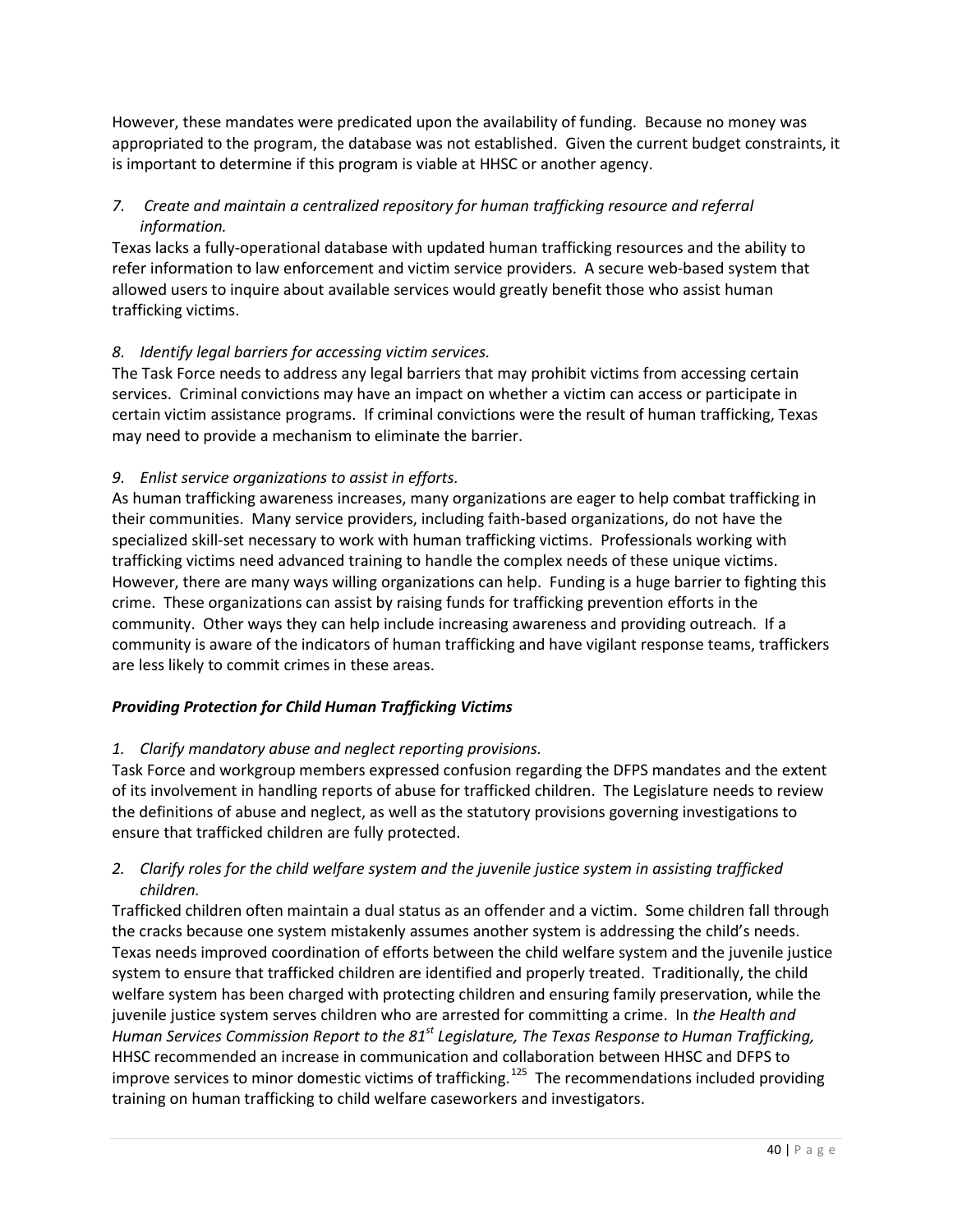However, these mandates were predicated upon the availability of funding. Because no money was appropriated to the program, the database was not established. Given the current budget constraints, it is important to determine if this program is viable at HHSC or another agency.

*7. Create and maintain a centralized repository for human trafficking resource and referral information.*

Texas lacks a fully-operational database with updated human trafficking resources and the ability to refer information to law enforcement and victim service providers. A secure web-based system that allowed users to inquire about available services would greatly benefit those who assist human trafficking victims.

*8. Identify legal barriers for accessing victim services.*

The Task Force needs to address any legal barriers that may prohibit victims from accessing certain services. Criminal convictions may have an impact on whether a victim can access or participate in certain victim assistance programs. If criminal convictions were the result of human trafficking, Texas may need to provide a mechanism to eliminate the barrier.

*9. Enlist service organizations to assist in efforts.*

As human trafficking awareness increases, many organizations are eager to help combat trafficking in their communities. Many service providers, including faith-based organizations, do not have the specialized skill-set necessary to work with human trafficking victims. Professionals working with trafficking victims need advanced training to handle the complex needs of these unique victims. However, there are many ways willing organizations can help. Funding is a huge barrier to fighting this crime. These organizations can assist by raising funds for trafficking prevention efforts in the community. Other ways they can help include increasing awareness and providing outreach. If a community is aware of the indicators of human trafficking and have vigilant response teams, traffickers are less likely to commit crimes in these areas.

***Providing Protection for Child Human Trafficking Victims***

*1. Clarify mandatory abuse and neglect reporting provisions.*

Task Force and workgroup members expressed confusion regarding the DFPS mandates and the extent of its involvement in handling reports of abuse for trafficked children. The Legislature needs to review the definitions of abuse and neglect, as well as the statutory provisions governing investigations to ensure that trafficked children are fully protected.

*2. Clarify roles for the child welfare system and the juvenile justice system in assisting trafficked children.*

Trafficked children often maintain a dual status as an offender and a victim. Some children fall through the cracks because one system mistakenly assumes another system is addressing the child's needs. Texas needs improved coordination of efforts between the child welfare system and the juvenile justice system to ensure that trafficked children are identified and properly treated. Traditionally, the child welfare system has been charged with protecting children and ensuring family preservation, while the juvenile justice system serves children who are arrested for committing a crime. In *the Health and Human Services Commission Report to the 81st Legislature, The Texas Response to Human Trafficking,* HHSC recommended an increase in communication and collaboration between HHSC and DFPS to improve services to minor domestic victims of trafficking.[125] The recommendations included providing training on human trafficking to child welfare caseworkers and investigators.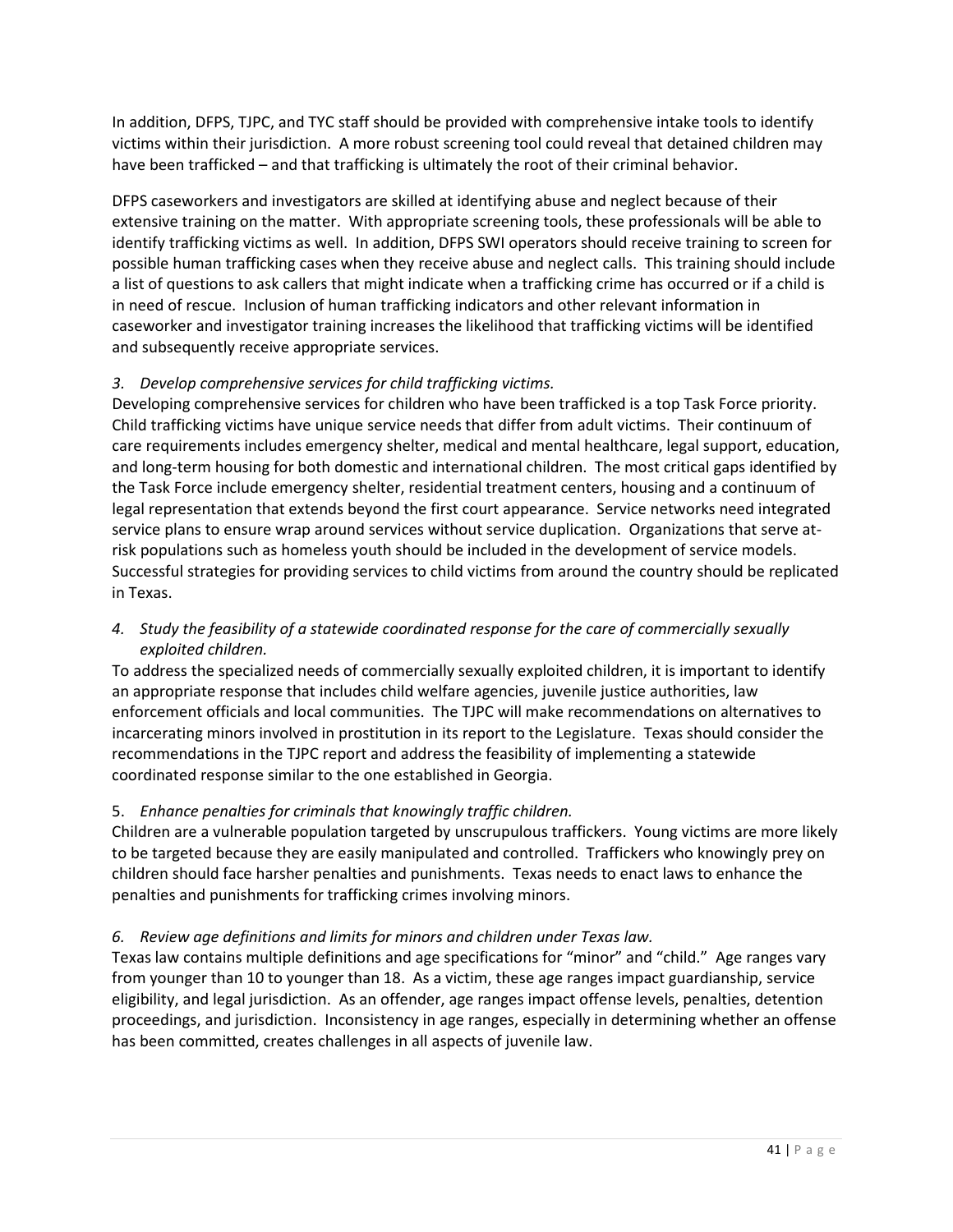In addition, DFPS, TJPC, and TYC staff should be provided with comprehensive intake tools to identify victims within their jurisdiction. A more robust screening tool could reveal that detained children may have been trafficked – and that trafficking is ultimately the root of their criminal behavior.

DFPS caseworkers and investigators are skilled at identifying abuse and neglect because of their extensive training on the matter. With appropriate screening tools, these professionals will be able to identify trafficking victims as well. In addition, DFPS SWI operators should receive training to screen for possible human trafficking cases when they receive abuse and neglect calls. This training should include a list of questions to ask callers that might indicate when a trafficking crime has occurred or if a child is in need of rescue. Inclusion of human trafficking indicators and other relevant information in caseworker and investigator training increases the likelihood that trafficking victims will be identified and subsequently receive appropriate services.

*3. Develop comprehensive services for child trafficking victims.*

Developing comprehensive services for children who have been trafficked is a top Task Force priority. Child trafficking victims have unique service needs that differ from adult victims. Their continuum of care requirements includes emergency shelter, medical and mental healthcare, legal support, education, and long-term housing for both domestic and international children. The most critical gaps identified by the Task Force include emergency shelter, residential treatment centers, housing and a continuum of legal representation that extends beyond the first court appearance. Service networks need integrated service plans to ensure wrap around services without service duplication. Organizations that serve at-risk populations such as homeless youth should be included in the development of service models. Successful strategies for providing services to child victims from around the country should be replicated in Texas.

*4. Study the feasibility of a statewide coordinated response for the care of commercially sexually exploited children.*

To address the specialized needs of commercially sexually exploited children, it is important to identify an appropriate response that includes child welfare agencies, juvenile justice authorities, law enforcement officials and local communities. The TJPC will make recommendations on alternatives to incarcerating minors involved in prostitution in its report to the Legislature. Texas should consider the recommendations in the TJPC report and address the feasibility of implementing a statewide coordinated response similar to the one established in Georgia.

5. *Enhance penalties for criminals that knowingly traffic children.*

Children are a vulnerable population targeted by unscrupulous traffickers. Young victims are more likely to be targeted because they are easily manipulated and controlled. Traffickers who knowingly prey on children should face harsher penalties and punishments. Texas needs to enact laws to enhance the penalties and punishments for trafficking crimes involving minors.

*6. Review age definitions and limits for minors and children under Texas law.*

Texas law contains multiple definitions and age specifications for "minor" and "child." Age ranges vary from younger than 10 to younger than 18. As a victim, these age ranges impact guardianship, service eligibility, and legal jurisdiction. As an offender, age ranges impact offense levels, penalties, detention proceedings, and jurisdiction. Inconsistency in age ranges, especially in determining whether an offense has been committed, creates challenges in all aspects of juvenile law.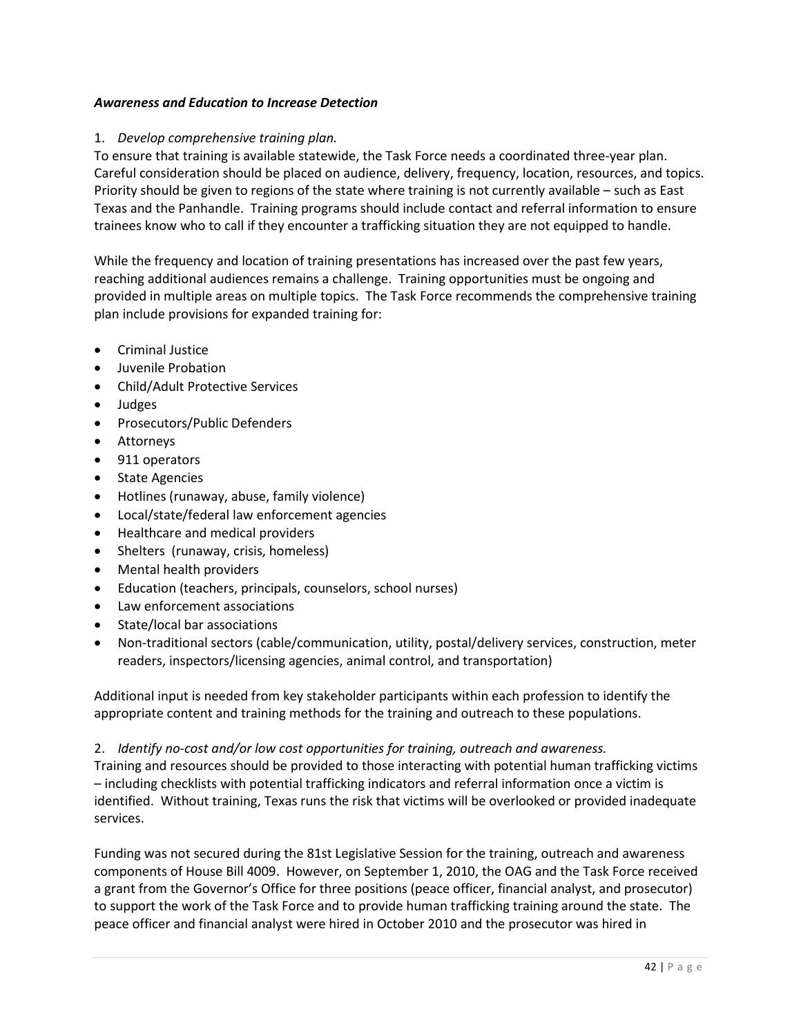### *Awareness and Education to Increase Detection*

1. *Develop comprehensive training plan.*

To ensure that training is available statewide, the Task Force needs a coordinated three-year plan. Careful consideration should be placed on audience, delivery, frequency, location, resources, and topics. Priority should be given to regions of the state where training is not currently available – such as East Texas and the Panhandle. Training programs should include contact and referral information to ensure trainees know who to call if they encounter a trafficking situation they are not equipped to handle.

While the frequency and location of training presentations has increased over the past few years, reaching additional audiences remains a challenge. Training opportunities must be ongoing and provided in multiple areas on multiple topics. The Task Force recommends the comprehensive training plan include provisions for expanded training for:

- Criminal Justice
- Juvenile Probation
- Child/Adult Protective Services
- Judges
- Prosecutors/Public Defenders
- Attorneys
- 911 operators
- State Agencies
- Hotlines (runaway, abuse, family violence)
- Local/state/federal law enforcement agencies
- Healthcare and medical providers
- Shelters (runaway, crisis, homeless)
- Mental health providers
- Education (teachers, principals, counselors, school nurses)
- Law enforcement associations
- State/local bar associations
- Non-traditional sectors (cable/communication, utility, postal/delivery services, construction, meter readers, inspectors/licensing agencies, animal control, and transportation)

Additional input is needed from key stakeholder participants within each profession to identify the appropriate content and training methods for the training and outreach to these populations.

2. *Identify no-cost and/or low cost opportunities for training, outreach and awareness.*

Training and resources should be provided to those interacting with potential human trafficking victims – including checklists with potential trafficking indicators and referral information once a victim is identified. Without training, Texas runs the risk that victims will be overlooked or provided inadequate services.

Funding was not secured during the 81st Legislative Session for the training, outreach and awareness components of House Bill 4009. However, on September 1, 2010, the OAG and the Task Force received a grant from the Governor's Office for three positions (peace officer, financial analyst, and prosecutor) to support the work of the Task Force and to provide human trafficking training around the state. The peace officer and financial analyst were hired in October 2010 and the prosecutor was hired in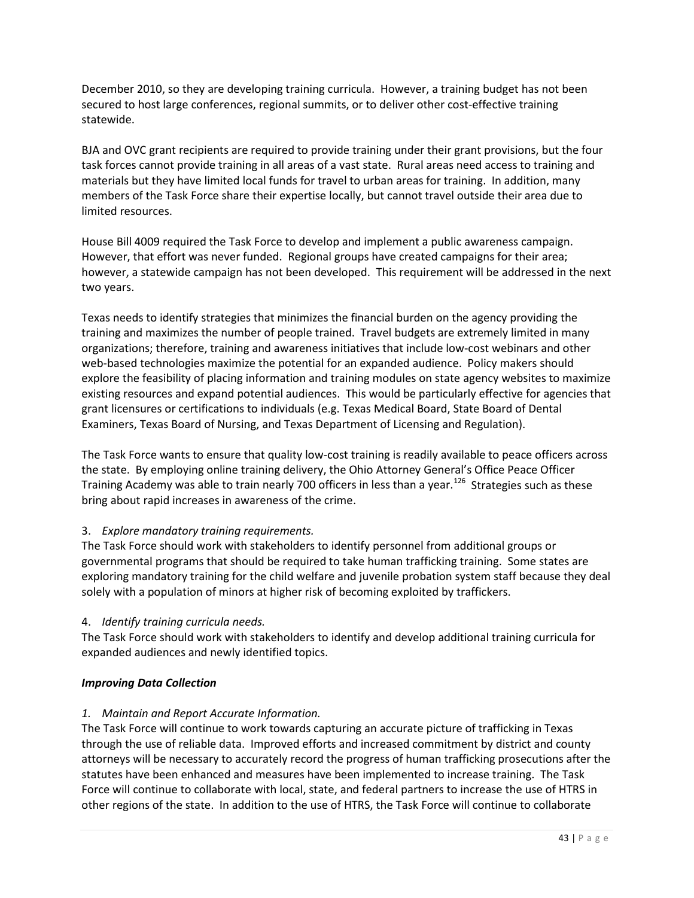December 2010, so they are developing training curricula. However, a training budget has not been secured to host large conferences, regional summits, or to deliver other cost-effective training statewide.

BJA and OVC grant recipients are required to provide training under their grant provisions, but the four task forces cannot provide training in all areas of a vast state. Rural areas need access to training and materials but they have limited local funds for travel to urban areas for training. In addition, many members of the Task Force share their expertise locally, but cannot travel outside their area due to limited resources.

House Bill 4009 required the Task Force to develop and implement a public awareness campaign. However, that effort was never funded. Regional groups have created campaigns for their area; however, a statewide campaign has not been developed. This requirement will be addressed in the next two years.

Texas needs to identify strategies that minimizes the financial burden on the agency providing the training and maximizes the number of people trained. Travel budgets are extremely limited in many organizations; therefore, training and awareness initiatives that include low-cost webinars and other web-based technologies maximize the potential for an expanded audience. Policy makers should explore the feasibility of placing information and training modules on state agency websites to maximize existing resources and expand potential audiences. This would be particularly effective for agencies that grant licensures or certifications to individuals (e.g. Texas Medical Board, State Board of Dental Examiners, Texas Board of Nursing, and Texas Department of Licensing and Regulation).

The Task Force wants to ensure that quality low-cost training is readily available to peace officers across the state. By employing online training delivery, the Ohio Attorney General's Office Peace Officer Training Academy was able to train nearly 700 officers in less than a year.[126] Strategies such as these bring about rapid increases in awareness of the crime.

3. *Explore mandatory training requirements.*
The Task Force should work with stakeholders to identify personnel from additional groups or governmental programs that should be required to take human trafficking training. Some states are exploring mandatory training for the child welfare and juvenile probation system staff because they deal solely with a population of minors at higher risk of becoming exploited by traffickers.

4. *Identify training curricula needs.*
The Task Force should work with stakeholders to identify and develop additional training curricula for expanded audiences and newly identified topics.

***Improving Data Collection***

1. *Maintain and Report Accurate Information.*
The Task Force will continue to work towards capturing an accurate picture of trafficking in Texas through the use of reliable data. Improved efforts and increased commitment by district and county attorneys will be necessary to accurately record the progress of human trafficking prosecutions after the statutes have been enhanced and measures have been implemented to increase training. The Task Force will continue to collaborate with local, state, and federal partners to increase the use of HTRS in other regions of the state. In addition to the use of HTRS, the Task Force will continue to collaborate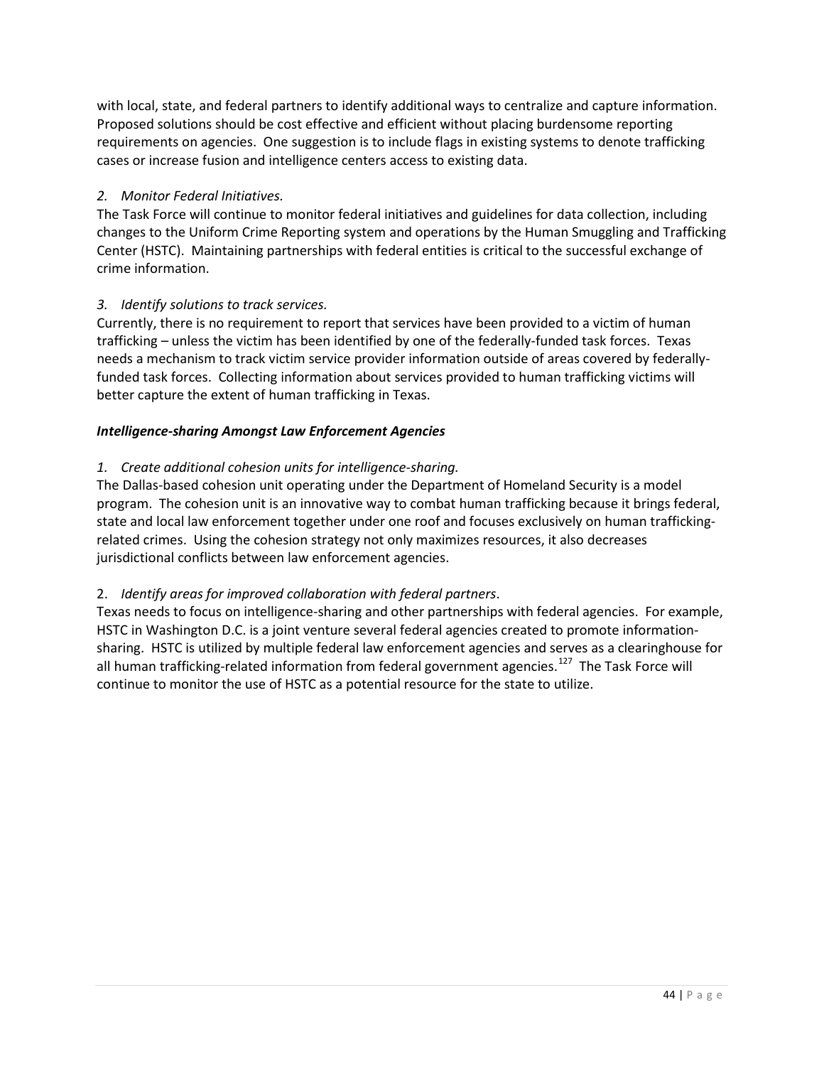with local, state, and federal partners to identify additional ways to centralize and capture information. Proposed solutions should be cost effective and efficient without placing burdensome reporting requirements on agencies. One suggestion is to include flags in existing systems to denote trafficking cases or increase fusion and intelligence centers access to existing data.

*2. Monitor Federal Initiatives.*

The Task Force will continue to monitor federal initiatives and guidelines for data collection, including changes to the Uniform Crime Reporting system and operations by the Human Smuggling and Trafficking Center (HSTC). Maintaining partnerships with federal entities is critical to the successful exchange of crime information.

*3. Identify solutions to track services.*

Currently, there is no requirement to report that services have been provided to a victim of human trafficking – unless the victim has been identified by one of the federally-funded task forces. Texas needs a mechanism to track victim service provider information outside of areas covered by federally-funded task forces. Collecting information about services provided to human trafficking victims will better capture the extent of human trafficking in Texas.

***Intelligence-sharing Amongst Law Enforcement Agencies***

*1. Create additional cohesion units for intelligence-sharing.*

The Dallas-based cohesion unit operating under the Department of Homeland Security is a model program. The cohesion unit is an innovative way to combat human trafficking because it brings federal, state and local law enforcement together under one roof and focuses exclusively on human trafficking-related crimes. Using the cohesion strategy not only maximizes resources, it also decreases jurisdictional conflicts between law enforcement agencies.

2. *Identify areas for improved collaboration with federal partners*.

Texas needs to focus on intelligence-sharing and other partnerships with federal agencies. For example, HSTC in Washington D.C. is a joint venture several federal agencies created to promote information-sharing. HSTC is utilized by multiple federal law enforcement agencies and serves as a clearinghouse for all human trafficking-related information from federal government agencies.[127] The Task Force will continue to monitor the use of HSTC as a potential resource for the state to utilize.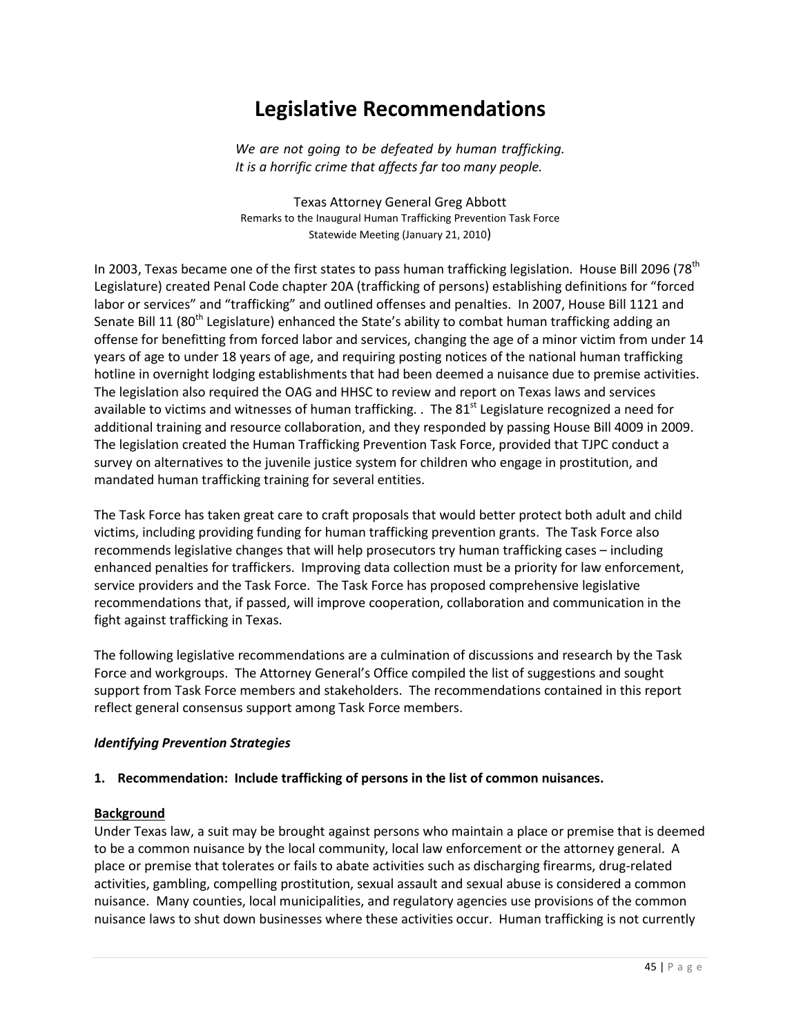# Legislative Recommendations

*We are not going to be defeated by human trafficking.*
*It is a horrific crime that affects far too many people.*

Texas Attorney General Greg Abbott
Remarks to the Inaugural Human Trafficking Prevention Task Force
Statewide Meeting (January 21, 2010)

In 2003, Texas became one of the first states to pass human trafficking legislation. House Bill 2096 (78th Legislature) created Penal Code chapter 20A (trafficking of persons) establishing definitions for "forced labor or services" and "trafficking" and outlined offenses and penalties. In 2007, House Bill 1121 and Senate Bill 11 (80th Legislature) enhanced the State's ability to combat human trafficking adding an offense for benefitting from forced labor and services, changing the age of a minor victim from under 14 years of age to under 18 years of age, and requiring posting notices of the national human trafficking hotline in overnight lodging establishments that had been deemed a nuisance due to premise activities. The legislation also required the OAG and HHSC to review and report on Texas laws and services available to victims and witnesses of human trafficking. . The 81st Legislature recognized a need for additional training and resource collaboration, and they responded by passing House Bill 4009 in 2009. The legislation created the Human Trafficking Prevention Task Force, provided that TJPC conduct a survey on alternatives to the juvenile justice system for children who engage in prostitution, and mandated human trafficking training for several entities.

The Task Force has taken great care to craft proposals that would better protect both adult and child victims, including providing funding for human trafficking prevention grants. The Task Force also recommends legislative changes that will help prosecutors try human trafficking cases – including enhanced penalties for traffickers. Improving data collection must be a priority for law enforcement, service providers and the Task Force. The Task Force has proposed comprehensive legislative recommendations that, if passed, will improve cooperation, collaboration and communication in the fight against trafficking in Texas.

The following legislative recommendations are a culmination of discussions and research by the Task Force and workgroups. The Attorney General's Office compiled the list of suggestions and sought support from Task Force members and stakeholders. The recommendations contained in this report reflect general consensus support among Task Force members.

***Identifying Prevention Strategies***

**1. Recommendation: Include trafficking of persons in the list of common nuisances.**

**Background**

Under Texas law, a suit may be brought against persons who maintain a place or premise that is deemed to be a common nuisance by the local community, local law enforcement or the attorney general. A place or premise that tolerates or fails to abate activities such as discharging firearms, drug-related activities, gambling, compelling prostitution, sexual assault and sexual abuse is considered a common nuisance. Many counties, local municipalities, and regulatory agencies use provisions of the common nuisance laws to shut down businesses where these activities occur. Human trafficking is not currently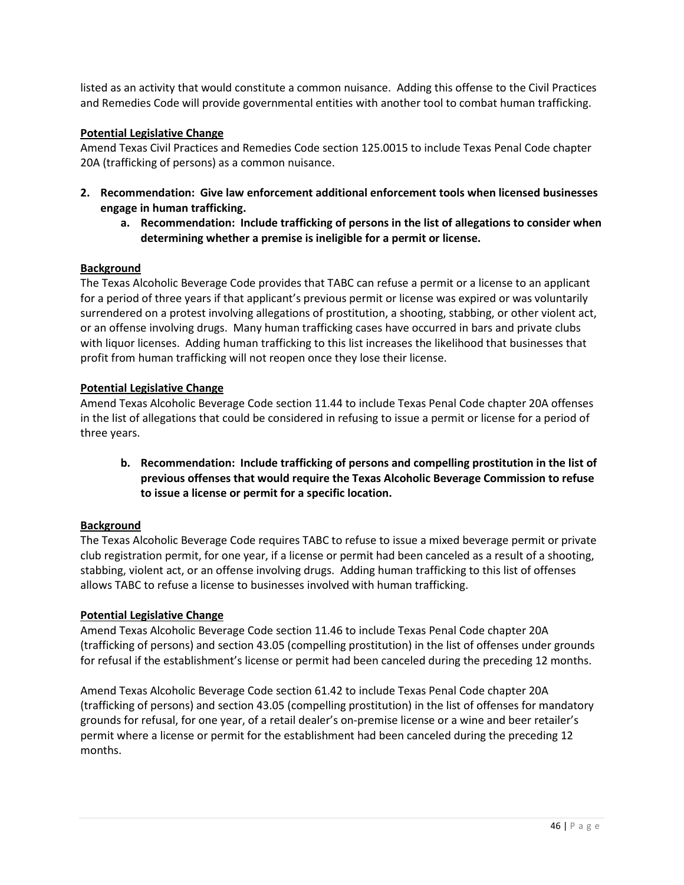listed as an activity that would constitute a common nuisance. Adding this offense to the Civil Practices and Remedies Code will provide governmental entities with another tool to combat human trafficking.

**Potential Legislative Change**

Amend Texas Civil Practices and Remedies Code section 125.0015 to include Texas Penal Code chapter 20A (trafficking of persons) as a common nuisance.

2. **Recommendation: Give law enforcement additional enforcement tools when licensed businesses engage in human trafficking.**
   a. **Recommendation: Include trafficking of persons in the list of allegations to consider when determining whether a premise is ineligible for a permit or license.**

**Background**

The Texas Alcoholic Beverage Code provides that TABC can refuse a permit or a license to an applicant for a period of three years if that applicant's previous permit or license was expired or was voluntarily surrendered on a protest involving allegations of prostitution, a shooting, stabbing, or other violent act, or an offense involving drugs. Many human trafficking cases have occurred in bars and private clubs with liquor licenses. Adding human trafficking to this list increases the likelihood that businesses that profit from human trafficking will not reopen once they lose their license.

**Potential Legislative Change**

Amend Texas Alcoholic Beverage Code section 11.44 to include Texas Penal Code chapter 20A offenses in the list of allegations that could be considered in refusing to issue a permit or license for a period of three years.

   b. **Recommendation: Include trafficking of persons and compelling prostitution in the list of previous offenses that would require the Texas Alcoholic Beverage Commission to refuse to issue a license or permit for a specific location.**

**Background**

The Texas Alcoholic Beverage Code requires TABC to refuse to issue a mixed beverage permit or private club registration permit, for one year, if a license or permit had been canceled as a result of a shooting, stabbing, violent act, or an offense involving drugs. Adding human trafficking to this list of offenses allows TABC to refuse a license to businesses involved with human trafficking.

**Potential Legislative Change**

Amend Texas Alcoholic Beverage Code section 11.46 to include Texas Penal Code chapter 20A (trafficking of persons) and section 43.05 (compelling prostitution) in the list of offenses under grounds for refusal if the establishment's license or permit had been canceled during the preceding 12 months.

Amend Texas Alcoholic Beverage Code section 61.42 to include Texas Penal Code chapter 20A (trafficking of persons) and section 43.05 (compelling prostitution) in the list of offenses for mandatory grounds for refusal, for one year, of a retail dealer's on-premise license or a wine and beer retailer's permit where a license or permit for the establishment had been canceled during the preceding 12 months.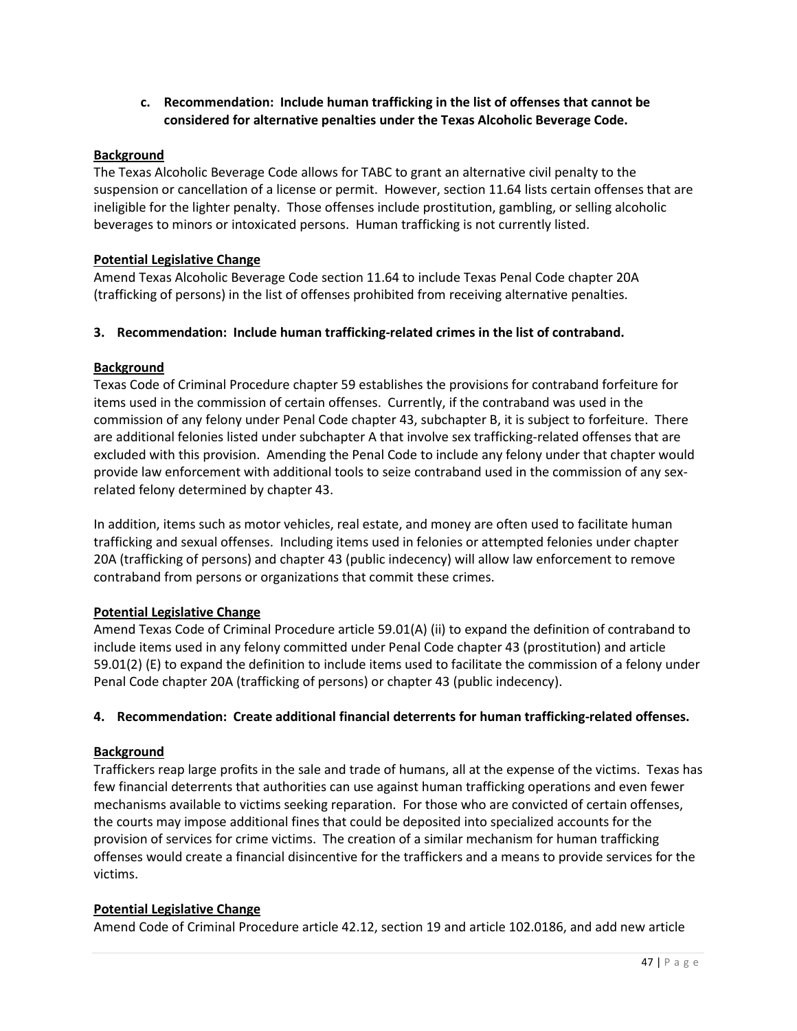**c. Recommendation: Include human trafficking in the list of offenses that cannot be considered for alternative penalties under the Texas Alcoholic Beverage Code.**

**Background**

The Texas Alcoholic Beverage Code allows for TABC to grant an alternative civil penalty to the suspension or cancellation of a license or permit. However, section 11.64 lists certain offenses that are ineligible for the lighter penalty. Those offenses include prostitution, gambling, or selling alcoholic beverages to minors or intoxicated persons. Human trafficking is not currently listed.

**Potential Legislative Change**

Amend Texas Alcoholic Beverage Code section 11.64 to include Texas Penal Code chapter 20A (trafficking of persons) in the list of offenses prohibited from receiving alternative penalties.

**3. Recommendation: Include human trafficking-related crimes in the list of contraband.**

**Background**

Texas Code of Criminal Procedure chapter 59 establishes the provisions for contraband forfeiture for items used in the commission of certain offenses. Currently, if the contraband was used in the commission of any felony under Penal Code chapter 43, subchapter B, it is subject to forfeiture. There are additional felonies listed under subchapter A that involve sex trafficking-related offenses that are excluded with this provision. Amending the Penal Code to include any felony under that chapter would provide law enforcement with additional tools to seize contraband used in the commission of any sex-related felony determined by chapter 43.

In addition, items such as motor vehicles, real estate, and money are often used to facilitate human trafficking and sexual offenses. Including items used in felonies or attempted felonies under chapter 20A (trafficking of persons) and chapter 43 (public indecency) will allow law enforcement to remove contraband from persons or organizations that commit these crimes.

**Potential Legislative Change**

Amend Texas Code of Criminal Procedure article 59.01(A) (ii) to expand the definition of contraband to include items used in any felony committed under Penal Code chapter 43 (prostitution) and article 59.01(2) (E) to expand the definition to include items used to facilitate the commission of a felony under Penal Code chapter 20A (trafficking of persons) or chapter 43 (public indecency).

**4. Recommendation: Create additional financial deterrents for human trafficking-related offenses.**

**Background**

Traffickers reap large profits in the sale and trade of humans, all at the expense of the victims. Texas has few financial deterrents that authorities can use against human trafficking operations and even fewer mechanisms available to victims seeking reparation. For those who are convicted of certain offenses, the courts may impose additional fines that could be deposited into specialized accounts for the provision of services for crime victims. The creation of a similar mechanism for human trafficking offenses would create a financial disincentive for the traffickers and a means to provide services for the victims.

**Potential Legislative Change**

Amend Code of Criminal Procedure article 42.12, section 19 and article 102.0186, and add new article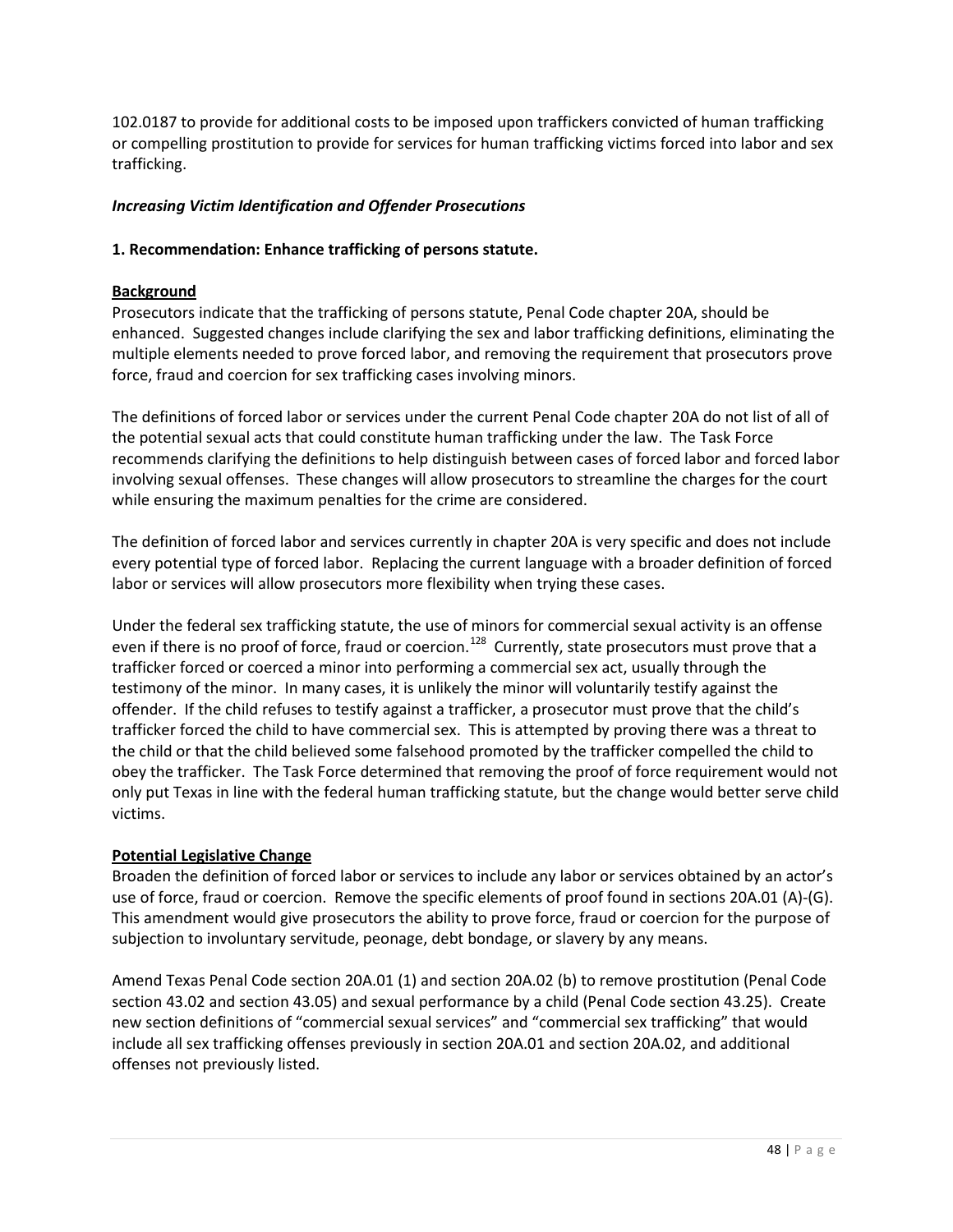102.0187 to provide for additional costs to be imposed upon traffickers convicted of human trafficking or compelling prostitution to provide for services for human trafficking victims forced into labor and sex trafficking.

***Increasing Victim Identification and Offender Prosecutions***

**1. Recommendation: Enhance trafficking of persons statute.**

**<u>Background</u>**

Prosecutors indicate that the trafficking of persons statute, Penal Code chapter 20A, should be enhanced. Suggested changes include clarifying the sex and labor trafficking definitions, eliminating the multiple elements needed to prove forced labor, and removing the requirement that prosecutors prove force, fraud and coercion for sex trafficking cases involving minors.

The definitions of forced labor or services under the current Penal Code chapter 20A do not list of all of the potential sexual acts that could constitute human trafficking under the law. The Task Force recommends clarifying the definitions to help distinguish between cases of forced labor and forced labor involving sexual offenses. These changes will allow prosecutors to streamline the charges for the court while ensuring the maximum penalties for the crime are considered.

The definition of forced labor and services currently in chapter 20A is very specific and does not include every potential type of forced labor. Replacing the current language with a broader definition of forced labor or services will allow prosecutors more flexibility when trying these cases.

Under the federal sex trafficking statute, the use of minors for commercial sexual activity is an offense even if there is no proof of force, fraud or coercion.[128] Currently, state prosecutors must prove that a trafficker forced or coerced a minor into performing a commercial sex act, usually through the testimony of the minor. In many cases, it is unlikely the minor will voluntarily testify against the offender. If the child refuses to testify against a trafficker, a prosecutor must prove that the child's trafficker forced the child to have commercial sex. This is attempted by proving there was a threat to the child or that the child believed some falsehood promoted by the trafficker compelled the child to obey the trafficker. The Task Force determined that removing the proof of force requirement would not only put Texas in line with the federal human trafficking statute, but the change would better serve child victims.

**<u>Potential Legislative Change</u>**

Broaden the definition of forced labor or services to include any labor or services obtained by an actor's use of force, fraud or coercion. Remove the specific elements of proof found in sections 20A.01 (A)-(G). This amendment would give prosecutors the ability to prove force, fraud or coercion for the purpose of subjection to involuntary servitude, peonage, debt bondage, or slavery by any means.

Amend Texas Penal Code section 20A.01 (1) and section 20A.02 (b) to remove prostitution (Penal Code section 43.02 and section 43.05) and sexual performance by a child (Penal Code section 43.25). Create new section definitions of "commercial sexual services" and "commercial sex trafficking" that would include all sex trafficking offenses previously in section 20A.01 and section 20A.02, and additional offenses not previously listed.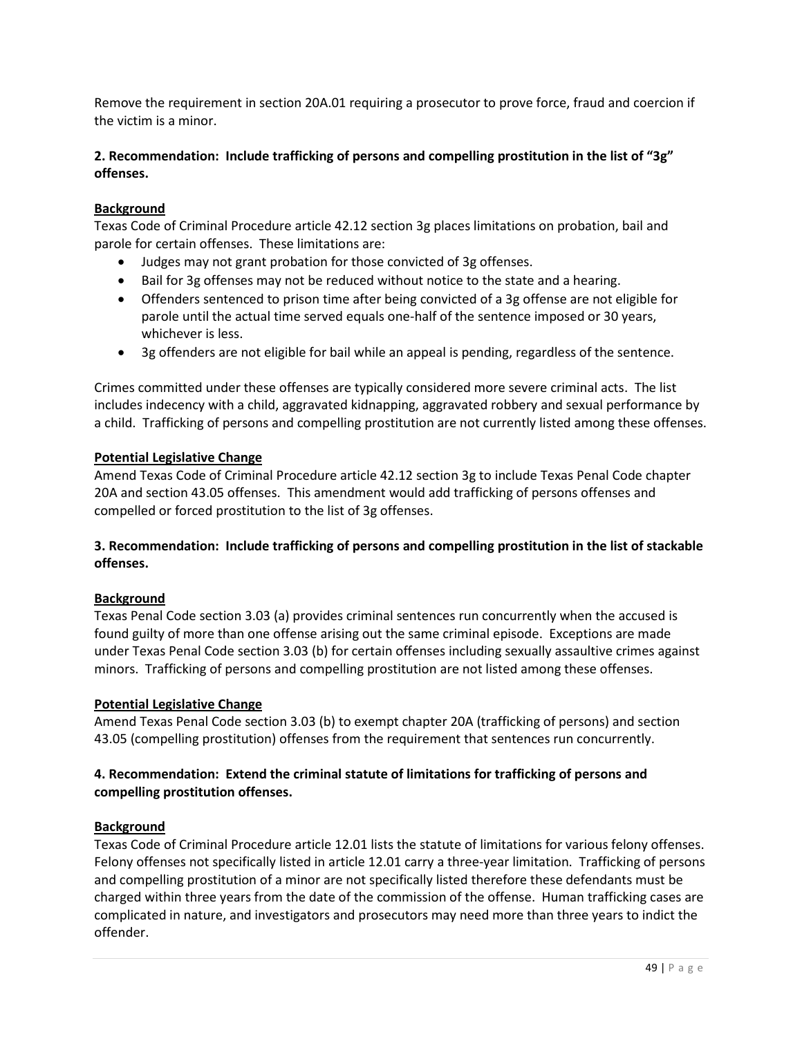Remove the requirement in section 20A.01 requiring a prosecutor to prove force, fraud and coercion if the victim is a minor.

**2. Recommendation: Include trafficking of persons and compelling prostitution in the list of "3g" offenses.**

**Background**

Texas Code of Criminal Procedure article 42.12 section 3g places limitations on probation, bail and parole for certain offenses. These limitations are:

- Judges may not grant probation for those convicted of 3g offenses.
- Bail for 3g offenses may not be reduced without notice to the state and a hearing.
- Offenders sentenced to prison time after being convicted of a 3g offense are not eligible for parole until the actual time served equals one-half of the sentence imposed or 30 years, whichever is less.
- 3g offenders are not eligible for bail while an appeal is pending, regardless of the sentence.

Crimes committed under these offenses are typically considered more severe criminal acts. The list includes indecency with a child, aggravated kidnapping, aggravated robbery and sexual performance by a child. Trafficking of persons and compelling prostitution are not currently listed among these offenses.

**Potential Legislative Change**

Amend Texas Code of Criminal Procedure article 42.12 section 3g to include Texas Penal Code chapter 20A and section 43.05 offenses. This amendment would add trafficking of persons offenses and compelled or forced prostitution to the list of 3g offenses.

**3. Recommendation: Include trafficking of persons and compelling prostitution in the list of stackable offenses.**

**Background**

Texas Penal Code section 3.03 (a) provides criminal sentences run concurrently when the accused is found guilty of more than one offense arising out the same criminal episode. Exceptions are made under Texas Penal Code section 3.03 (b) for certain offenses including sexually assaultive crimes against minors. Trafficking of persons and compelling prostitution are not listed among these offenses.

**Potential Legislative Change**

Amend Texas Penal Code section 3.03 (b) to exempt chapter 20A (trafficking of persons) and section 43.05 (compelling prostitution) offenses from the requirement that sentences run concurrently.

**4. Recommendation: Extend the criminal statute of limitations for trafficking of persons and compelling prostitution offenses.**

**Background**

Texas Code of Criminal Procedure article 12.01 lists the statute of limitations for various felony offenses. Felony offenses not specifically listed in article 12.01 carry a three-year limitation. Trafficking of persons and compelling prostitution of a minor are not specifically listed therefore these defendants must be charged within three years from the date of the commission of the offense. Human trafficking cases are complicated in nature, and investigators and prosecutors may need more than three years to indict the offender.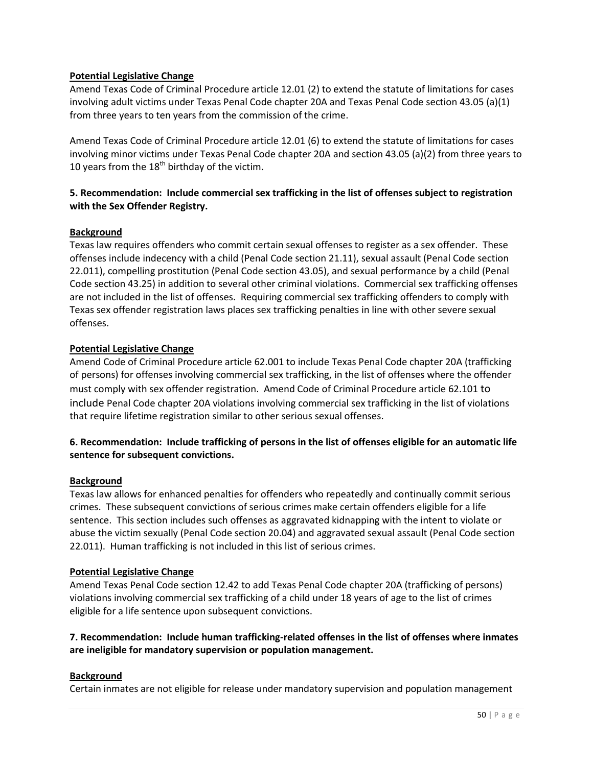**Potential Legislative Change**

Amend Texas Code of Criminal Procedure article 12.01 (2) to extend the statute of limitations for cases involving adult victims under Texas Penal Code chapter 20A and Texas Penal Code section 43.05 (a)(1) from three years to ten years from the commission of the crime.

Amend Texas Code of Criminal Procedure article 12.01 (6) to extend the statute of limitations for cases involving minor victims under Texas Penal Code chapter 20A and section 43.05 (a)(2) from three years to 10 years from the 18th birthday of the victim.

**5. Recommendation: Include commercial sex trafficking in the list of offenses subject to registration with the Sex Offender Registry.**

**Background**

Texas law requires offenders who commit certain sexual offenses to register as a sex offender. These offenses include indecency with a child (Penal Code section 21.11), sexual assault (Penal Code section 22.011), compelling prostitution (Penal Code section 43.05), and sexual performance by a child (Penal Code section 43.25) in addition to several other criminal violations. Commercial sex trafficking offenses are not included in the list of offenses. Requiring commercial sex trafficking offenders to comply with Texas sex offender registration laws places sex trafficking penalties in line with other severe sexual offenses.

**Potential Legislative Change**

Amend Code of Criminal Procedure article 62.001 to include Texas Penal Code chapter 20A (trafficking of persons) for offenses involving commercial sex trafficking, in the list of offenses where the offender must comply with sex offender registration. Amend Code of Criminal Procedure article 62.101 to include Penal Code chapter 20A violations involving commercial sex trafficking in the list of violations that require lifetime registration similar to other serious sexual offenses.

**6. Recommendation: Include trafficking of persons in the list of offenses eligible for an automatic life sentence for subsequent convictions.**

**Background**

Texas law allows for enhanced penalties for offenders who repeatedly and continually commit serious crimes. These subsequent convictions of serious crimes make certain offenders eligible for a life sentence. This section includes such offenses as aggravated kidnapping with the intent to violate or abuse the victim sexually (Penal Code section 20.04) and aggravated sexual assault (Penal Code section 22.011). Human trafficking is not included in this list of serious crimes.

**Potential Legislative Change**

Amend Texas Penal Code section 12.42 to add Texas Penal Code chapter 20A (trafficking of persons) violations involving commercial sex trafficking of a child under 18 years of age to the list of crimes eligible for a life sentence upon subsequent convictions.

**7. Recommendation: Include human trafficking-related offenses in the list of offenses where inmates are ineligible for mandatory supervision or population management.**

**Background**

Certain inmates are not eligible for release under mandatory supervision and population management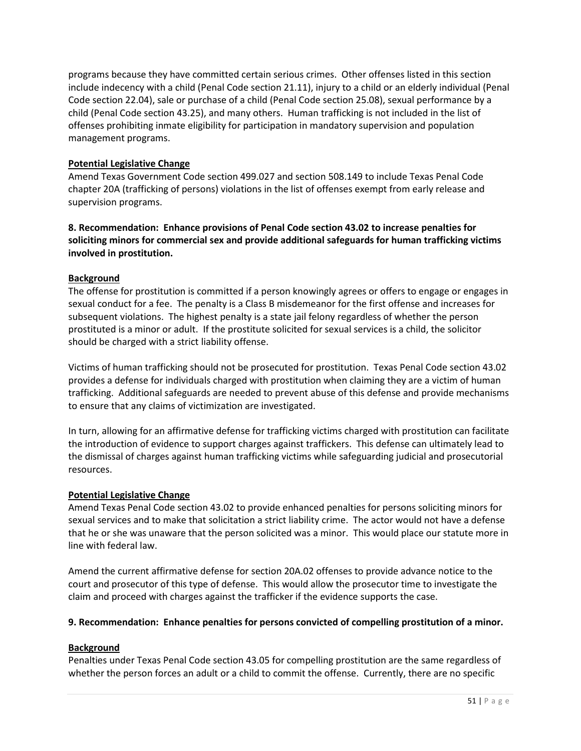programs because they have committed certain serious crimes. Other offenses listed in this section include indecency with a child (Penal Code section 21.11), injury to a child or an elderly individual (Penal Code section 22.04), sale or purchase of a child (Penal Code section 25.08), sexual performance by a child (Penal Code section 43.25), and many others. Human trafficking is not included in the list of offenses prohibiting inmate eligibility for participation in mandatory supervision and population management programs.

**Potential Legislative Change**

Amend Texas Government Code section 499.027 and section 508.149 to include Texas Penal Code chapter 20A (trafficking of persons) violations in the list of offenses exempt from early release and supervision programs.

**8. Recommendation: Enhance provisions of Penal Code section 43.02 to increase penalties for soliciting minors for commercial sex and provide additional safeguards for human trafficking victims involved in prostitution.**

**Background**

The offense for prostitution is committed if a person knowingly agrees or offers to engage or engages in sexual conduct for a fee. The penalty is a Class B misdemeanor for the first offense and increases for subsequent violations. The highest penalty is a state jail felony regardless of whether the person prostituted is a minor or adult. If the prostitute solicited for sexual services is a child, the solicitor should be charged with a strict liability offense.

Victims of human trafficking should not be prosecuted for prostitution. Texas Penal Code section 43.02 provides a defense for individuals charged with prostitution when claiming they are a victim of human trafficking. Additional safeguards are needed to prevent abuse of this defense and provide mechanisms to ensure that any claims of victimization are investigated.

In turn, allowing for an affirmative defense for trafficking victims charged with prostitution can facilitate the introduction of evidence to support charges against traffickers. This defense can ultimately lead to the dismissal of charges against human trafficking victims while safeguarding judicial and prosecutorial resources.

**Potential Legislative Change**

Amend Texas Penal Code section 43.02 to provide enhanced penalties for persons soliciting minors for sexual services and to make that solicitation a strict liability crime. The actor would not have a defense that he or she was unaware that the person solicited was a minor. This would place our statute more in line with federal law.

Amend the current affirmative defense for section 20A.02 offenses to provide advance notice to the court and prosecutor of this type of defense. This would allow the prosecutor time to investigate the claim and proceed with charges against the trafficker if the evidence supports the case.

**9. Recommendation: Enhance penalties for persons convicted of compelling prostitution of a minor.**

**Background**

Penalties under Texas Penal Code section 43.05 for compelling prostitution are the same regardless of whether the person forces an adult or a child to commit the offense. Currently, there are no specific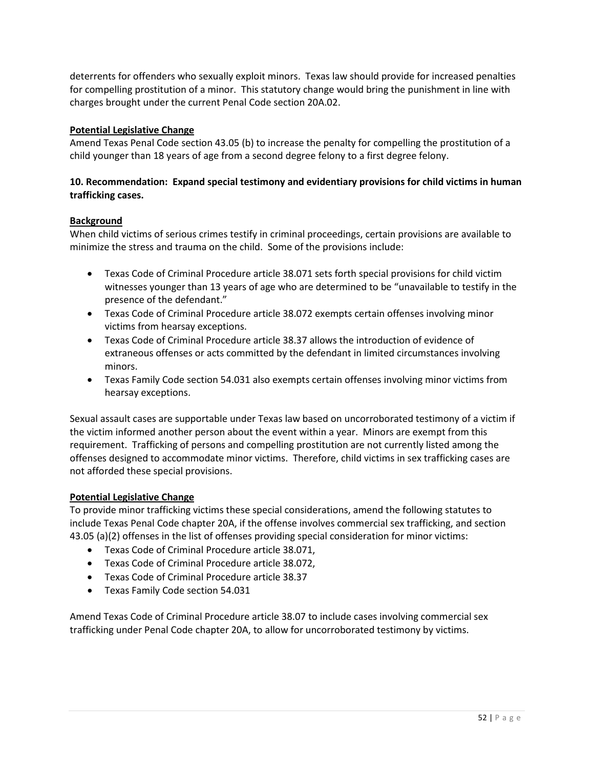deterrents for offenders who sexually exploit minors. Texas law should provide for increased penalties for compelling prostitution of a minor. This statutory change would bring the punishment in line with charges brought under the current Penal Code section 20A.02.

**Potential Legislative Change**

Amend Texas Penal Code section 43.05 (b) to increase the penalty for compelling the prostitution of a child younger than 18 years of age from a second degree felony to a first degree felony.

**10. Recommendation: Expand special testimony and evidentiary provisions for child victims in human trafficking cases.**

**Background**

When child victims of serious crimes testify in criminal proceedings, certain provisions are available to minimize the stress and trauma on the child. Some of the provisions include:

- Texas Code of Criminal Procedure article 38.071 sets forth special provisions for child victim witnesses younger than 13 years of age who are determined to be "unavailable to testify in the presence of the defendant."
- Texas Code of Criminal Procedure article 38.072 exempts certain offenses involving minor victims from hearsay exceptions.
- Texas Code of Criminal Procedure article 38.37 allows the introduction of evidence of extraneous offenses or acts committed by the defendant in limited circumstances involving minors.
- Texas Family Code section 54.031 also exempts certain offenses involving minor victims from hearsay exceptions.

Sexual assault cases are supportable under Texas law based on uncorroborated testimony of a victim if the victim informed another person about the event within a year. Minors are exempt from this requirement. Trafficking of persons and compelling prostitution are not currently listed among the offenses designed to accommodate minor victims. Therefore, child victims in sex trafficking cases are not afforded these special provisions.

**Potential Legislative Change**

To provide minor trafficking victims these special considerations, amend the following statutes to include Texas Penal Code chapter 20A, if the offense involves commercial sex trafficking, and section 43.05 (a)(2) offenses in the list of offenses providing special consideration for minor victims:

- Texas Code of Criminal Procedure article 38.071,
- Texas Code of Criminal Procedure article 38.072,
- Texas Code of Criminal Procedure article 38.37
- Texas Family Code section 54.031

Amend Texas Code of Criminal Procedure article 38.07 to include cases involving commercial sex trafficking under Penal Code chapter 20A, to allow for uncorroborated testimony by victims.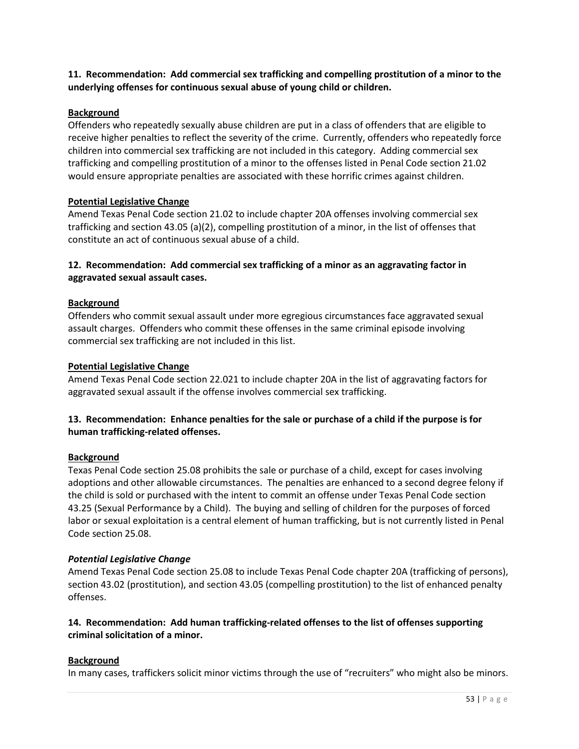**11. Recommendation: Add commercial sex trafficking and compelling prostitution of a minor to the underlying offenses for continuous sexual abuse of young child or children.**

**Background**

Offenders who repeatedly sexually abuse children are put in a class of offenders that are eligible to receive higher penalties to reflect the severity of the crime. Currently, offenders who repeatedly force children into commercial sex trafficking are not included in this category. Adding commercial sex trafficking and compelling prostitution of a minor to the offenses listed in Penal Code section 21.02 would ensure appropriate penalties are associated with these horrific crimes against children.

**Potential Legislative Change**

Amend Texas Penal Code section 21.02 to include chapter 20A offenses involving commercial sex trafficking and section 43.05 (a)(2), compelling prostitution of a minor, in the list of offenses that constitute an act of continuous sexual abuse of a child.

**12. Recommendation: Add commercial sex trafficking of a minor as an aggravating factor in aggravated sexual assault cases.**

**Background**

Offenders who commit sexual assault under more egregious circumstances face aggravated sexual assault charges. Offenders who commit these offenses in the same criminal episode involving commercial sex trafficking are not included in this list.

**Potential Legislative Change**

Amend Texas Penal Code section 22.021 to include chapter 20A in the list of aggravating factors for aggravated sexual assault if the offense involves commercial sex trafficking.

**13. Recommendation: Enhance penalties for the sale or purchase of a child if the purpose is for human trafficking-related offenses.**

**Background**

Texas Penal Code section 25.08 prohibits the sale or purchase of a child, except for cases involving adoptions and other allowable circumstances. The penalties are enhanced to a second degree felony if the child is sold or purchased with the intent to commit an offense under Texas Penal Code section 43.25 (Sexual Performance by a Child). The buying and selling of children for the purposes of forced labor or sexual exploitation is a central element of human trafficking, but is not currently listed in Penal Code section 25.08.

***Potential Legislative Change***

Amend Texas Penal Code section 25.08 to include Texas Penal Code chapter 20A (trafficking of persons), section 43.02 (prostitution), and section 43.05 (compelling prostitution) to the list of enhanced penalty offenses.

**14. Recommendation: Add human trafficking-related offenses to the list of offenses supporting criminal solicitation of a minor.**

**Background**

In many cases, traffickers solicit minor victims through the use of "recruiters" who might also be minors.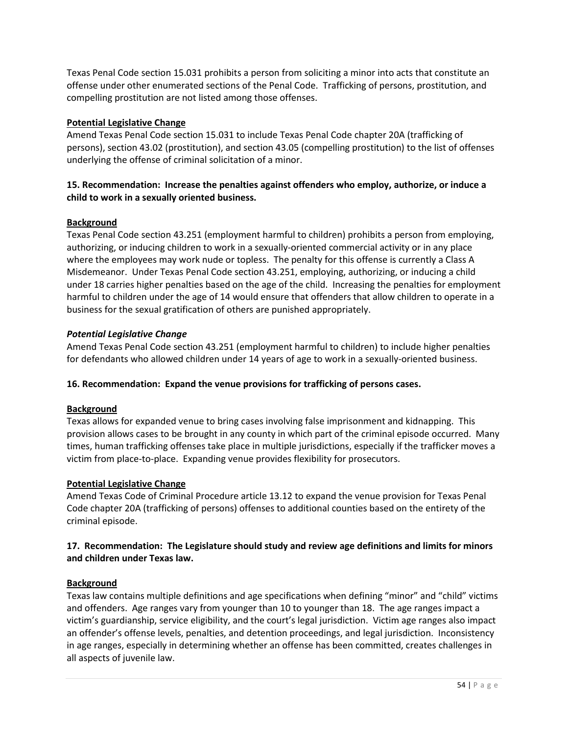Texas Penal Code section 15.031 prohibits a person from soliciting a minor into acts that constitute an offense under other enumerated sections of the Penal Code. Trafficking of persons, prostitution, and compelling prostitution are not listed among those offenses.

**Potential Legislative Change**

Amend Texas Penal Code section 15.031 to include Texas Penal Code chapter 20A (trafficking of persons), section 43.02 (prostitution), and section 43.05 (compelling prostitution) to the list of offenses underlying the offense of criminal solicitation of a minor.

**15. Recommendation: Increase the penalties against offenders who employ, authorize, or induce a child to work in a sexually oriented business.**

**Background**

Texas Penal Code section 43.251 (employment harmful to children) prohibits a person from employing, authorizing, or inducing children to work in a sexually-oriented commercial activity or in any place where the employees may work nude or topless. The penalty for this offense is currently a Class A Misdemeanor. Under Texas Penal Code section 43.251, employing, authorizing, or inducing a child under 18 carries higher penalties based on the age of the child. Increasing the penalties for employment harmful to children under the age of 14 would ensure that offenders that allow children to operate in a business for the sexual gratification of others are punished appropriately.

***Potential Legislative Change***

Amend Texas Penal Code section 43.251 (employment harmful to children) to include higher penalties for defendants who allowed children under 14 years of age to work in a sexually-oriented business.

**16. Recommendation: Expand the venue provisions for trafficking of persons cases.**

**Background**

Texas allows for expanded venue to bring cases involving false imprisonment and kidnapping. This provision allows cases to be brought in any county in which part of the criminal episode occurred. Many times, human trafficking offenses take place in multiple jurisdictions, especially if the trafficker moves a victim from place-to-place. Expanding venue provides flexibility for prosecutors.

**Potential Legislative Change**

Amend Texas Code of Criminal Procedure article 13.12 to expand the venue provision for Texas Penal Code chapter 20A (trafficking of persons) offenses to additional counties based on the entirety of the criminal episode.

**17. Recommendation: The Legislature should study and review age definitions and limits for minors and children under Texas law.**

**Background**

Texas law contains multiple definitions and age specifications when defining "minor" and "child" victims and offenders. Age ranges vary from younger than 10 to younger than 18. The age ranges impact a victim's guardianship, service eligibility, and the court's legal jurisdiction. Victim age ranges also impact an offender's offense levels, penalties, and detention proceedings, and legal jurisdiction. Inconsistency in age ranges, especially in determining whether an offense has been committed, creates challenges in all aspects of juvenile law.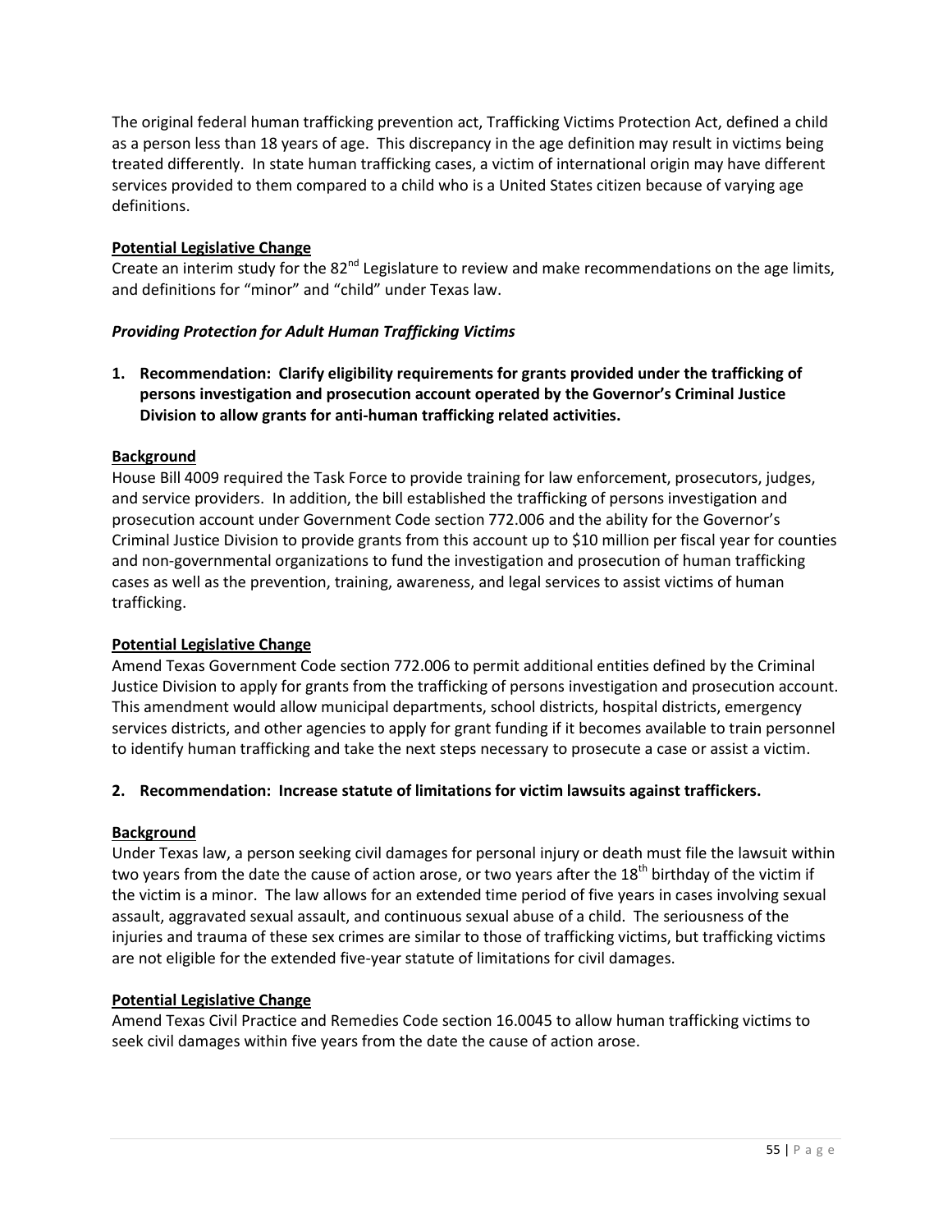The original federal human trafficking prevention act, Trafficking Victims Protection Act, defined a child as a person less than 18 years of age. This discrepancy in the age definition may result in victims being treated differently. In state human trafficking cases, a victim of international origin may have different services provided to them compared to a child who is a United States citizen because of varying age definitions.

**Potential Legislative Change**

Create an interim study for the 82nd Legislature to review and make recommendations on the age limits, and definitions for "minor" and "child" under Texas law.

***Providing Protection for Adult Human Trafficking Victims***

1. **Recommendation: Clarify eligibility requirements for grants provided under the trafficking of persons investigation and prosecution account operated by the Governor's Criminal Justice Division to allow grants for anti-human trafficking related activities.**

**Background**

House Bill 4009 required the Task Force to provide training for law enforcement, prosecutors, judges, and service providers. In addition, the bill established the trafficking of persons investigation and prosecution account under Government Code section 772.006 and the ability for the Governor's Criminal Justice Division to provide grants from this account up to $10 million per fiscal year for counties and non-governmental organizations to fund the investigation and prosecution of human trafficking cases as well as the prevention, training, awareness, and legal services to assist victims of human trafficking.

**Potential Legislative Change**

Amend Texas Government Code section 772.006 to permit additional entities defined by the Criminal Justice Division to apply for grants from the trafficking of persons investigation and prosecution account. This amendment would allow municipal departments, school districts, hospital districts, emergency services districts, and other agencies to apply for grant funding if it becomes available to train personnel to identify human trafficking and take the next steps necessary to prosecute a case or assist a victim.

2. **Recommendation: Increase statute of limitations for victim lawsuits against traffickers.**

**Background**

Under Texas law, a person seeking civil damages for personal injury or death must file the lawsuit within two years from the date the cause of action arose, or two years after the 18th birthday of the victim if the victim is a minor. The law allows for an extended time period of five years in cases involving sexual assault, aggravated sexual assault, and continuous sexual abuse of a child. The seriousness of the injuries and trauma of these sex crimes are similar to those of trafficking victims, but trafficking victims are not eligible for the extended five-year statute of limitations for civil damages.

**Potential Legislative Change**

Amend Texas Civil Practice and Remedies Code section 16.0045 to allow human trafficking victims to seek civil damages within five years from the date the cause of action arose.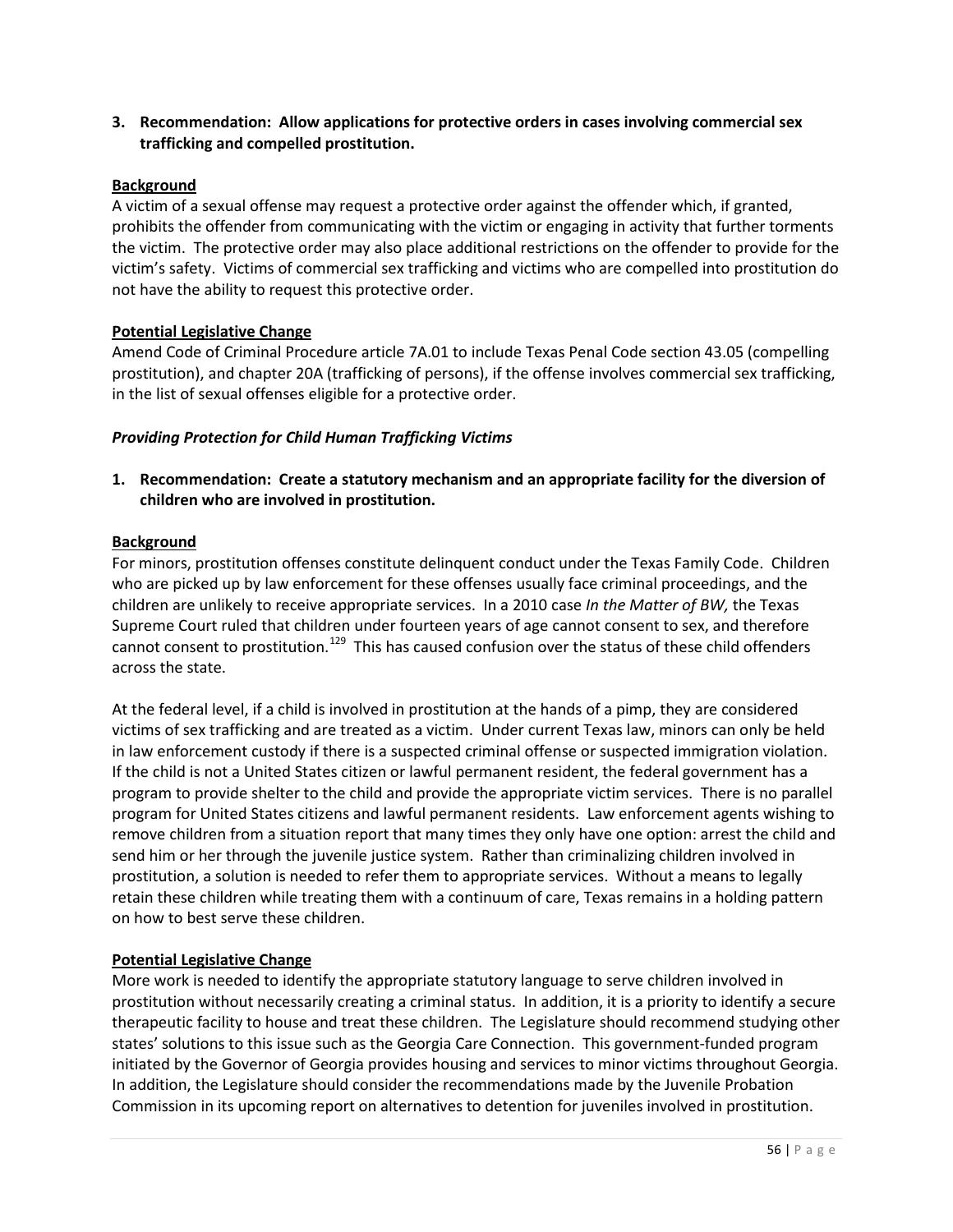**3. Recommendation: Allow applications for protective orders in cases involving commercial sex trafficking and compelled prostitution.**

**Background**

A victim of a sexual offense may request a protective order against the offender which, if granted, prohibits the offender from communicating with the victim or engaging in activity that further torments the victim. The protective order may also place additional restrictions on the offender to provide for the victim's safety. Victims of commercial sex trafficking and victims who are compelled into prostitution do not have the ability to request this protective order.

**Potential Legislative Change**

Amend Code of Criminal Procedure article 7A.01 to include Texas Penal Code section 43.05 (compelling prostitution), and chapter 20A (trafficking of persons), if the offense involves commercial sex trafficking, in the list of sexual offenses eligible for a protective order.

***Providing Protection for Child Human Trafficking Victims***

**1. Recommendation: Create a statutory mechanism and an appropriate facility for the diversion of children who are involved in prostitution.**

**Background**

For minors, prostitution offenses constitute delinquent conduct under the Texas Family Code. Children who are picked up by law enforcement for these offenses usually face criminal proceedings, and the children are unlikely to receive appropriate services. In a 2010 case *In the Matter of BW,* the Texas Supreme Court ruled that children under fourteen years of age cannot consent to sex, and therefore cannot consent to prostitution.[129] This has caused confusion over the status of these child offenders across the state.

At the federal level, if a child is involved in prostitution at the hands of a pimp, they are considered victims of sex trafficking and are treated as a victim. Under current Texas law, minors can only be held in law enforcement custody if there is a suspected criminal offense or suspected immigration violation. If the child is not a United States citizen or lawful permanent resident, the federal government has a program to provide shelter to the child and provide the appropriate victim services. There is no parallel program for United States citizens and lawful permanent residents. Law enforcement agents wishing to remove children from a situation report that many times they only have one option: arrest the child and send him or her through the juvenile justice system. Rather than criminalizing children involved in prostitution, a solution is needed to refer them to appropriate services. Without a means to legally retain these children while treating them with a continuum of care, Texas remains in a holding pattern on how to best serve these children.

**Potential Legislative Change**

More work is needed to identify the appropriate statutory language to serve children involved in prostitution without necessarily creating a criminal status. In addition, it is a priority to identify a secure therapeutic facility to house and treat these children. The Legislature should recommend studying other states' solutions to this issue such as the Georgia Care Connection. This government-funded program initiated by the Governor of Georgia provides housing and services to minor victims throughout Georgia. In addition, the Legislature should consider the recommendations made by the Juvenile Probation Commission in its upcoming report on alternatives to detention for juveniles involved in prostitution.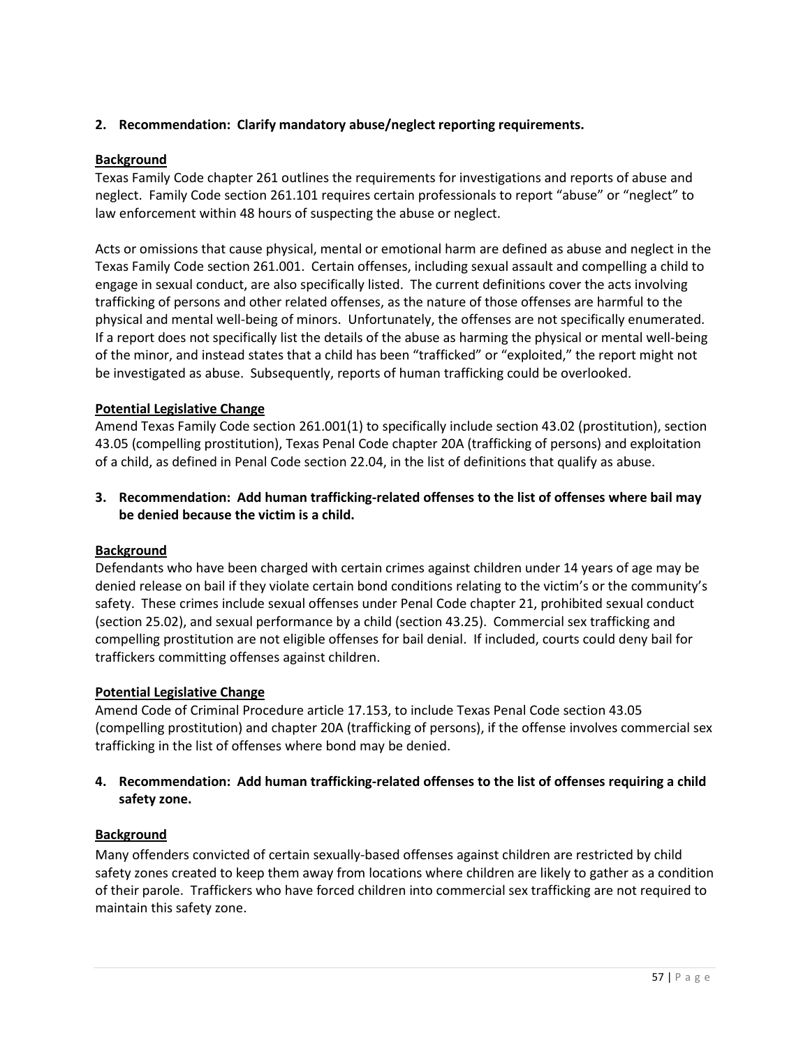**2. Recommendation: Clarify mandatory abuse/neglect reporting requirements.**

**Background**

Texas Family Code chapter 261 outlines the requirements for investigations and reports of abuse and neglect. Family Code section 261.101 requires certain professionals to report "abuse" or "neglect" to law enforcement within 48 hours of suspecting the abuse or neglect.

Acts or omissions that cause physical, mental or emotional harm are defined as abuse and neglect in the Texas Family Code section 261.001. Certain offenses, including sexual assault and compelling a child to engage in sexual conduct, are also specifically listed. The current definitions cover the acts involving trafficking of persons and other related offenses, as the nature of those offenses are harmful to the physical and mental well-being of minors. Unfortunately, the offenses are not specifically enumerated. If a report does not specifically list the details of the abuse as harming the physical or mental well-being of the minor, and instead states that a child has been "trafficked" or "exploited," the report might not be investigated as abuse. Subsequently, reports of human trafficking could be overlooked.

**Potential Legislative Change**

Amend Texas Family Code section 261.001(1) to specifically include section 43.02 (prostitution), section 43.05 (compelling prostitution), Texas Penal Code chapter 20A (trafficking of persons) and exploitation of a child, as defined in Penal Code section 22.04, in the list of definitions that qualify as abuse.

**3. Recommendation: Add human trafficking-related offenses to the list of offenses where bail may be denied because the victim is a child.**

**Background**

Defendants who have been charged with certain crimes against children under 14 years of age may be denied release on bail if they violate certain bond conditions relating to the victim's or the community's safety. These crimes include sexual offenses under Penal Code chapter 21, prohibited sexual conduct (section 25.02), and sexual performance by a child (section 43.25). Commercial sex trafficking and compelling prostitution are not eligible offenses for bail denial. If included, courts could deny bail for traffickers committing offenses against children.

**Potential Legislative Change**

Amend Code of Criminal Procedure article 17.153, to include Texas Penal Code section 43.05 (compelling prostitution) and chapter 20A (trafficking of persons), if the offense involves commercial sex trafficking in the list of offenses where bond may be denied.

**4. Recommendation: Add human trafficking-related offenses to the list of offenses requiring a child safety zone.**

**Background**

Many offenders convicted of certain sexually-based offenses against children are restricted by child safety zones created to keep them away from locations where children are likely to gather as a condition of their parole. Traffickers who have forced children into commercial sex trafficking are not required to maintain this safety zone.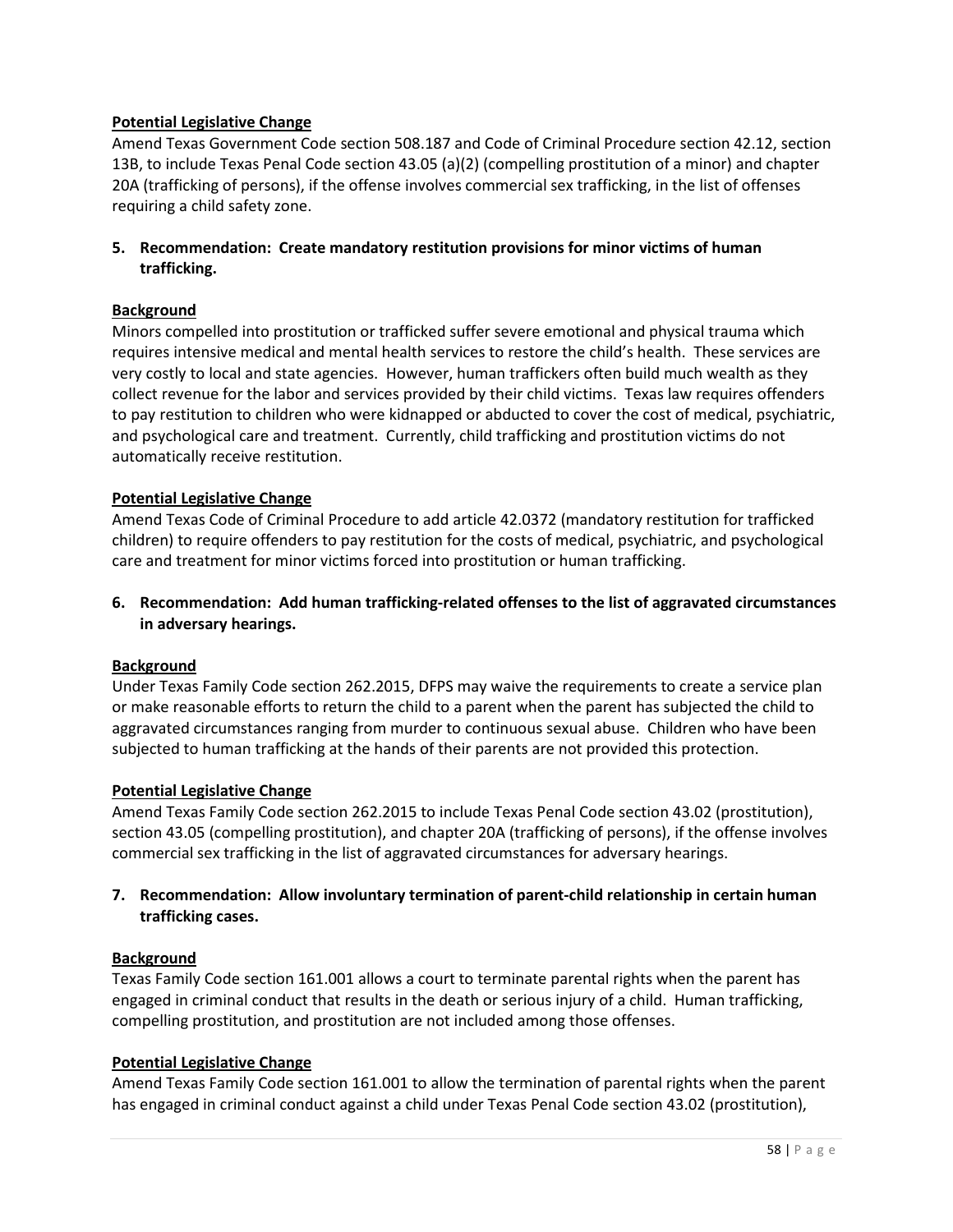**Potential Legislative Change**

Amend Texas Government Code section 508.187 and Code of Criminal Procedure section 42.12, section 13B, to include Texas Penal Code section 43.05 (a)(2) (compelling prostitution of a minor) and chapter 20A (trafficking of persons), if the offense involves commercial sex trafficking, in the list of offenses requiring a child safety zone.

**5. Recommendation: Create mandatory restitution provisions for minor victims of human trafficking.**

**Background**

Minors compelled into prostitution or trafficked suffer severe emotional and physical trauma which requires intensive medical and mental health services to restore the child's health. These services are very costly to local and state agencies. However, human traffickers often build much wealth as they collect revenue for the labor and services provided by their child victims. Texas law requires offenders to pay restitution to children who were kidnapped or abducted to cover the cost of medical, psychiatric, and psychological care and treatment. Currently, child trafficking and prostitution victims do not automatically receive restitution.

**Potential Legislative Change**

Amend Texas Code of Criminal Procedure to add article 42.0372 (mandatory restitution for trafficked children) to require offenders to pay restitution for the costs of medical, psychiatric, and psychological care and treatment for minor victims forced into prostitution or human trafficking.

**6. Recommendation: Add human trafficking-related offenses to the list of aggravated circumstances in adversary hearings.**

**Background**

Under Texas Family Code section 262.2015, DFPS may waive the requirements to create a service plan or make reasonable efforts to return the child to a parent when the parent has subjected the child to aggravated circumstances ranging from murder to continuous sexual abuse. Children who have been subjected to human trafficking at the hands of their parents are not provided this protection.

**Potential Legislative Change**

Amend Texas Family Code section 262.2015 to include Texas Penal Code section 43.02 (prostitution), section 43.05 (compelling prostitution), and chapter 20A (trafficking of persons), if the offense involves commercial sex trafficking in the list of aggravated circumstances for adversary hearings.

**7. Recommendation: Allow involuntary termination of parent-child relationship in certain human trafficking cases.**

**Background**

Texas Family Code section 161.001 allows a court to terminate parental rights when the parent has engaged in criminal conduct that results in the death or serious injury of a child. Human trafficking, compelling prostitution, and prostitution are not included among those offenses.

**Potential Legislative Change**

Amend Texas Family Code section 161.001 to allow the termination of parental rights when the parent has engaged in criminal conduct against a child under Texas Penal Code section 43.02 (prostitution),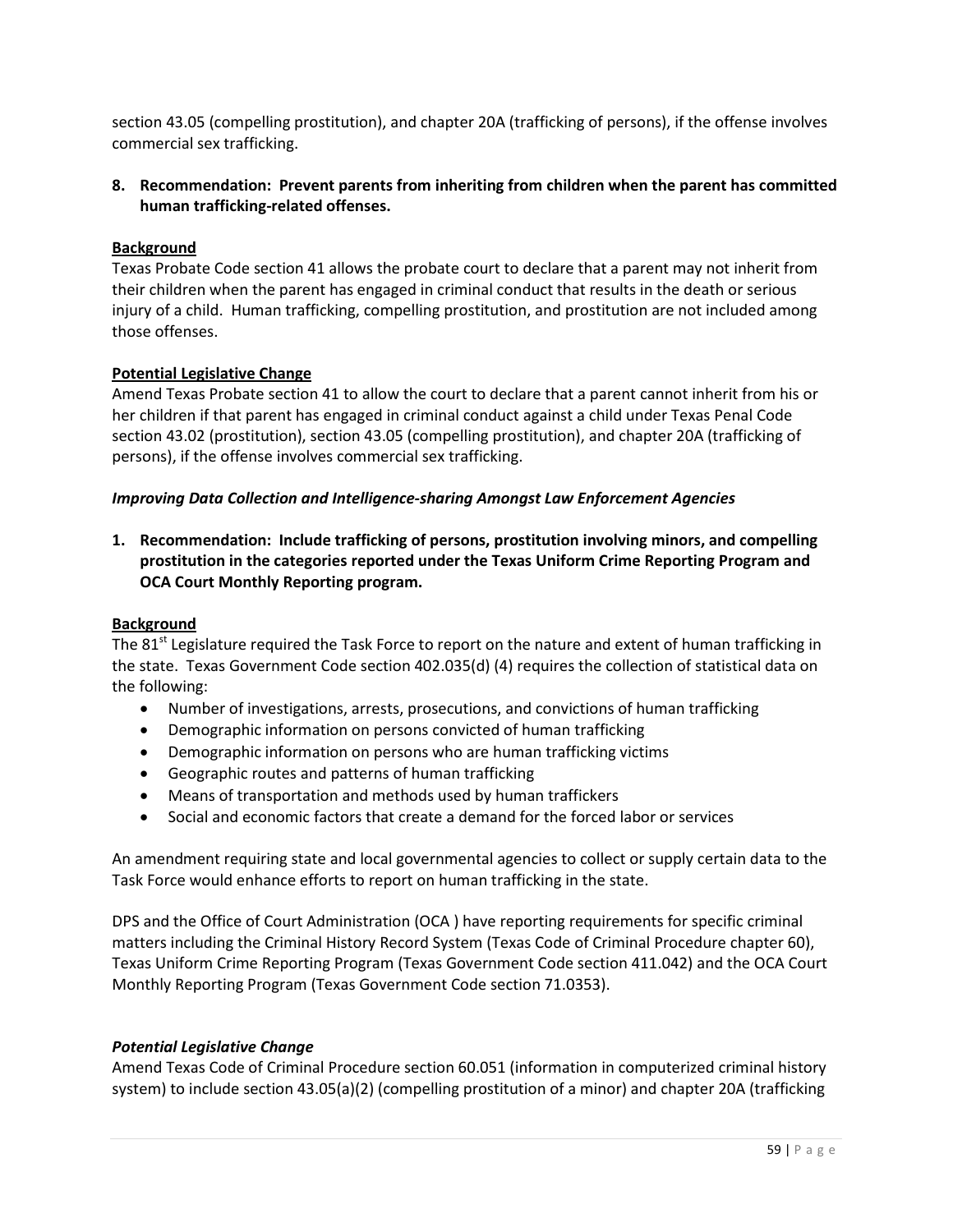section 43.05 (compelling prostitution), and chapter 20A (trafficking of persons), if the offense involves commercial sex trafficking.

**8. Recommendation: Prevent parents from inheriting from children when the parent has committed human trafficking-related offenses.**

**Background**

Texas Probate Code section 41 allows the probate court to declare that a parent may not inherit from their children when the parent has engaged in criminal conduct that results in the death or serious injury of a child. Human trafficking, compelling prostitution, and prostitution are not included among those offenses.

**Potential Legislative Change**

Amend Texas Probate section 41 to allow the court to declare that a parent cannot inherit from his or her children if that parent has engaged in criminal conduct against a child under Texas Penal Code section 43.02 (prostitution), section 43.05 (compelling prostitution), and chapter 20A (trafficking of persons), if the offense involves commercial sex trafficking.

***Improving Data Collection and Intelligence-sharing Amongst Law Enforcement Agencies***

**1. Recommendation: Include trafficking of persons, prostitution involving minors, and compelling prostitution in the categories reported under the Texas Uniform Crime Reporting Program and OCA Court Monthly Reporting program.**

**Background**

The 81st Legislature required the Task Force to report on the nature and extent of human trafficking in the state. Texas Government Code section 402.035(d) (4) requires the collection of statistical data on the following:

- Number of investigations, arrests, prosecutions, and convictions of human trafficking
- Demographic information on persons convicted of human trafficking
- Demographic information on persons who are human trafficking victims
- Geographic routes and patterns of human trafficking
- Means of transportation and methods used by human traffickers
- Social and economic factors that create a demand for the forced labor or services

An amendment requiring state and local governmental agencies to collect or supply certain data to the Task Force would enhance efforts to report on human trafficking in the state.

DPS and the Office of Court Administration (OCA ) have reporting requirements for specific criminal matters including the Criminal History Record System (Texas Code of Criminal Procedure chapter 60), Texas Uniform Crime Reporting Program (Texas Government Code section 411.042) and the OCA Court Monthly Reporting Program (Texas Government Code section 71.0353).

***Potential Legislative Change***

Amend Texas Code of Criminal Procedure section 60.051 (information in computerized criminal history system) to include section 43.05(a)(2) (compelling prostitution of a minor) and chapter 20A (trafficking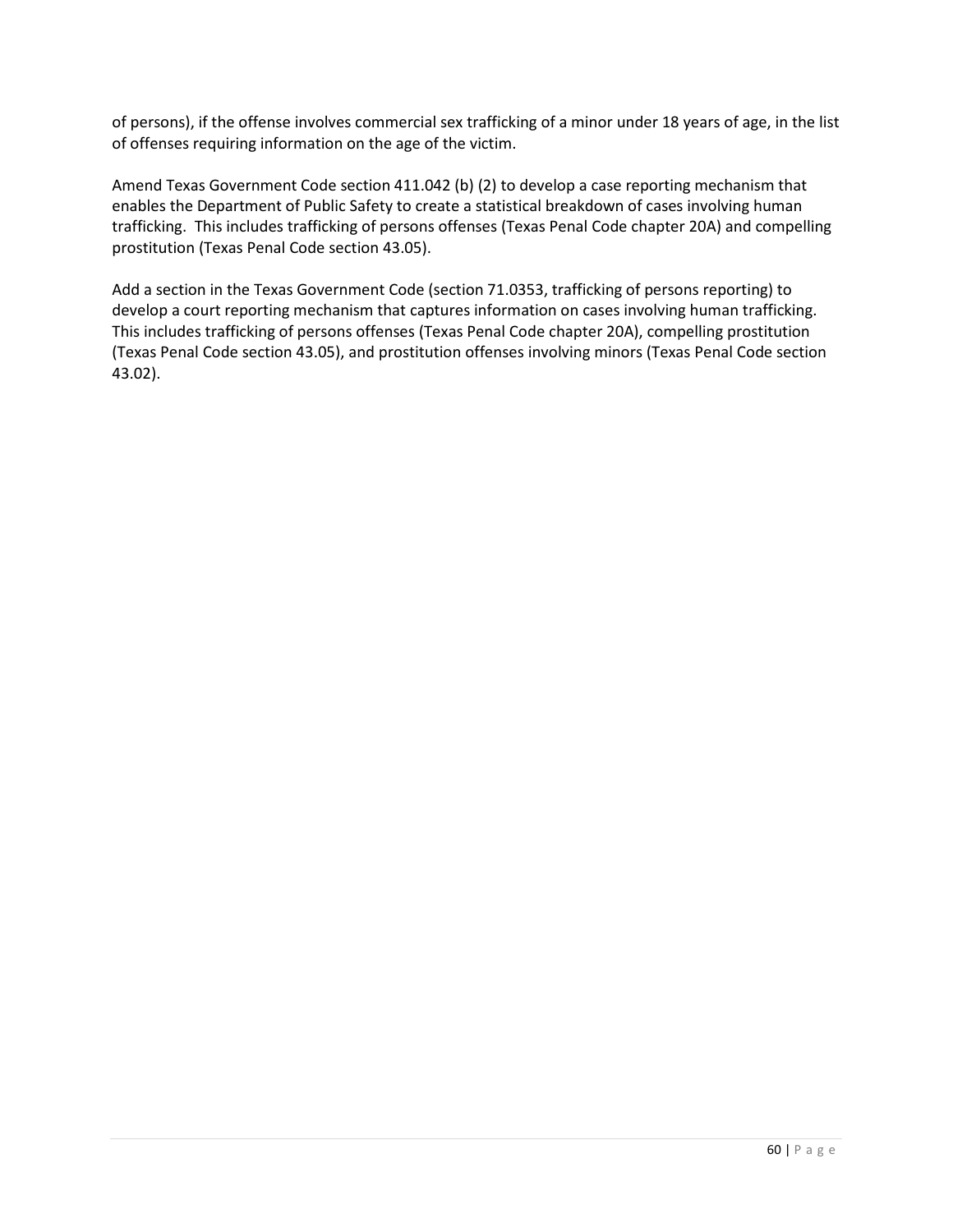of persons), if the offense involves commercial sex trafficking of a minor under 18 years of age, in the list of offenses requiring information on the age of the victim.

Amend Texas Government Code section 411.042 (b) (2) to develop a case reporting mechanism that enables the Department of Public Safety to create a statistical breakdown of cases involving human trafficking. This includes trafficking of persons offenses (Texas Penal Code chapter 20A) and compelling prostitution (Texas Penal Code section 43.05).

Add a section in the Texas Government Code (section 71.0353, trafficking of persons reporting) to develop a court reporting mechanism that captures information on cases involving human trafficking. This includes trafficking of persons offenses (Texas Penal Code chapter 20A), compelling prostitution (Texas Penal Code section 43.05), and prostitution offenses involving minors (Texas Penal Code section 43.02).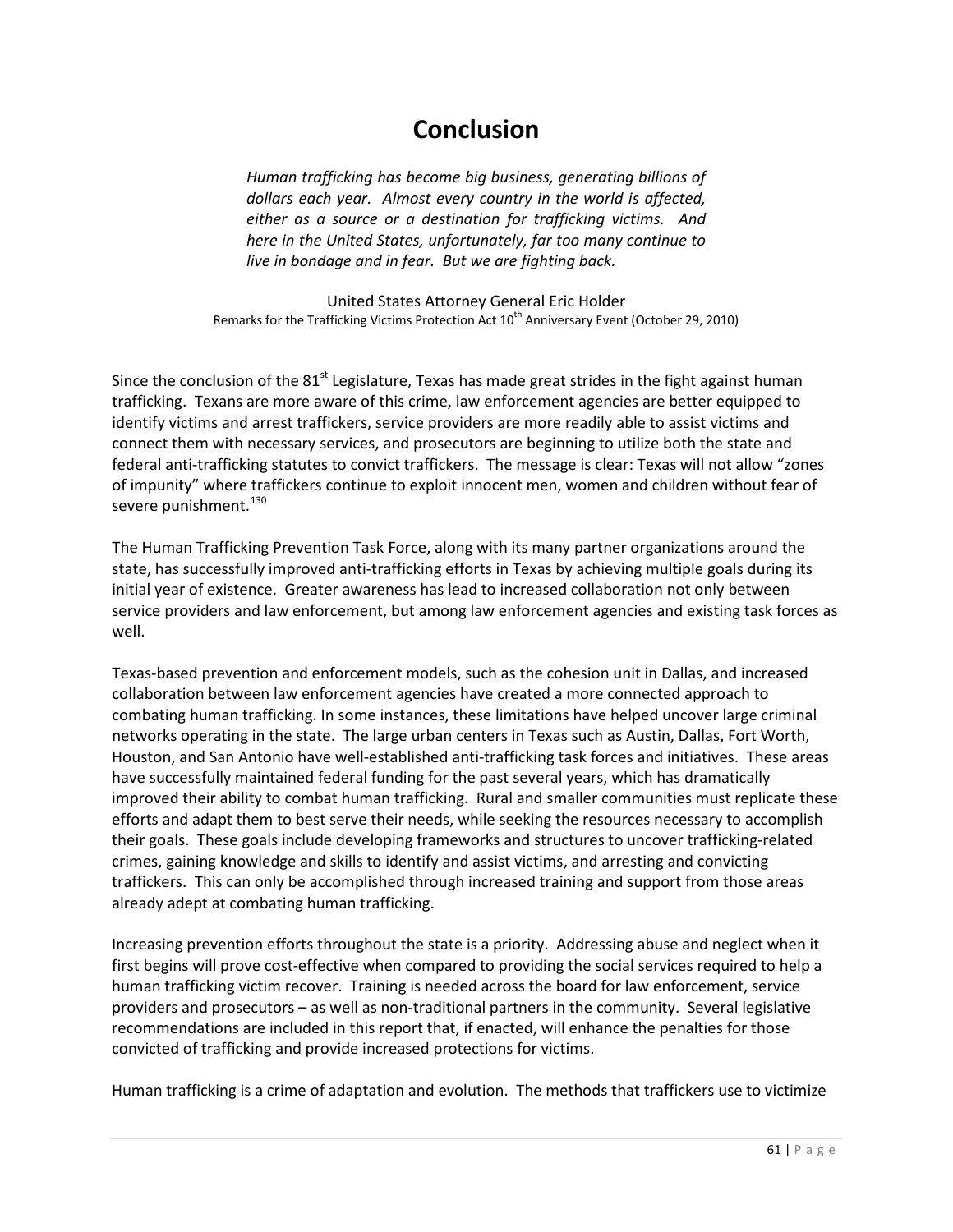# Conclusion

*Human trafficking has become big business, generating billions of dollars each year. Almost every country in the world is affected, either as a source or a destination for trafficking victims. And here in the United States, unfortunately, far too many continue to live in bondage and in fear. But we are fighting back.*

United States Attorney General Eric Holder
Remarks for the Trafficking Victims Protection Act 10th Anniversary Event (October 29, 2010)

Since the conclusion of the 81st Legislature, Texas has made great strides in the fight against human trafficking. Texans are more aware of this crime, law enforcement agencies are better equipped to identify victims and arrest traffickers, service providers are more readily able to assist victims and connect them with necessary services, and prosecutors are beginning to utilize both the state and federal anti-trafficking statutes to convict traffickers. The message is clear: Texas will not allow "zones of impunity" where traffickers continue to exploit innocent men, women and children without fear of severe punishment.[130]

The Human Trafficking Prevention Task Force, along with its many partner organizations around the state, has successfully improved anti-trafficking efforts in Texas by achieving multiple goals during its initial year of existence. Greater awareness has lead to increased collaboration not only between service providers and law enforcement, but among law enforcement agencies and existing task forces as well.

Texas-based prevention and enforcement models, such as the cohesion unit in Dallas, and increased collaboration between law enforcement agencies have created a more connected approach to combating human trafficking. In some instances, these limitations have helped uncover large criminal networks operating in the state. The large urban centers in Texas such as Austin, Dallas, Fort Worth, Houston, and San Antonio have well-established anti-trafficking task forces and initiatives. These areas have successfully maintained federal funding for the past several years, which has dramatically improved their ability to combat human trafficking. Rural and smaller communities must replicate these efforts and adapt them to best serve their needs, while seeking the resources necessary to accomplish their goals. These goals include developing frameworks and structures to uncover trafficking-related crimes, gaining knowledge and skills to identify and assist victims, and arresting and convicting traffickers. This can only be accomplished through increased training and support from those areas already adept at combating human trafficking.

Increasing prevention efforts throughout the state is a priority. Addressing abuse and neglect when it first begins will prove cost-effective when compared to providing the social services required to help a human trafficking victim recover. Training is needed across the board for law enforcement, service providers and prosecutors – as well as non-traditional partners in the community. Several legislative recommendations are included in this report that, if enacted, will enhance the penalties for those convicted of trafficking and provide increased protections for victims.

Human trafficking is a crime of adaptation and evolution. The methods that traffickers use to victimize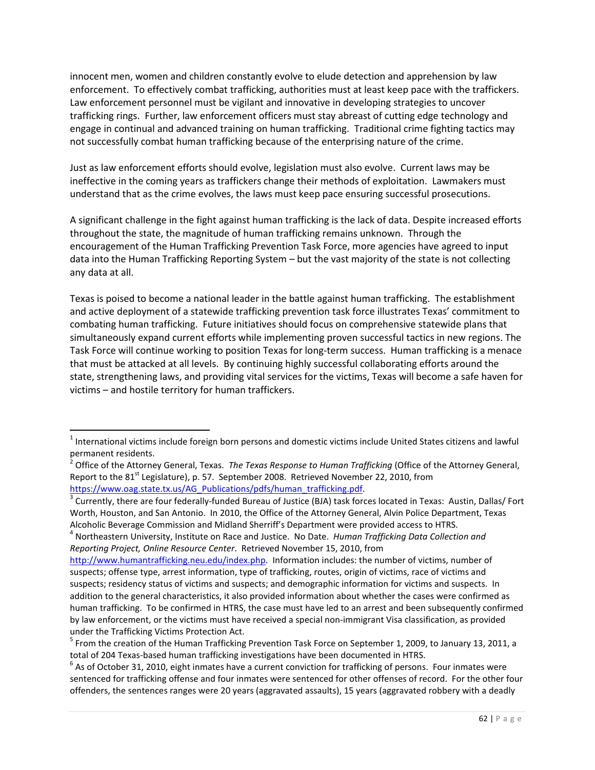innocent men, women and children constantly evolve to elude detection and apprehension by law enforcement. To effectively combat trafficking, authorities must at least keep pace with the traffickers. Law enforcement personnel must be vigilant and innovative in developing strategies to uncover trafficking rings. Further, law enforcement officers must stay abreast of cutting edge technology and engage in continual and advanced training on human trafficking. Traditional crime fighting tactics may not successfully combat human trafficking because of the enterprising nature of the crime.

Just as law enforcement efforts should evolve, legislation must also evolve. Current laws may be ineffective in the coming years as traffickers change their methods of exploitation. Lawmakers must understand that as the crime evolves, the laws must keep pace ensuring successful prosecutions.

A significant challenge in the fight against human trafficking is the lack of data. Despite increased efforts throughout the state, the magnitude of human trafficking remains unknown. Through the encouragement of the Human Trafficking Prevention Task Force, more agencies have agreed to input data into the Human Trafficking Reporting System – but the vast majority of the state is not collecting any data at all.

Texas is poised to become a national leader in the battle against human trafficking. The establishment and active deployment of a statewide trafficking prevention task force illustrates Texas' commitment to combating human trafficking. Future initiatives should focus on comprehensive statewide plans that simultaneously expand current efforts while implementing proven successful tactics in new regions. The Task Force will continue working to position Texas for long-term success. Human trafficking is a menace that must be attacked at all levels. By continuing highly successful collaborating efforts around the state, strengthening laws, and providing vital services for the victims, Texas will become a safe haven for victims – and hostile territory for human traffickers.

---

[1] International victims include foreign born persons and domestic victims include United States citizens and lawful permanent residents.

[2] Office of the Attorney General, Texas. *The Texas Response to Human Trafficking* (Office of the Attorney General, Report to the 81st Legislature), p. 57. September 2008. Retrieved November 22, 2010, from https://www.oag.state.tx.us/AG_Publications/pdfs/human_trafficking.pdf.

[3] Currently, there are four federally-funded Bureau of Justice (BJA) task forces located in Texas: Austin, Dallas/ Fort Worth, Houston, and San Antonio. In 2010, the Office of the Attorney General, Alvin Police Department, Texas Alcoholic Beverage Commission and Midland Sherriff's Department were provided access to HTRS.

[4] Northeastern University, Institute on Race and Justice. No Date. *Human Trafficking Data Collection and Reporting Project, Online Resource Center*. Retrieved November 15, 2010, from http://www.humantrafficking.neu.edu/index.php. Information includes: the number of victims, number of suspects; offense type, arrest information, type of trafficking, routes, origin of victims, race of victims and suspects; residency status of victims and suspects; and demographic information for victims and suspects. In addition to the general characteristics, it also provided information about whether the cases were confirmed as human trafficking. To be confirmed in HTRS, the case must have led to an arrest and been subsequently confirmed by law enforcement, or the victims must have received a special non-immigrant Visa classification, as provided under the Trafficking Victims Protection Act.

[5] From the creation of the Human Trafficking Prevention Task Force on September 1, 2009, to January 13, 2011, a total of 204 Texas-based human trafficking investigations have been documented in HTRS.

[6] As of October 31, 2010, eight inmates have a current conviction for trafficking of persons. Four inmates were sentenced for trafficking offense and four inmates were sentenced for other offenses of record. For the other four offenders, the sentences ranges were 20 years (aggravated assaults), 15 years (aggravated robbery with a deadly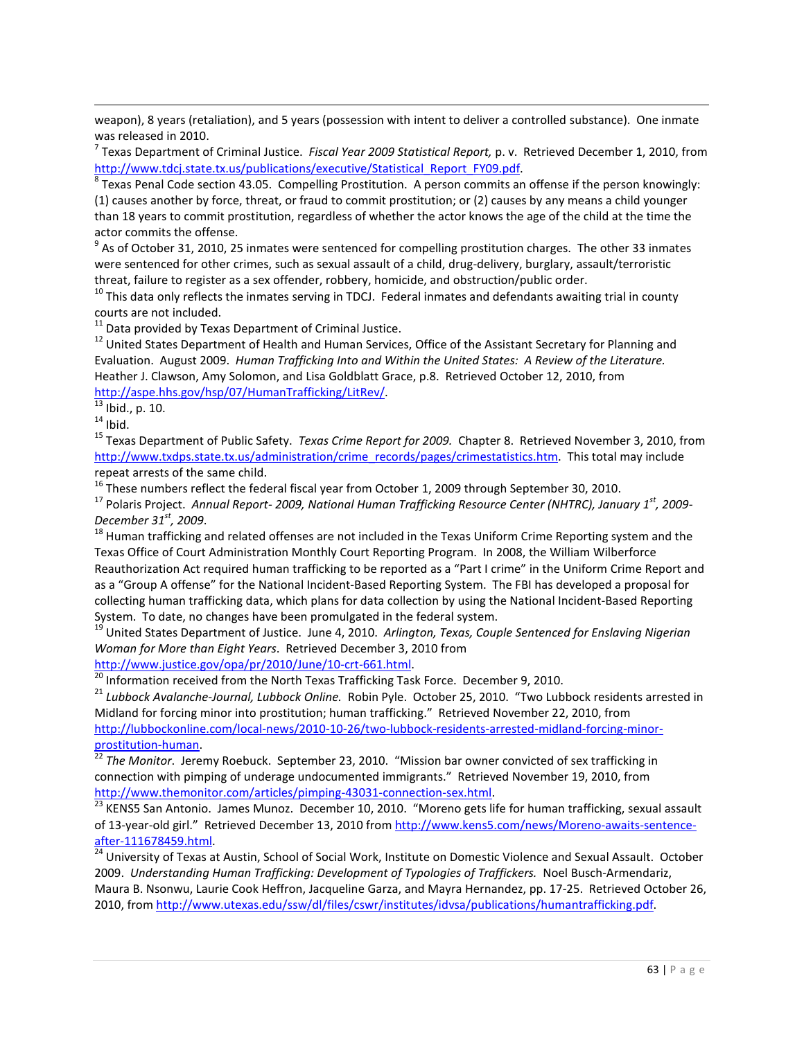weapon), 8 years (retaliation), and 5 years (possession with intent to deliver a controlled substance). One inmate was released in 2010.

[7] Texas Department of Criminal Justice. *Fiscal Year 2009 Statistical Report,* p. v. Retrieved December 1, 2010, from http://www.tdcj.state.tx.us/publications/executive/Statistical_Report_FY09.pdf.

[8] Texas Penal Code section 43.05. Compelling Prostitution. A person commits an offense if the person knowingly: (1) causes another by force, threat, or fraud to commit prostitution; or (2) causes by any means a child younger than 18 years to commit prostitution, regardless of whether the actor knows the age of the child at the time the actor commits the offense.

[9] As of October 31, 2010, 25 inmates were sentenced for compelling prostitution charges. The other 33 inmates were sentenced for other crimes, such as sexual assault of a child, drug-delivery, burglary, assault/terroristic threat, failure to register as a sex offender, robbery, homicide, and obstruction/public order.

[10] This data only reflects the inmates serving in TDCJ. Federal inmates and defendants awaiting trial in county courts are not included.

[11] Data provided by Texas Department of Criminal Justice.

[12] United States Department of Health and Human Services, Office of the Assistant Secretary for Planning and Evaluation. August 2009. *Human Trafficking Into and Within the United States: A Review of the Literature.* Heather J. Clawson, Amy Solomon, and Lisa Goldblatt Grace, p.8. Retrieved October 12, 2010, from http://aspe.hhs.gov/hsp/07/HumanTrafficking/LitRev/.

[13] Ibid., p. 10.

[14] Ibid.

[15] Texas Department of Public Safety. *Texas Crime Report for 2009.* Chapter 8. Retrieved November 3, 2010, from http://www.txdps.state.tx.us/administration/crime_records/pages/crimestatistics.htm. This total may include repeat arrests of the same child.

[16] These numbers reflect the federal fiscal year from October 1, 2009 through September 30, 2010.

[17] Polaris Project. *Annual Report- 2009, National Human Trafficking Resource Center (NHTRC), January 1st, 2009-December 31st, 2009.*

[18] Human trafficking and related offenses are not included in the Texas Uniform Crime Reporting system and the Texas Office of Court Administration Monthly Court Reporting Program. In 2008, the William Wilberforce Reauthorization Act required human trafficking to be reported as a "Part I crime" in the Uniform Crime Report and as a "Group A offense" for the National Incident-Based Reporting System. The FBI has developed a proposal for collecting human trafficking data, which plans for data collection by using the National Incident-Based Reporting System. To date, no changes have been promulgated in the federal system.

[19] United States Department of Justice. June 4, 2010. *Arlington, Texas, Couple Sentenced for Enslaving Nigerian Woman for More than Eight Years*. Retrieved December 3, 2010 from http://www.justice.gov/opa/pr/2010/June/10-crt-661.html.

[20] Information received from the North Texas Trafficking Task Force. December 9, 2010.

[21] *Lubbock Avalanche-Journal, Lubbock Online.* Robin Pyle. October 25, 2010. "Two Lubbock residents arrested in Midland for forcing minor into prostitution; human trafficking." Retrieved November 22, 2010, from http://lubbockonline.com/local-news/2010-10-26/two-lubbock-residents-arrested-midland-forcing-minor-prostitution-human.

[22] *The Monitor*. Jeremy Roebuck. September 23, 2010. "Mission bar owner convicted of sex trafficking in connection with pimping of underage undocumented immigrants." Retrieved November 19, 2010, from http://www.themonitor.com/articles/pimping-43031-connection-sex.html.

[23] KENS5 San Antonio. James Munoz. December 10, 2010. "Moreno gets life for human trafficking, sexual assault of 13-year-old girl." Retrieved December 13, 2010 from http://www.kens5.com/news/Moreno-awaits-sentence-after-111678459.html.

[24] University of Texas at Austin, School of Social Work, Institute on Domestic Violence and Sexual Assault. October 2009. *Understanding Human Trafficking: Development of Typologies of Traffickers.* Noel Busch-Armendariz, Maura B. Nsonwu, Laurie Cook Heffron, Jacqueline Garza, and Mayra Hernandez, pp. 17-25. Retrieved October 26, 2010, from http://www.utexas.edu/ssw/dl/files/cswr/institutes/idvsa/publications/humantrafficking.pdf.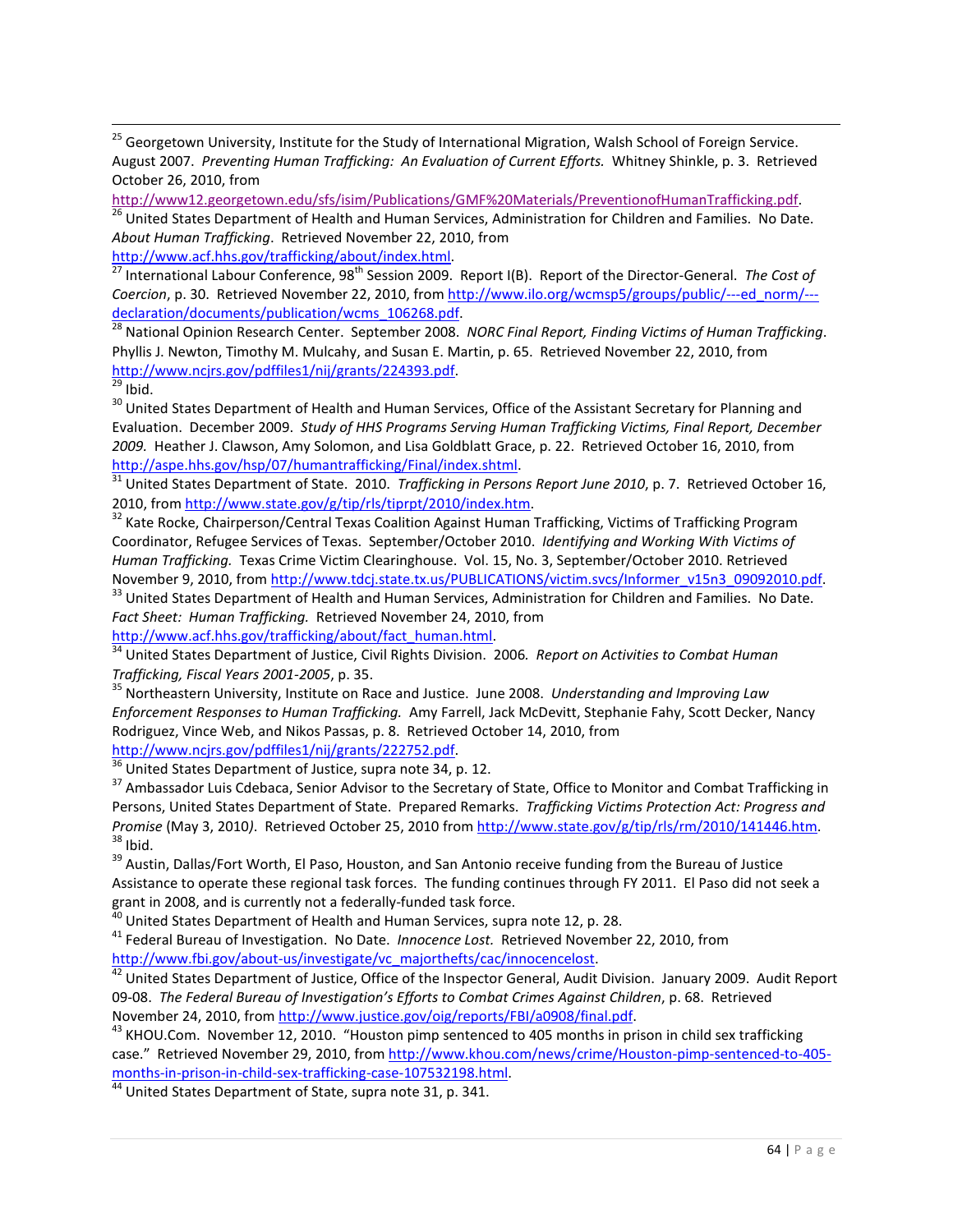[25] Georgetown University, Institute for the Study of International Migration, Walsh School of Foreign Service. August 2007. *Preventing Human Trafficking: An Evaluation of Current Efforts.* Whitney Shinkle, p. 3. Retrieved October 26, 2010, from http://www12.georgetown.edu/sfs/isim/Publications/GMF%20Materials/PreventionofHumanTrafficking.pdf.

[26] United States Department of Health and Human Services, Administration for Children and Families. No Date. *About Human Trafficking*. Retrieved November 22, 2010, from http://www.acf.hhs.gov/trafficking/about/index.html.

[27] International Labour Conference, 98th Session 2009. Report I(B). Report of the Director-General. *The Cost of Coercion*, p. 30. Retrieved November 22, 2010, from http://www.ilo.org/wcmsp5/groups/public/---ed_norm/---declaration/documents/publication/wcms_106268.pdf.

[28] National Opinion Research Center. September 2008. *NORC Final Report, Finding Victims of Human Trafficking*. Phyllis J. Newton, Timothy M. Mulcahy, and Susan E. Martin, p. 65. Retrieved November 22, 2010, from http://www.ncjrs.gov/pdffiles1/nij/grants/224393.pdf.

[29] Ibid.

[30] United States Department of Health and Human Services, Office of the Assistant Secretary for Planning and Evaluation. December 2009. *Study of HHS Programs Serving Human Trafficking Victims, Final Report, December 2009.* Heather J. Clawson, Amy Solomon, and Lisa Goldblatt Grace, p. 22. Retrieved October 16, 2010, from http://aspe.hhs.gov/hsp/07/humantrafficking/Final/index.shtml.

[31] United States Department of State. 2010. *Trafficking in Persons Report June 2010*, p. 7. Retrieved October 16, 2010, from http://www.state.gov/g/tip/rls/tiprpt/2010/index.htm.

[32] Kate Rocke, Chairperson/Central Texas Coalition Against Human Trafficking, Victims of Trafficking Program Coordinator, Refugee Services of Texas. September/October 2010. *Identifying and Working With Victims of Human Trafficking.* Texas Crime Victim Clearinghouse. Vol. 15, No. 3, September/October 2010. Retrieved November 9, 2010, from http://www.tdcj.state.tx.us/PUBLICATIONS/victim.svcs/Informer_v15n3_09092010.pdf.

[33] United States Department of Health and Human Services, Administration for Children and Families. No Date. *Fact Sheet: Human Trafficking.* Retrieved November 24, 2010, from http://www.acf.hhs.gov/trafficking/about/fact_human.html.

[34] United States Department of Justice, Civil Rights Division. 2006. *Report on Activities to Combat Human Trafficking, Fiscal Years 2001-2005*, p. 35.

[35] Northeastern University, Institute on Race and Justice. June 2008. *Understanding and Improving Law Enforcement Responses to Human Trafficking.* Amy Farrell, Jack McDevitt, Stephanie Fahy, Scott Decker, Nancy Rodriguez, Vince Web, and Nikos Passas, p. 8. Retrieved October 14, 2010, from http://www.ncjrs.gov/pdffiles1/nij/grants/222752.pdf.

[36] United States Department of Justice, supra note 34, p. 12.

[37] Ambassador Luis Cdebaca, Senior Advisor to the Secretary of State, Office to Monitor and Combat Trafficking in Persons, United States Department of State. Prepared Remarks. *Trafficking Victims Protection Act: Progress and Promise* (May 3, 2010). Retrieved October 25, 2010 from http://www.state.gov/g/tip/rls/rm/2010/141446.htm.

[38] Ibid.

[39] Austin, Dallas/Fort Worth, El Paso, Houston, and San Antonio receive funding from the Bureau of Justice Assistance to operate these regional task forces. The funding continues through FY 2011. El Paso did not seek a grant in 2008, and is currently not a federally-funded task force.

[40] United States Department of Health and Human Services, supra note 12, p. 28.

[41] Federal Bureau of Investigation. No Date. *Innocence Lost.* Retrieved November 22, 2010, from http://www.fbi.gov/about-us/investigate/vc_majorthefts/cac/innocencelost.

[42] United States Department of Justice, Office of the Inspector General, Audit Division. January 2009. Audit Report 09-08. *The Federal Bureau of Investigation's Efforts to Combat Crimes Against Children*, p. 68. Retrieved November 24, 2010, from http://www.justice.gov/oig/reports/FBI/a0908/final.pdf.

[43] KHOU.Com. November 12, 2010. "Houston pimp sentenced to 405 months in prison in child sex trafficking case." Retrieved November 29, 2010, from http://www.khou.com/news/crime/Houston-pimp-sentenced-to-405-months-in-prison-in-child-sex-trafficking-case-107532198.html.

[44] United States Department of State, supra note 31, p. 341.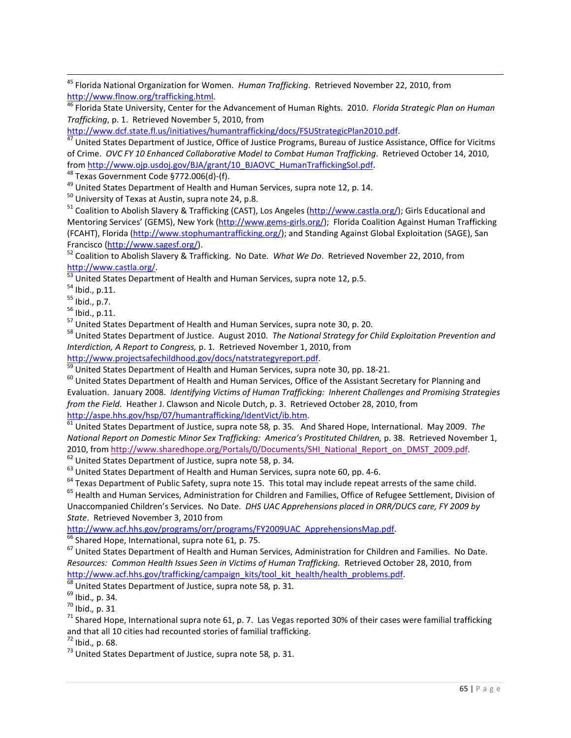[45] Florida National Organization for Women. *Human Trafficking*. Retrieved November 22, 2010, from http://www.flnow.org/trafficking.html.

[46] Florida State University, Center for the Advancement of Human Rights. 2010. *Florida Strategic Plan on Human Trafficking*, p. 1. Retrieved November 5, 2010, from http://www.dcf.state.fl.us/initiatives/humantrafficking/docs/FSUStrategicPlan2010.pdf.

[47] United States Department of Justice, Office of Justice Programs, Bureau of Justice Assistance, Office for Vicitms of Crime. *OVC FY 10 Enhanced Collaborative Model to Combat Human Trafficking*. Retrieved October 14, 2010, from http://www.ojp.usdoj.gov/BJA/grant/10_BJAOVC_HumanTraffickingSol.pdf.

[48] Texas Government Code §772.006(d)-(f).

[49] United States Department of Health and Human Services, supra note 12, p. 14.

[50] University of Texas at Austin, supra note 24, p.8.

[51] Coalition to Abolish Slavery & Trafficking (CAST), Los Angeles (http://www.castla.org/); Girls Educational and Mentoring Services' (GEMS), New York (http://www.gems-girls.org/); Florida Coalition Against Human Trafficking (FCAHT), Florida (http://www.stophumantrafficking.org/); and Standing Against Global Exploitation (SAGE), San Francisco (http://www.sagesf.org/).

[52] Coalition to Abolish Slavery & Trafficking. No Date. *What We Do*. Retrieved November 22, 2010, from http://www.castla.org/.

[53] United States Department of Health and Human Services, supra note 12, p.5.

[54] Ibid., p.11.

[55] Ibid., p.7.

[56] Ibid., p.11.

[57] United States Department of Health and Human Services, supra note 30, p. 20.

[58] United States Department of Justice. August 2010. *The National Strategy for Child Exploitation Prevention and Interdiction, A Report to Congress,* p. 1. Retrieved November 1, 2010, from http://www.projectsafechildhood.gov/docs/natstrategyreport.pdf.

[59] United States Department of Health and Human Services, supra note 30, pp. 18-21.

[60] United States Department of Health and Human Services, Office of the Assistant Secretary for Planning and Evaluation. January 2008. *Identifying Victims of Human Trafficking: Inherent Challenges and Promising Strategies from the Field.* Heather J. Clawson and Nicole Dutch, p. 3. Retrieved October 28, 2010, from http://aspe.hhs.gov/hsp/07/humantrafficking/IdentVict/ib.htm.

[61] United States Department of Justice, supra note 58*,* p. 35. And Shared Hope, International. May 2009. *The National Report on Domestic Minor Sex Trafficking: America's Prostituted Children,* p. 38. Retrieved November 1, 2010, from http://www.sharedhope.org/Portals/0/Documents/SHI_National_Report_on_DMST_2009.pdf.

[62] United States Department of Justice, supra note 58, p. 34*.*

[63] United States Department of Health and Human Services, supra note 60, pp. 4-6.

[64] Texas Department of Public Safety, supra note 15. This total may include repeat arrests of the same child.

[65] Health and Human Services, Administration for Children and Families, Office of Refugee Settlement, Division of Unaccompanied Children's Services. No Date. *DHS UAC Apprehensions placed in ORR/DUCS care, FY 2009 by State*. Retrieved November 3, 2010 from http://www.acf.hhs.gov/programs/orr/programs/FY2009UAC_ApprehensionsMap.pdf.

[66] Shared Hope, International, supra note 61*,* p. 75.

[67] United States Department of Health and Human Services, Administration for Children and Families. No Date. *Resources: Common Health Issues Seen in Victims of Human Trafficking.* Retrieved October 28, 2010, from http://www.acf.hhs.gov/trafficking/campaign_kits/tool_kit_health/health_problems.pdf.

[68] United States Department of Justice, supra note 58*,* p. 31*.*

[69] Ibid.*,* p. 34*.*

[70] Ibid.*,* p. 31

[71] Shared Hope, International supra note 61, p. 7. Las Vegas reported 30% of their cases were familial trafficking and that all 10 cities had recounted stories of familial trafficking.

[72] Ibid.*,* p. 68.

[73] United States Department of Justice, supra note 58*,* p. 31.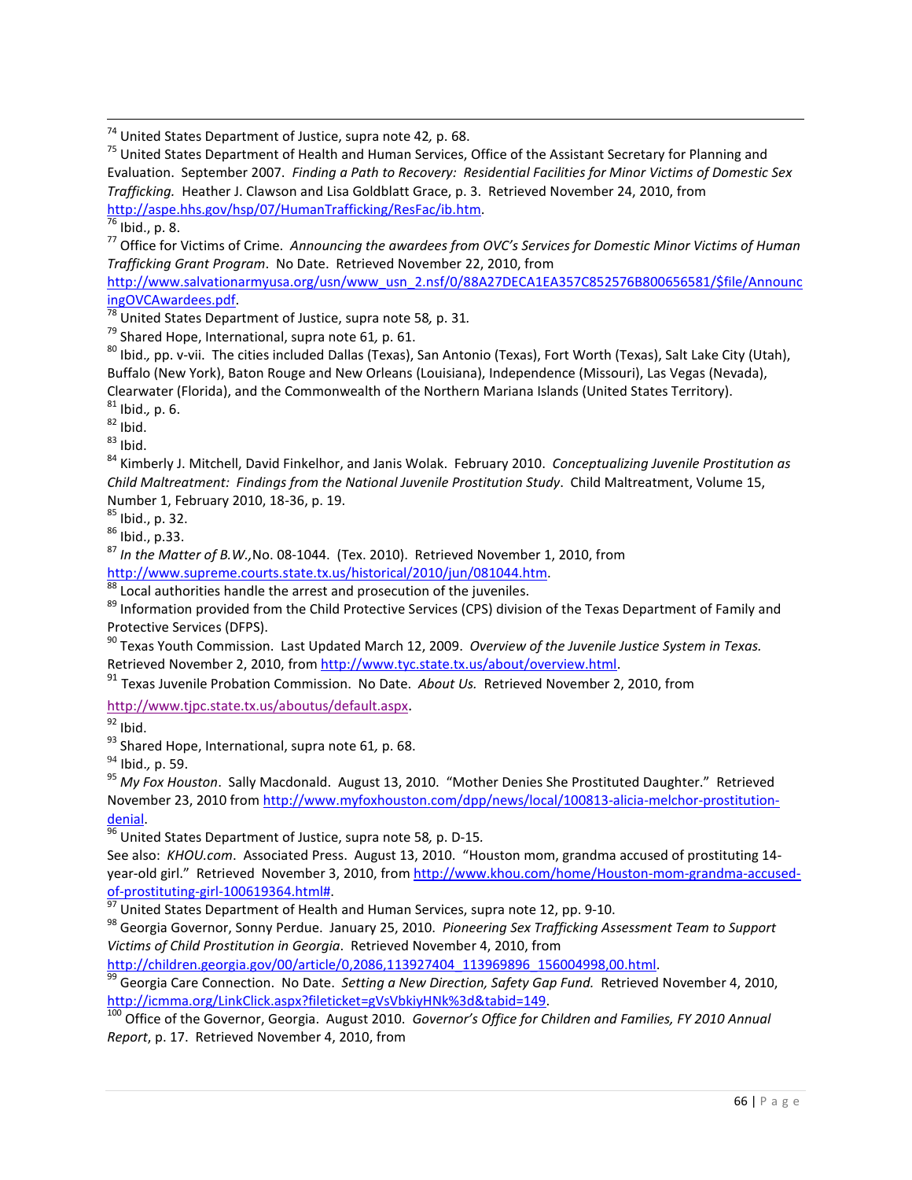[74] United States Department of Justice, supra note 42*,* p. 68.

[75] United States Department of Health and Human Services, Office of the Assistant Secretary for Planning and Evaluation. September 2007. *Finding a Path to Recovery: Residential Facilities for Minor Victims of Domestic Sex Trafficking.* Heather J. Clawson and Lisa Goldblatt Grace, p. 3. Retrieved November 24, 2010, from http://aspe.hhs.gov/hsp/07/HumanTrafficking/ResFac/ib.htm.

[76] Ibid., p. 8.

[77] Office for Victims of Crime. *Announcing the awardees from OVC's Services for Domestic Minor Victims of Human Trafficking Grant Program*. No Date. Retrieved November 22, 2010, from http://www.salvationarmyusa.org/usn/www_usn_2.nsf/0/88A27DECA1EA357C852576B800656581/$file/AnnouncingOVCAwardees.pdf.

[78] United States Department of Justice, supra note 58*,* p. 31*.*

[79] Shared Hope, International, supra note 61*,* p. 61.

[80] Ibid.*,* pp. v-vii. The cities included Dallas (Texas), San Antonio (Texas), Fort Worth (Texas), Salt Lake City (Utah), Buffalo (New York), Baton Rouge and New Orleans (Louisiana), Independence (Missouri), Las Vegas (Nevada), Clearwater (Florida), and the Commonwealth of the Northern Mariana Islands (United States Territory).

[81] Ibid.*,* p. 6.

[82] Ibid.

[83] Ibid.

[84] Kimberly J. Mitchell, David Finkelhor, and Janis Wolak. February 2010. *Conceptualizing Juvenile Prostitution as Child Maltreatment: Findings from the National Juvenile Prostitution Study*. Child Maltreatment, Volume 15, Number 1, February 2010, 18-36, p. 19.

[85] Ibid., p. 32.

[86] Ibid., p.33.

[87] *In the Matter of B.W.,*No. 08-1044. (Tex. 2010). Retrieved November 1, 2010, from http://www.supreme.courts.state.tx.us/historical/2010/jun/081044.htm.

[88] Local authorities handle the arrest and prosecution of the juveniles.

[89] Information provided from the Child Protective Services (CPS) division of the Texas Department of Family and Protective Services (DFPS).

[90] Texas Youth Commission. Last Updated March 12, 2009. *Overview of the Juvenile Justice System in Texas.* Retrieved November 2, 2010, from http://www.tyc.state.tx.us/about/overview.html.

[91] Texas Juvenile Probation Commission. No Date. *About Us.* Retrieved November 2, 2010, from http://www.tjpc.state.tx.us/aboutus/default.aspx.

[92] Ibid.

[93] Shared Hope, International, supra note 61*,* p. 68.

[94] Ibid.*,* p. 59.

[95] *My Fox Houston*. Sally Macdonald. August 13, 2010. "Mother Denies She Prostituted Daughter." Retrieved November 23, 2010 from http://www.myfoxhouston.com/dpp/news/local/100813-alicia-melchor-prostitution-denial.

[96] United States Department of Justice, supra note 58*,* p. D-15*.*
See also: *KHOU.com*. Associated Press. August 13, 2010. "Houston mom, grandma accused of prostituting 14-year-old girl." Retrieved November 3, 2010, from http://www.khou.com/home/Houston-mom-grandma-accused-of-prostituting-girl-100619364.html#.

[97] United States Department of Health and Human Services, supra note 12, pp. 9-10.

[98] Georgia Governor, Sonny Perdue. January 25, 2010. *Pioneering Sex Trafficking Assessment Team to Support Victims of Child Prostitution in Georgia*. Retrieved November 4, 2010, from http://children.georgia.gov/00/article/0,2086,113927404_113969896_156004998,00.html.

[99] Georgia Care Connection. No Date. *Setting a New Direction, Safety Gap Fund.* Retrieved November 4, 2010, http://icmma.org/LinkClick.aspx?fileticket=gVsVbkiyHNk%3d&tabid=149.

[100] Office of the Governor, Georgia. August 2010. *Governor's Office for Children and Families, FY 2010 Annual Report*, p. 17. Retrieved November 4, 2010, from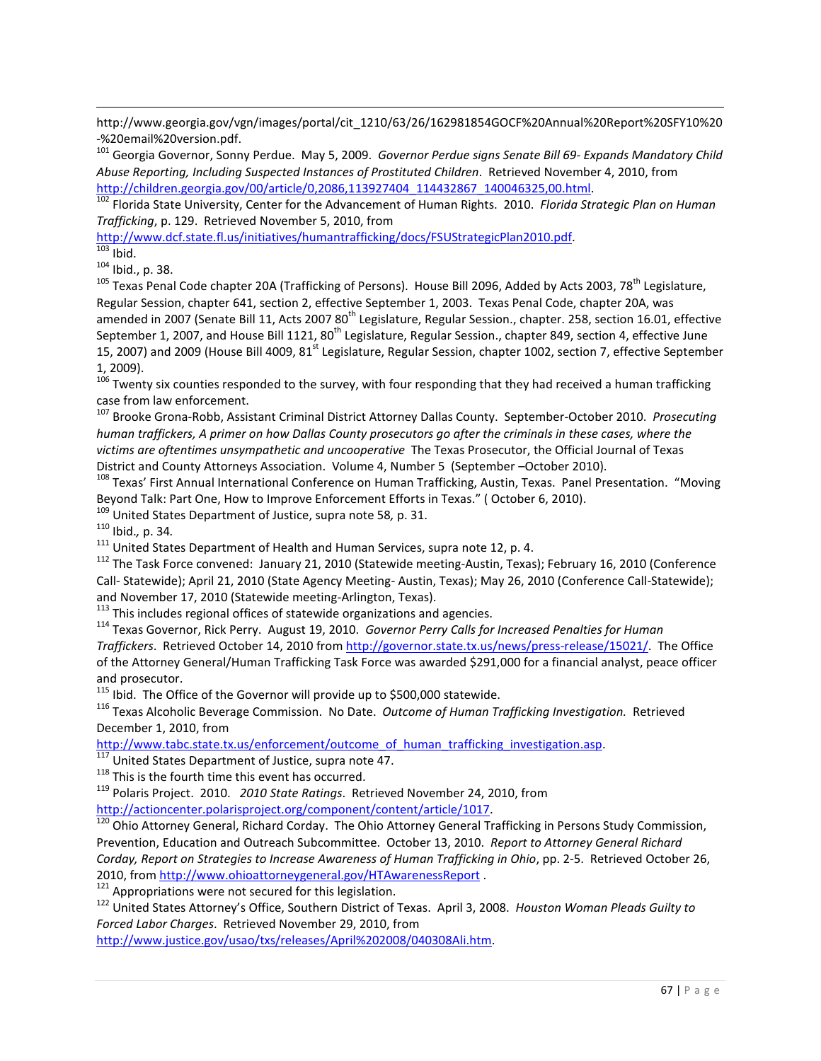http://www.georgia.gov/vgn/images/portal/cit_1210/63/26/162981854GOCF%20Annual%20Report%20SFY10%20-%20email%20version.pdf.

[101] Georgia Governor, Sonny Perdue. May 5, 2009. *Governor Perdue signs Senate Bill 69- Expands Mandatory Child Abuse Reporting, Including Suspected Instances of Prostituted Children*. Retrieved November 4, 2010, from http://children.georgia.gov/00/article/0,2086,113927404_114432867_140046325,00.html.

[102] Florida State University, Center for the Advancement of Human Rights. 2010. *Florida Strategic Plan on Human Trafficking*, p. 129. Retrieved November 5, 2010, from http://www.dcf.state.fl.us/initiatives/humantrafficking/docs/FSUStrategicPlan2010.pdf.

[103] Ibid.

[104] Ibid., p. 38.

[105] Texas Penal Code chapter 20A (Trafficking of Persons). House Bill 2096, Added by Acts 2003, 78th Legislature, Regular Session, chapter 641, section 2, effective September 1, 2003. Texas Penal Code, chapter 20A, was amended in 2007 (Senate Bill 11, Acts 2007 80th Legislature, Regular Session., chapter. 258, section 16.01, effective September 1, 2007, and House Bill 1121, 80th Legislature, Regular Session., chapter 849, section 4, effective June 15, 2007) and 2009 (House Bill 4009, 81st Legislature, Regular Session, chapter 1002, section 7, effective September 1, 2009).

[106] Twenty six counties responded to the survey, with four responding that they had received a human trafficking case from law enforcement.

[107] Brooke Grona-Robb, Assistant Criminal District Attorney Dallas County. September-October 2010. *Prosecuting human traffickers, A primer on how Dallas County prosecutors go after the criminals in these cases, where the victims are oftentimes unsympathetic and uncooperative* The Texas Prosecutor, the Official Journal of Texas District and County Attorneys Association. Volume 4, Number 5 (September –October 2010).

[108] Texas' First Annual International Conference on Human Trafficking, Austin, Texas. Panel Presentation. "Moving Beyond Talk: Part One, How to Improve Enforcement Efforts in Texas." ( October 6, 2010).

[109] United States Department of Justice, supra note 58*,* p. 31.

[110] Ibid.*,* p. 34.

[111] United States Department of Health and Human Services, supra note 12, p. 4.

[112] The Task Force convened: January 21, 2010 (Statewide meeting-Austin, Texas); February 16, 2010 (Conference Call- Statewide); April 21, 2010 (State Agency Meeting- Austin, Texas); May 26, 2010 (Conference Call-Statewide); and November 17, 2010 (Statewide meeting-Arlington, Texas).

[113] This includes regional offices of statewide organizations and agencies.

[114] Texas Governor, Rick Perry. August 19, 2010. *Governor Perry Calls for Increased Penalties for Human Traffickers*. Retrieved October 14, 2010 from http://governor.state.tx.us/news/press-release/15021/. The Office of the Attorney General/Human Trafficking Task Force was awarded $291,000 for a financial analyst, peace officer and prosecutor.

[115] Ibid. The Office of the Governor will provide up to $500,000 statewide.

[116] Texas Alcoholic Beverage Commission. No Date. *Outcome of Human Trafficking Investigation.* Retrieved December 1, 2010, from http://www.tabc.state.tx.us/enforcement/outcome_of_human_trafficking_investigation.asp.

[117] United States Department of Justice, supra note 47.

[118] This is the fourth time this event has occurred.

[119] Polaris Project. 2010. *2010 State Ratings*. Retrieved November 24, 2010, from http://actioncenter.polarisproject.org/component/content/article/1017.

[120] Ohio Attorney General, Richard Corday. The Ohio Attorney General Trafficking in Persons Study Commission, Prevention, Education and Outreach Subcommittee. October 13, 2010. *Report to Attorney General Richard Corday, Report on Strategies to Increase Awareness of Human Trafficking in Ohio*, pp. 2-5. Retrieved October 26, 2010, from http://www.ohioattorneygeneral.gov/HTAwarenessReport .

[121] Appropriations were not secured for this legislation.

[122] United States Attorney's Office, Southern District of Texas. April 3, 2008. *Houston Woman Pleads Guilty to Forced Labor Charges*. Retrieved November 29, 2010, from http://www.justice.gov/usao/txs/releases/April%202008/040308Ali.htm.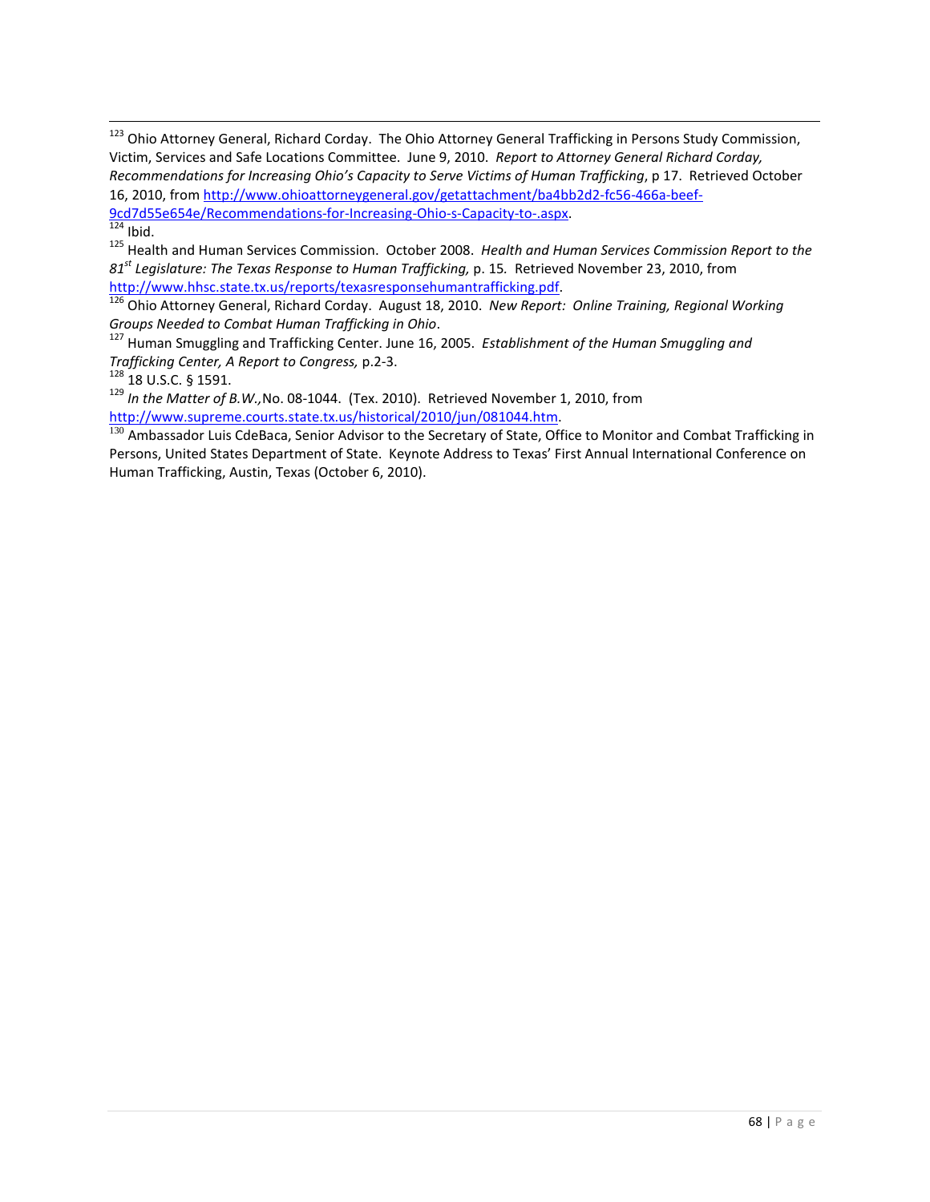[123] Ohio Attorney General, Richard Corday. The Ohio Attorney General Trafficking in Persons Study Commission, Victim, Services and Safe Locations Committee. June 9, 2010. *Report to Attorney General Richard Corday, Recommendations for Increasing Ohio's Capacity to Serve Victims of Human Trafficking*, p 17. Retrieved October 16, 2010, from http://www.ohioattorneygeneral.gov/getattachment/ba4bb2d2-fc56-466a-beef-9cd7d55e654e/Recommendations-for-Increasing-Ohio-s-Capacity-to-.aspx.

[124] Ibid.

[125] Health and Human Services Commission. October 2008. *Health and Human Services Commission Report to the 81st Legislature: The Texas Response to Human Trafficking,* p. 15. Retrieved November 23, 2010, from http://www.hhsc.state.tx.us/reports/texasresponsehumantrafficking.pdf.

[126] Ohio Attorney General, Richard Corday. August 18, 2010. *New Report: Online Training, Regional Working Groups Needed to Combat Human Trafficking in Ohio*.

[127] Human Smuggling and Trafficking Center. June 16, 2005. *Establishment of the Human Smuggling and Trafficking Center, A Report to Congress,* p.2-3.

[128] 18 U.S.C. § 1591.

[129] *In the Matter of B.W.,* No. 08-1044. (Tex. 2010). Retrieved November 1, 2010, from http://www.supreme.courts.state.tx.us/historical/2010/jun/081044.htm.

[130] Ambassador Luis CdeBaca, Senior Advisor to the Secretary of State, Office to Monitor and Combat Trafficking in Persons, United States Department of State. Keynote Address to Texas' First Annual International Conference on Human Trafficking, Austin, Texas (October 6, 2010).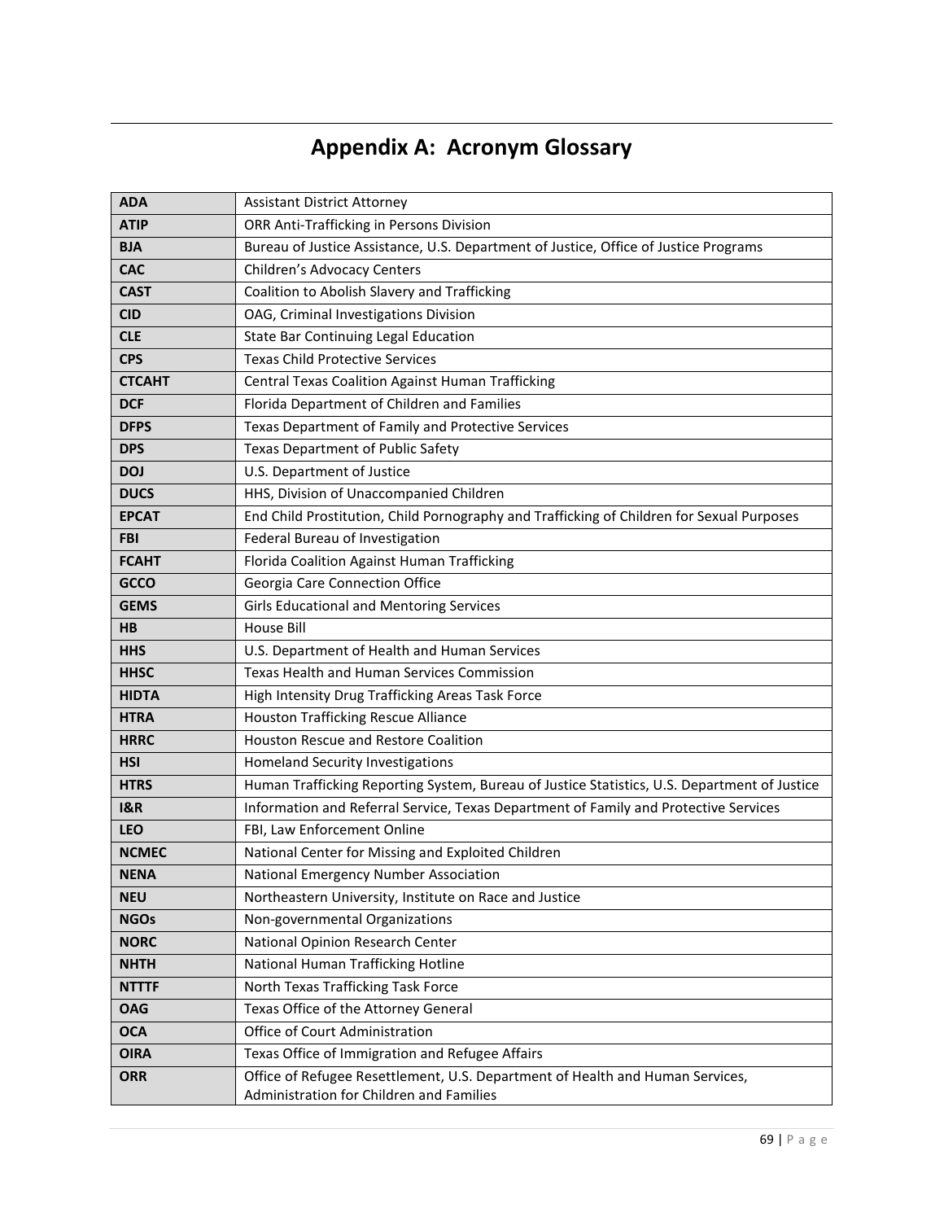# Appendix A: Acronym Glossary

| | |
|---|---|
| **ADA** | Assistant District Attorney |
| **ATIP** | ORR Anti-Trafficking in Persons Division |
| **BJA** | Bureau of Justice Assistance, U.S. Department of Justice, Office of Justice Programs |
| **CAC** | Children's Advocacy Centers |
| **CAST** | Coalition to Abolish Slavery and Trafficking |
| **CID** | OAG, Criminal Investigations Division |
| **CLE** | State Bar Continuing Legal Education |
| **CPS** | Texas Child Protective Services |
| **CTCAHT** | Central Texas Coalition Against Human Trafficking |
| **DCF** | Florida Department of Children and Families |
| **DFPS** | Texas Department of Family and Protective Services |
| **DPS** | Texas Department of Public Safety |
| **DOJ** | U.S. Department of Justice |
| **DUCS** | HHS, Division of Unaccompanied Children |
| **EPCAT** | End Child Prostitution, Child Pornography and Trafficking of Children for Sexual Purposes |
| **FBI** | Federal Bureau of Investigation |
| **FCAHT** | Florida Coalition Against Human Trafficking |
| **GCCO** | Georgia Care Connection Office |
| **GEMS** | Girls Educational and Mentoring Services |
| **HB** | House Bill |
| **HHS** | U.S. Department of Health and Human Services |
| **HHSC** | Texas Health and Human Services Commission |
| **HIDTA** | High Intensity Drug Trafficking Areas Task Force |
| **HTRA** | Houston Trafficking Rescue Alliance |
| **HRRC** | Houston Rescue and Restore Coalition |
| **HSI** | Homeland Security Investigations |
| **HTRS** | Human Trafficking Reporting System, Bureau of Justice Statistics, U.S. Department of Justice |
| **I&R** | Information and Referral Service, Texas Department of Family and Protective Services |
| **LEO** | FBI, Law Enforcement Online |
| **NCMEC** | National Center for Missing and Exploited Children |
| **NENA** | National Emergency Number Association |
| **NEU** | Northeastern University, Institute on Race and Justice |
| **NGOs** | Non-governmental Organizations |
| **NORC** | National Opinion Research Center |
| **NHTH** | National Human Trafficking Hotline |
| **NTTTF** | North Texas Trafficking Task Force |
| **OAG** | Texas Office of the Attorney General |
| **OCA** | Office of Court Administration |
| **OIRA** | Texas Office of Immigration and Refugee Affairs |
| **ORR** | Office of Refugee Resettlement, U.S. Department of Health and Human Services, Administration for Children and Families |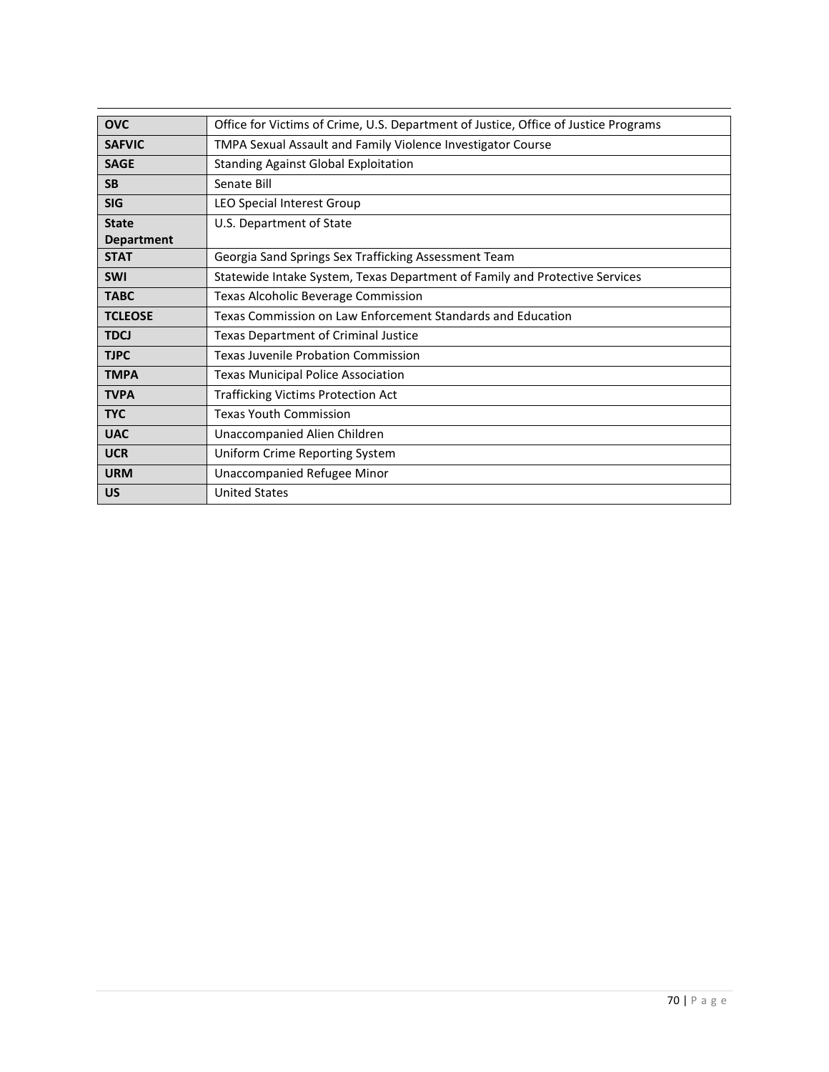| | |
|---|---|
| **OVC** | Office for Victims of Crime, U.S. Department of Justice, Office of Justice Programs |
| **SAFVIC** | TMPA Sexual Assault and Family Violence Investigator Course |
| **SAGE** | Standing Against Global Exploitation |
| **SB** | Senate Bill |
| **SIG** | LEO Special Interest Group |
| **State Department** | U.S. Department of State |
| **STAT** | Georgia Sand Springs Sex Trafficking Assessment Team |
| **SWI** | Statewide Intake System, Texas Department of Family and Protective Services |
| **TABC** | Texas Alcoholic Beverage Commission |
| **TCLEOSE** | Texas Commission on Law Enforcement Standards and Education |
| **TDCJ** | Texas Department of Criminal Justice |
| **TJPC** | Texas Juvenile Probation Commission |
| **TMPA** | Texas Municipal Police Association |
| **TVPA** | Trafficking Victims Protection Act |
| **TYC** | Texas Youth Commission |
| **UAC** | Unaccompanied Alien Children |
| **UCR** | Uniform Crime Reporting System |
| **URM** | Unaccompanied Refugee Minor |
| **US** | United States |